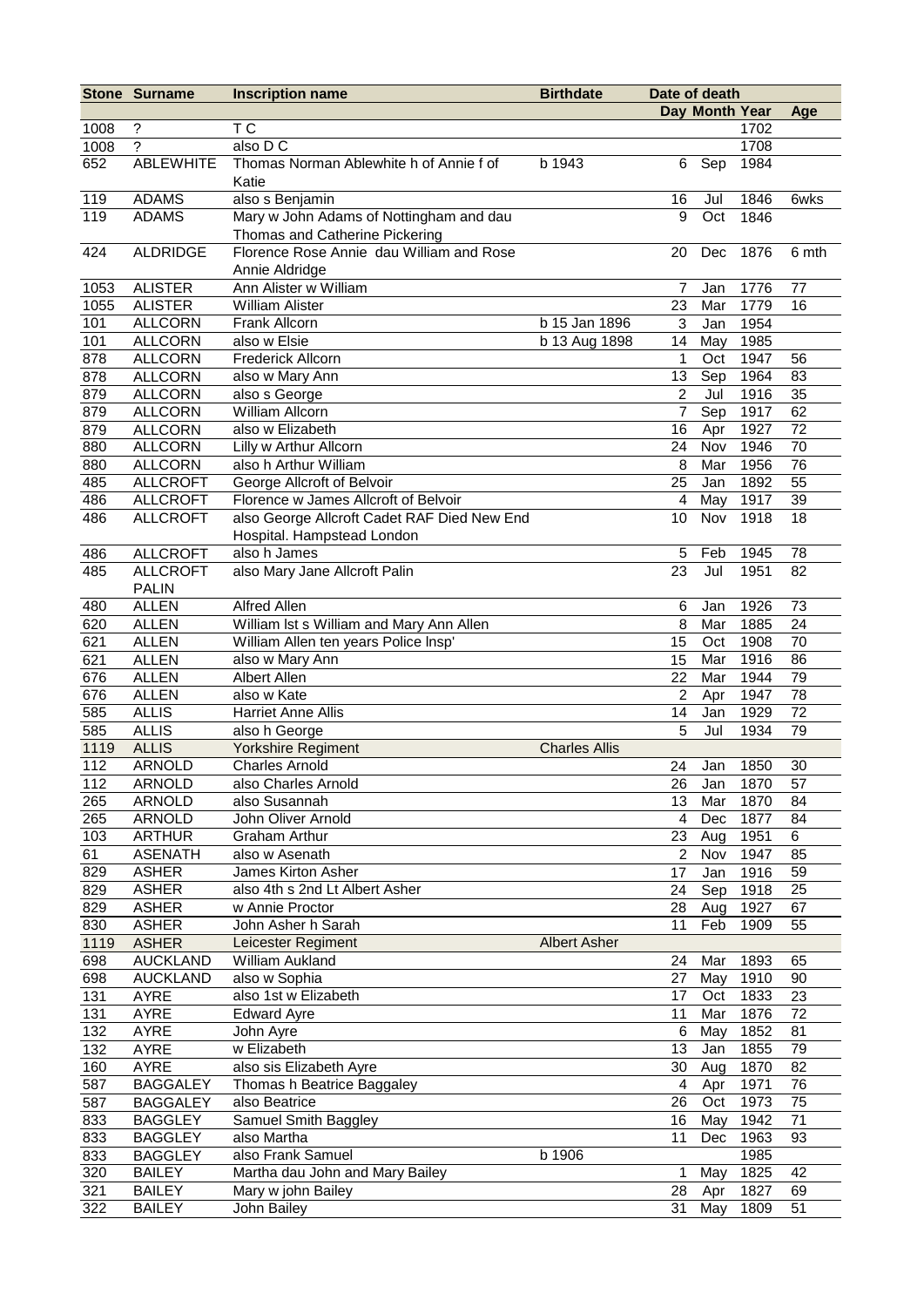| Stone | Surname | Inscription name | Birthdate | Date of death | | | |
|---|---|---|---|---|---|---|---|
| | | | | Day | Month | Year | Age |
| 1008 | ? | T C | | | | 1702 | |
| 1008 | ? | also D C | | | | 1708 | |
| 652 | ABLEWHITE | Thomas Norman Ablewhite h of Annie f of Katie | b 1943 | 6 | Sep | 1984 | |
| 119 | ADAMS | also s Benjamin | | 16 | Jul | 1846 | 6wks |
| 119 | ADAMS | Mary w John Adams of Nottingham and dau Thomas and Catherine Pickering | | 9 | Oct | 1846 | |
| 424 | ALDRIDGE | Florence Rose Annie dau William and Rose Annie Aldridge | | 20 | Dec | 1876 | 6 mth |
| 1053 | ALISTER | Ann Alister w William | | 7 | Jan | 1776 | 77 |
| 1055 | ALISTER | William Alister | | 23 | Mar | 1779 | 16 |
| 101 | ALLCORN | Frank Allcorn | b 15 Jan 1896 | 3 | Jan | 1954 | |
| 101 | ALLCORN | also w Elsie | b 13 Aug 1898 | 14 | May | 1985 | |
| 878 | ALLCORN | Frederick Allcorn | | 1 | Oct | 1947 | 56 |
| 878 | ALLCORN | also w Mary Ann | | 13 | Sep | 1964 | 83 |
| 879 | ALLCORN | also s George | | 2 | Jul | 1916 | 35 |
| 879 | ALLCORN | William Allcorn | | 7 | Sep | 1917 | 62 |
| 879 | ALLCORN | also w Elizabeth | | 16 | Apr | 1927 | 72 |
| 880 | ALLCORN | Lilly w Arthur Allcorn | | 24 | Nov | 1946 | 70 |
| 880 | ALLCORN | also h Arthur William | | 8 | Mar | 1956 | 76 |
| 485 | ALLCROFT | George Allcroft of Belvoir | | 25 | Jan | 1892 | 55 |
| 486 | ALLCROFT | Florence w James Allcroft of Belvoir | | 4 | May | 1917 | 39 |
| 486 | ALLCROFT | also George Allcroft Cadet RAF Died New End Hospital. Hampstead London | | 10 | Nov | 1918 | 18 |
| 486 | ALLCROFT | also h James | | 5 | Feb | 1945 | 78 |
| 485 | ALLCROFT PALIN | also Mary Jane Allcroft Palin | | 23 | Jul | 1951 | 82 |
| 480 | ALLEN | Alfred Allen | | 6 | Jan | 1926 | 73 |
| 620 | ALLEN | William lst s William and Mary Ann Allen | | 8 | Mar | 1885 | 24 |
| 621 | ALLEN | William Allen ten years Police lnsp' | | 15 | Oct | 1908 | 70 |
| 621 | ALLEN | also w Mary Ann | | 15 | Mar | 1916 | 86 |
| 676 | ALLEN | Albert Allen | | 22 | Mar | 1944 | 79 |
| 676 | ALLEN | also w Kate | | 2 | Apr | 1947 | 78 |
| 585 | ALLIS | Harriet Anne Allis | | 14 | Jan | 1929 | 72 |
| 585 | ALLIS | also h George | | 5 | Jul | 1934 | 79 |
| 1119 | ALLIS | Yorkshire Regiment | Charles Allis | | | | |
| 112 | ARNOLD | Charles Arnold | | 24 | Jan | 1850 | 30 |
| 112 | ARNOLD | also Charles Arnold | | 26 | Jan | 1870 | 57 |
| 265 | ARNOLD | also Susannah | | 13 | Mar | 1870 | 84 |
| 265 | ARNOLD | John Oliver Arnold | | 4 | Dec | 1877 | 84 |
| 103 | ARTHUR | Graham Arthur | | 23 | Aug | 1951 | 6 |
| 61 | ASENATH | also w Asenath | | 2 | Nov | 1947 | 85 |
| 829 | ASHER | James Kirton Asher | | 17 | Jan | 1916 | 59 |
| 829 | ASHER | also 4th s 2nd Lt Albert Asher | | 24 | Sep | 1918 | 25 |
| 829 | ASHER | w Annie Proctor | | 28 | Aug | 1927 | 67 |
| 830 | ASHER | John Asher h Sarah | | 11 | Feb | 1909 | 55 |
| 1119 | ASHER | Leicester Regiment | Albert Asher | | | | |
| 698 | AUCKLAND | William Aukland | | 24 | Mar | 1893 | 65 |
| 698 | AUCKLAND | also w Sophia | | 27 | May | 1910 | 90 |
| 131 | AYRE | also 1st w Elizabeth | | 17 | Oct | 1833 | 23 |
| 131 | AYRE | Edward Ayre | | 11 | Mar | 1876 | 72 |
| 132 | AYRE | John Ayre | | 6 | May | 1852 | 81 |
| 132 | AYRE | w Elizabeth | | 13 | Jan | 1855 | 79 |
| 160 | AYRE | also sis Elizabeth Ayre | | 30 | Aug | 1870 | 82 |
| 587 | BAGGALEY | Thomas h Beatrice Baggaley | | 4 | Apr | 1971 | 76 |
| 587 | BAGGALEY | also Beatrice | | 26 | Oct | 1973 | 75 |
| 833 | BAGGLEY | Samuel Smith Baggley | | 16 | May | 1942 | 71 |
| 833 | BAGGLEY | also Martha | | 11 | Dec | 1963 | 93 |
| 833 | BAGGLEY | also Frank Samuel | b 1906 | | | 1985 | |
| 320 | BAILEY | Martha dau John and Mary Bailey | | 1 | May | 1825 | 42 |
| 321 | BAILEY | Mary w john Bailey | | 28 | Apr | 1827 | 69 |
| 322 | BAILEY | John Bailey | | 31 | May | 1809 | 51 |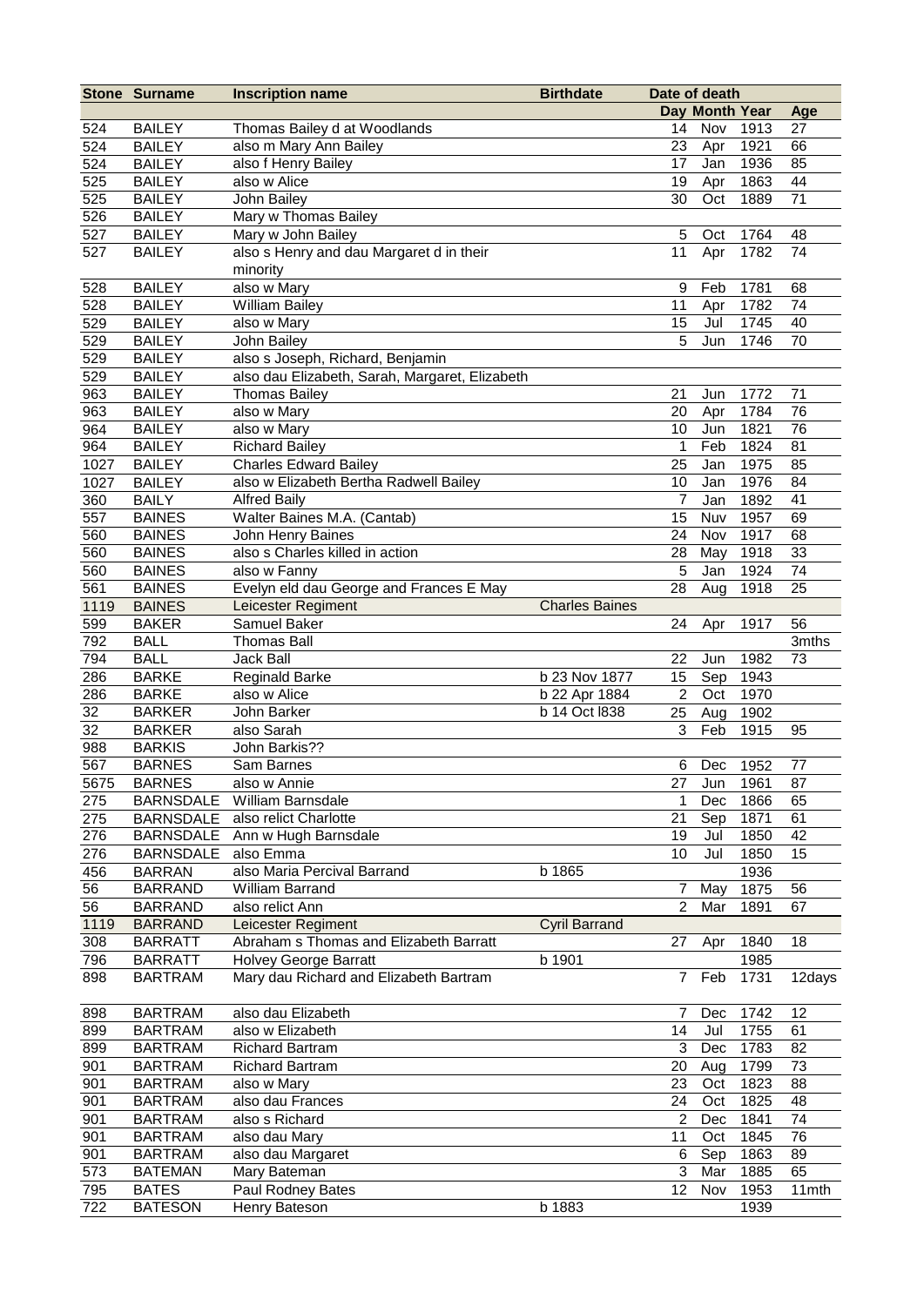| Stone | Surname | Inscription name | Birthdate | Date of death | | | |
|---|---|---|---|---|---|---|---|
| | | | | Day | Month | Year | Age |
| 524 | BAILEY | Thomas Bailey d at Woodlands | | 14 | Nov | 1913 | 27 |
| 524 | BAILEY | also m Mary Ann Bailey | | 23 | Apr | 1921 | 66 |
| 524 | BAILEY | also f Henry Bailey | | 17 | Jan | 1936 | 85 |
| 525 | BAILEY | also w Alice | | 19 | Apr | 1863 | 44 |
| 525 | BAILEY | John Bailey | | 30 | Oct | 1889 | 71 |
| 526 | BAILEY | Mary w Thomas Bailey | | | | | |
| 527 | BAILEY | Mary w John Bailey | | 5 | Oct | 1764 | 48 |
| 527 | BAILEY | also s Henry and dau Margaret d in their minority | | 11 | Apr | 1782 | 74 |
| 528 | BAILEY | also w Mary | | 9 | Feb | 1781 | 68 |
| 528 | BAILEY | William Bailey | | 11 | Apr | 1782 | 74 |
| 529 | BAILEY | also w Mary | | 15 | Jul | 1745 | 40 |
| 529 | BAILEY | John Bailey | | 5 | Jun | 1746 | 70 |
| 529 | BAILEY | also s Joseph, Richard, Benjamin | | | | | |
| 529 | BAILEY | also dau Elizabeth, Sarah, Margaret, Elizabeth | | | | | |
| 963 | BAILEY | Thomas Bailey | | 21 | Jun | 1772 | 71 |
| 963 | BAILEY | also w Mary | | 20 | Apr | 1784 | 76 |
| 964 | BAILEY | also w Mary | | 10 | Jun | 1821 | 76 |
| 964 | BAILEY | Richard Bailey | | 1 | Feb | 1824 | 81 |
| 1027 | BAILEY | Charles Edward Bailey | | 25 | Jan | 1975 | 85 |
| 1027 | BAILEY | also w Elizabeth Bertha Radwell Bailey | | 10 | Jan | 1976 | 84 |
| 360 | BAILY | Alfred Baily | | 7 | Jan | 1892 | 41 |
| 557 | BAINES | Walter Baines M.A. (Cantab) | | 15 | Nuv | 1957 | 69 |
| 560 | BAINES | John Henry Baines | | 24 | Nov | 1917 | 68 |
| 560 | BAINES | also s Charles killed in action | | 28 | May | 1918 | 33 |
| 560 | BAINES | also w Fanny | | 5 | Jan | 1924 | 74 |
| 561 | BAINES | Evelyn eld dau George and Frances E May | | 28 | Aug | 1918 | 25 |
| 1119 | BAINES | Leicester Regiment | Charles Baines | | | | |
| 599 | BAKER | Samuel Baker | | 24 | Apr | 1917 | 56 |
| 792 | BALL | Thomas Ball | | | | | 3mths |
| 794 | BALL | Jack Ball | | 22 | Jun | 1982 | 73 |
| 286 | BARKE | Reginald Barke | b 23 Nov 1877 | 15 | Sep | 1943 | |
| 286 | BARKE | also w Alice | b 22 Apr 1884 | 2 | Oct | 1970 | |
| 32 | BARKER | John Barker | b 14 Oct l838 | 25 | Aug | 1902 | |
| 32 | BARKER | also Sarah | | 3 | Feb | 1915 | 95 |
| 988 | BARKIS | John Barkis?? | | | | | |
| 567 | BARNES | Sam Barnes | | 6 | Dec | 1952 | 77 |
| 5675 | BARNES | also w Annie | | 27 | Jun | 1961 | 87 |
| 275 | BARNSDALE | William Barnsdale | | 1 | Dec | 1866 | 65 |
| 275 | BARNSDALE | also relict Charlotte | | 21 | Sep | 1871 | 61 |
| 276 | BARNSDALE | Ann w Hugh Barnsdale | | 19 | Jul | 1850 | 42 |
| 276 | BARNSDALE | also Emma | | 10 | Jul | 1850 | 15 |
| 456 | BARRAN | also Maria Percival Barrand | b 1865 | | | 1936 | |
| 56 | BARRAND | William Barrand | | 7 | May | 1875 | 56 |
| 56 | BARRAND | also relict Ann | | 2 | Mar | 1891 | 67 |
| 1119 | BARRAND | Leicester Regiment | Cyril Barrand | | | | |
| 308 | BARRATT | Abraham s Thomas and Elizabeth Barratt | | 27 | Apr | 1840 | 18 |
| 796 | BARRATT | Holvey George Barratt | b 1901 | | | 1985 | |
| 898 | BARTRAM | Mary dau Richard and Elizabeth Bartram | | 7 | Feb | 1731 | 12days |
| 898 | BARTRAM | also dau Elizabeth | | 7 | Dec | 1742 | 12 |
| 899 | BARTRAM | also w Elizabeth | | 14 | Jul | 1755 | 61 |
| 899 | BARTRAM | Richard Bartram | | 3 | Dec | 1783 | 82 |
| 901 | BARTRAM | Richard Bartram | | 20 | Aug | 1799 | 73 |
| 901 | BARTRAM | also w Mary | | 23 | Oct | 1823 | 88 |
| 901 | BARTRAM | also dau Frances | | 24 | Oct | 1825 | 48 |
| 901 | BARTRAM | also s Richard | | 2 | Dec | 1841 | 74 |
| 901 | BARTRAM | also dau Mary | | 11 | Oct | 1845 | 76 |
| 901 | BARTRAM | also dau Margaret | | 6 | Sep | 1863 | 89 |
| 573 | BATEMAN | Mary Bateman | | 3 | Mar | 1885 | 65 |
| 795 | BATES | Paul Rodney Bates | | 12 | Nov | 1953 | 11mth |
| 722 | BATESON | Henry Bateson | b 1883 | | | 1939 | |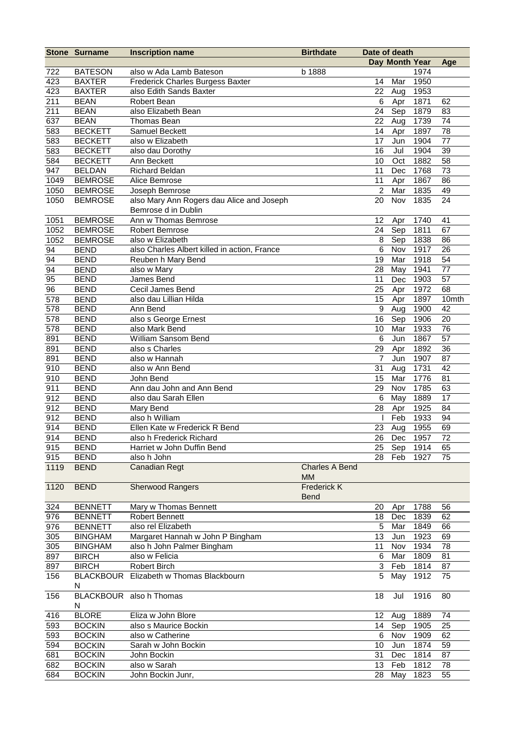| Stone | Surname | Inscription name | Birthdate | Date of death | | | |
|---|---|---|---|---|---|---|---|
| | | | | Day | Month | Year | Age |
| 722 | BATESON | also w Ada Lamb Bateson | b 1888 | | | 1974 | |
| 423 | BAXTER | Frederick Charles Burgess Baxter | | 14 | Mar | 1950 | |
| 423 | BAXTER | also Edith Sands Baxter | | 22 | Aug | 1953 | |
| 211 | BEAN | Robert Bean | | 6 | Apr | 1871 | 62 |
| 211 | BEAN | also Elizabeth Bean | | 24 | Sep | 1879 | 83 |
| 637 | BEAN | Thomas Bean | | 22 | Aug | 1739 | 74 |
| 583 | BECKETT | Samuel Beckett | | 14 | Apr | 1897 | 78 |
| 583 | BECKETT | also w Elizabeth | | 17 | Jun | 1904 | 77 |
| 583 | BECKETT | also dau Dorothy | | 16 | Jul | 1904 | 39 |
| 584 | BECKETT | Ann Beckett | | 10 | Oct | 1882 | 58 |
| 947 | BELDAN | Richard Beldan | | 11 | Dec | 1768 | 73 |
| 1049 | BEMROSE | Alice Bemrose | | 11 | Apr | 1867 | 86 |
| 1050 | BEMROSE | Joseph Bemrose | | 2 | Mar | 1835 | 49 |
| 1050 | BEMROSE | also Mary Ann Rogers dau Alice and Joseph Bemrose d in Dublin | | 20 | Nov | 1835 | 24 |
| 1051 | BEMROSE | Ann w Thomas Bemrose | | 12 | Apr | 1740 | 41 |
| 1052 | BEMROSE | Robert Bemrose | | 24 | Sep | 1811 | 67 |
| 1052 | BEMROSE | also w Elizabeth | | 8 | Sep | 1838 | 86 |
| 94 | BEND | also Charles Albert killed in action, France | | 6 | Nov | 1917 | 26 |
| 94 | BEND | Reuben h Mary Bend | | 19 | Mar | 1918 | 54 |
| 94 | BEND | also w Mary | | 28 | May | 1941 | 77 |
| 95 | BEND | James Bend | | 11 | Dec | 1903 | 57 |
| 96 | BEND | Cecil James Bend | | 25 | Apr | 1972 | 68 |
| 578 | BEND | also dau Lillian Hilda | | 15 | Apr | 1897 | 10mth |
| 578 | BEND | Ann Bend | | 9 | Aug | 1900 | 42 |
| 578 | BEND | also s George Ernest | | 16 | Sep | 1906 | 20 |
| 578 | BEND | also Mark Bend | | 10 | Mar | 1933 | 76 |
| 891 | BEND | William Sansom Bend | | 6 | Jun | 1867 | 57 |
| 891 | BEND | also s Charles | | 29 | Apr | 1892 | 36 |
| 891 | BEND | also w Hannah | | 7 | Jun | 1907 | 87 |
| 910 | BEND | also w Ann Bend | | 31 | Aug | 1731 | 42 |
| 910 | BEND | John Bend | | 15 | Mar | 1776 | 81 |
| 911 | BEND | Ann dau John and Ann Bend | | 29 | Nov | 1785 | 63 |
| 912 | BEND | also dau Sarah Ellen | | 6 | May | 1889 | 17 |
| 912 | BEND | Mary Bend | | 28 | Apr | 1925 | 84 |
| 912 | BEND | also h William | | l | Feb | 1933 | 94 |
| 914 | BEND | Ellen Kate w Frederick R Bend | | 23 | Aug | 1955 | 69 |
| 914 | BEND | also h Frederick Richard | | 26 | Dec | 1957 | 72 |
| 915 | BEND | Harriet w John Duffin Bend | | 25 | Sep | 1914 | 65 |
| 915 | BEND | also h John | | 28 | Feb | 1927 | 75 |
| 1119 | BEND | Canadian Regt | Charles A Bend MM | | | | |
| 1120 | BEND | Sherwood Rangers | Frederick K Bend | | | | |
| 324 | BENNETT | Mary w Thomas Bennett | | 20 | Apr | 1788 | 56 |
| 976 | BENNETT | Robert Bennett | | 18 | Dec | 1839 | 62 |
| 976 | BENNETT | also rel Elizabeth | | 5 | Mar | 1849 | 66 |
| 305 | BINGHAM | Margaret Hannah w John P Bingham | | 13 | Jun | 1923 | 69 |
| 305 | BINGHAM | also h John Palmer Bingham | | 11 | Nov | 1934 | 78 |
| 897 | BIRCH | also w Felicia | | 6 | Mar | 1809 | 81 |
| 897 | BIRCH | Robert Birch | | 3 | Feb | 1814 | 87 |
| 156 | BLACKBOURN | Elizabeth w Thomas Blackbourn | | 5 | May | 1912 | 75 |
| 156 | BLACKBOURN | also h Thomas | | 18 | Jul | 1916 | 80 |
| 416 | BLORE | Eliza w John Blore | | 12 | Aug | 1889 | 74 |
| 593 | BOCKIN | also s Maurice Bockin | | 14 | Sep | 1905 | 25 |
| 593 | BOCKIN | also w Catherine | | 6 | Nov | 1909 | 62 |
| 594 | BOCKIN | Sarah w John Bockin | | 10 | Jun | 1874 | 59 |
| 681 | BOCKIN | John Bockin | | 31 | Dec | 1814 | 87 |
| 682 | BOCKIN | also w Sarah | | 13 | Feb | 1812 | 78 |
| 684 | BOCKIN | John Bockin Junr, | | 28 | May | 1823 | 55 |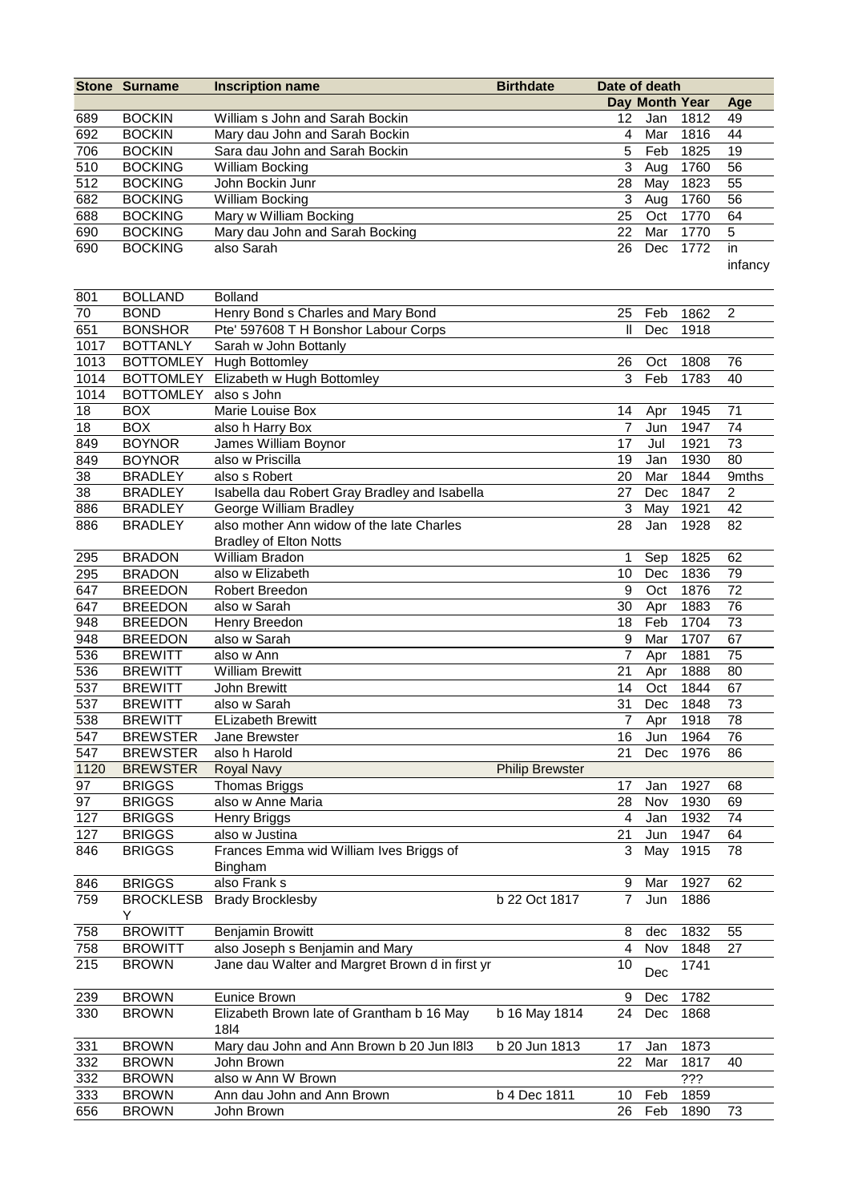| Stone | Surname | Inscription name | Birthdate | Date of death | | | |
|---|---|---|---|---|---|---|---|
| | | | | Day | Month | Year | Age |
| 689 | BOCKIN | William s John and Sarah Bockin | | 12 | Jan | 1812 | 49 |
| 692 | BOCKIN | Mary dau John and Sarah Bockin | | 4 | Mar | 1816 | 44 |
| 706 | BOCKIN | Sara dau John and Sarah Bockin | | 5 | Feb | 1825 | 19 |
| 510 | BOCKING | William Bocking | | 3 | Aug | 1760 | 56 |
| 512 | BOCKING | John Bockin Junr | | 28 | May | 1823 | 55 |
| 682 | BOCKING | William Bocking | | 3 | Aug | 1760 | 56 |
| 688 | BOCKING | Mary w William Bocking | | 25 | Oct | 1770 | 64 |
| 690 | BOCKING | Mary dau John and Sarah Bocking | | 22 | Mar | 1770 | 5 |
| 690 | BOCKING | also Sarah | | 26 | Dec | 1772 | in infancy |
| 801 | BOLLAND | Bolland | | | | | |
| 70 | BOND | Henry Bond s Charles and Mary Bond | | 25 | Feb | 1862 | 2 |
| 651 | BONSHOR | Pte' 597608 T H Bonshor Labour Corps | | ll | Dec | 1918 | |
| 1017 | BOTTANLY | Sarah w John Bottanly | | | | | |
| 1013 | BOTTOMLEY | Hugh Bottomley | | 26 | Oct | 1808 | 76 |
| 1014 | BOTTOMLEY | Elizabeth w Hugh Bottomley | | 3 | Feb | 1783 | 40 |
| 1014 | BOTTOMLEY | also s John | | | | | |
| 18 | BOX | Marie Louise Box | | 14 | Apr | 1945 | 71 |
| 18 | BOX | also h Harry Box | | 7 | Jun | 1947 | 74 |
| 849 | BOYNOR | James William Boynor | | 17 | Jul | 1921 | 73 |
| 849 | BOYNOR | also w Priscilla | | 19 | Jan | 1930 | 80 |
| 38 | BRADLEY | also s Robert | | 20 | Mar | 1844 | 9mths |
| 38 | BRADLEY | Isabella dau Robert Gray Bradley and Isabella | | 27 | Dec | 1847 | 2 |
| 886 | BRADLEY | George William Bradley | | 3 | May | 1921 | 42 |
| 886 | BRADLEY | also mother Ann widow of the late Charles Bradley of Elton Notts | | 28 | Jan | 1928 | 82 |
| 295 | BRADON | William Bradon | | 1 | Sep | 1825 | 62 |
| 295 | BRADON | also w Elizabeth | | 10 | Dec | 1836 | 79 |
| 647 | BREEDON | Robert Breedon | | 9 | Oct | 1876 | 72 |
| 647 | BREEDON | also w Sarah | | 30 | Apr | 1883 | 76 |
| 948 | BREEDON | Henry Breedon | | 18 | Feb | 1704 | 73 |
| 948 | BREEDON | also w Sarah | | 9 | Mar | 1707 | 67 |
| 536 | BREWITT | also w Ann | | 7 | Apr | 1881 | 75 |
| 536 | BREWITT | William Brewitt | | 21 | Apr | 1888 | 80 |
| 537 | BREWITT | John Brewitt | | 14 | Oct | 1844 | 67 |
| 537 | BREWITT | also w Sarah | | 31 | Dec | 1848 | 73 |
| 538 | BREWITT | ELizabeth Brewitt | | 7 | Apr | 1918 | 78 |
| 547 | BREWSTER | Jane Brewster | | 16 | Jun | 1964 | 76 |
| 547 | BREWSTER | also h Harold | | 21 | Dec | 1976 | 86 |
| 1120 | BREWSTER | Royal Navy | Philip Brewster | | | | |
| 97 | BRIGGS | Thomas Briggs | | 17 | Jan | 1927 | 68 |
| 97 | BRIGGS | also w Anne Maria | | 28 | Nov | 1930 | 69 |
| 127 | BRIGGS | Henry Briggs | | 4 | Jan | 1932 | 74 |
| 127 | BRIGGS | also w Justina | | 21 | Jun | 1947 | 64 |
| 846 | BRIGGS | Frances Emma wid William Ives Briggs of Bingham | | 3 | May | 1915 | 78 |
| 846 | BRIGGS | also Frank s | | 9 | Mar | 1927 | 62 |
| 759 | BROCKLESBY | Brady Brocklesby | b 22 Oct 1817 | 7 | Jun | 1886 | |
| 758 | BROWITT | Benjamin Browitt | | 8 | dec | 1832 | 55 |
| 758 | BROWITT | also Joseph s Benjamin and Mary | | 4 | Nov | 1848 | 27 |
| 215 | BROWN | Jane dau Walter and Margret Brown d in first yr | | 10 | Dec | 1741 | |
| 239 | BROWN | Eunice Brown | | 9 | Dec | 1782 | |
| 330 | BROWN | Elizabeth Brown late of Grantham b 16 May 18l4 | b 16 May 1814 | 24 | Dec | 1868 | |
| 331 | BROWN | Mary dau John and Ann Brown b 20 Jun l8l3 | b 20 Jun 1813 | 17 | Jan | 1873 | |
| 332 | BROWN | John Brown | | 22 | Mar | 1817 | 40 |
| 332 | BROWN | also w Ann W Brown | | | | ??? | |
| 333 | BROWN | Ann dau John and Ann Brown | b 4 Dec 1811 | 10 | Feb | 1859 | |
| 656 | BROWN | John Brown | | 26 | Feb | 1890 | 73 |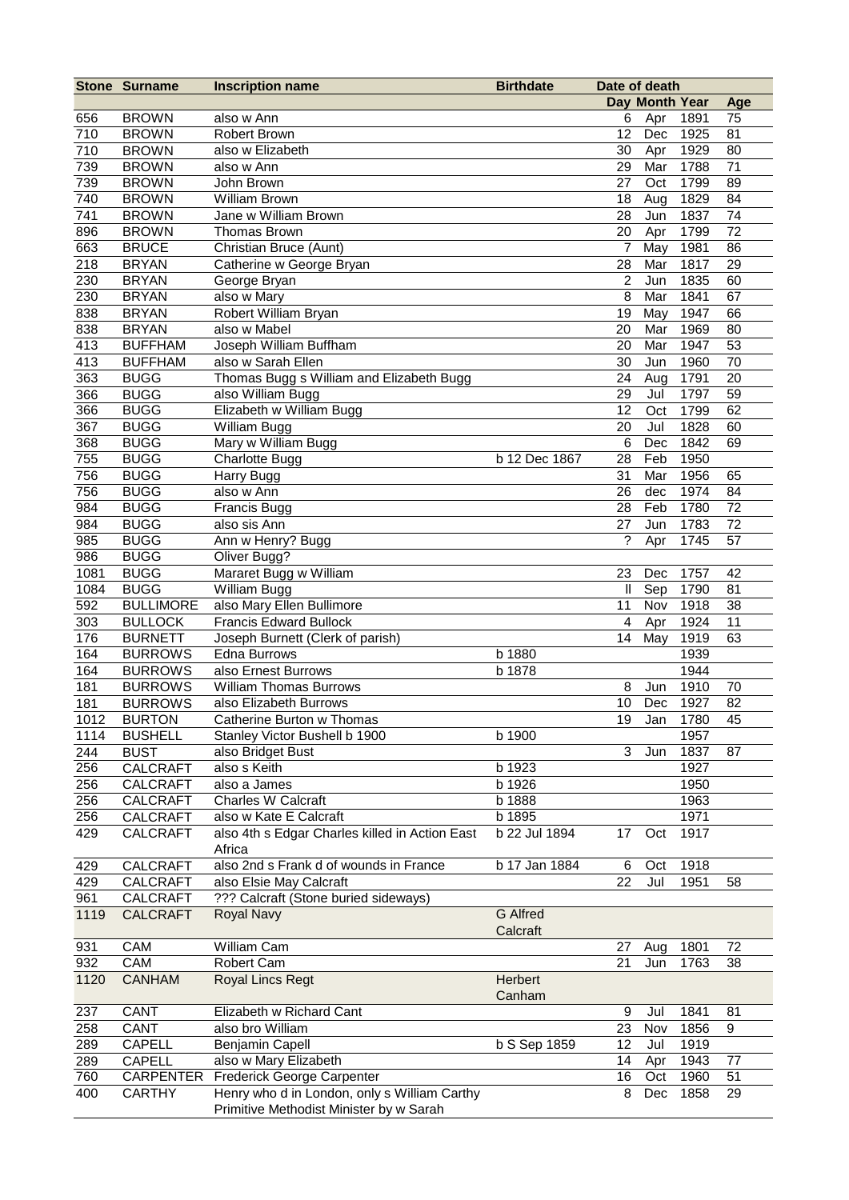| Stone | Surname | Inscription name | Birthdate | Date of death | | | |
|---|---|---|---|---|---|---|---|
| | | | | Day | Month | Year | Age |
| 656 | BROWN | also w Ann | | 6 | Apr | 1891 | 75 |
| 710 | BROWN | Robert Brown | | 12 | Dec | 1925 | 81 |
| 710 | BROWN | also w Elizabeth | | 30 | Apr | 1929 | 80 |
| 739 | BROWN | also w Ann | | 29 | Mar | 1788 | 71 |
| 739 | BROWN | John Brown | | 27 | Oct | 1799 | 89 |
| 740 | BROWN | William Brown | | 18 | Aug | 1829 | 84 |
| 741 | BROWN | Jane w William Brown | | 28 | Jun | 1837 | 74 |
| 896 | BROWN | Thomas Brown | | 20 | Apr | 1799 | 72 |
| 663 | BRUCE | Christian Bruce (Aunt) | | 7 | May | 1981 | 86 |
| 218 | BRYAN | Catherine w George Bryan | | 28 | Mar | 1817 | 29 |
| 230 | BRYAN | George Bryan | | 2 | Jun | 1835 | 60 |
| 230 | BRYAN | also w Mary | | 8 | Mar | 1841 | 67 |
| 838 | BRYAN | Robert William Bryan | | 19 | May | 1947 | 66 |
| 838 | BRYAN | also w Mabel | | 20 | Mar | 1969 | 80 |
| 413 | BUFFHAM | Joseph William Buffham | | 20 | Mar | 1947 | 53 |
| 413 | BUFFHAM | also w Sarah Ellen | | 30 | Jun | 1960 | 70 |
| 363 | BUGG | Thomas Bugg s William and Elizabeth Bugg | | 24 | Aug | 1791 | 20 |
| 366 | BUGG | also William Bugg | | 29 | Jul | 1797 | 59 |
| 366 | BUGG | Elizabeth w William Bugg | | 12 | Oct | 1799 | 62 |
| 367 | BUGG | William Bugg | | 20 | Jul | 1828 | 60 |
| 368 | BUGG | Mary w William Bugg | | 6 | Dec | 1842 | 69 |
| 755 | BUGG | Charlotte Bugg | b 12 Dec 1867 | 28 | Feb | 1950 | |
| 756 | BUGG | Harry Bugg | | 31 | Mar | 1956 | 65 |
| 756 | BUGG | also w Ann | | 26 | dec | 1974 | 84 |
| 984 | BUGG | Francis Bugg | | 28 | Feb | 1780 | 72 |
| 984 | BUGG | also sis Ann | | 27 | Jun | 1783 | 72 |
| 985 | BUGG | Ann w Henry? Bugg | | ? | Apr | 1745 | 57 |
| 986 | BUGG | Oliver Bugg? | | | | | |
| 1081 | BUGG | Mararet Bugg w William | | 23 | Dec | 1757 | 42 |
| 1084 | BUGG | William Bugg | | ll | Sep | 1790 | 81 |
| 592 | BULLIMORE | also Mary Ellen Bullimore | | 11 | Nov | 1918 | 38 |
| 303 | BULLOCK | Francis Edward Bullock | | 4 | Apr | 1924 | 11 |
| 176 | BURNETT | Joseph Burnett (Clerk of parish) | | 14 | May | 1919 | 63 |
| 164 | BURROWS | Edna Burrows | b 1880 | | | 1939 | |
| 164 | BURROWS | also Ernest Burrows | b 1878 | | | 1944 | |
| 181 | BURROWS | William Thomas Burrows | | 8 | Jun | 1910 | 70 |
| 181 | BURROWS | also Elizabeth Burrows | | 10 | Dec | 1927 | 82 |
| 1012 | BURTON | Catherine Burton w Thomas | | 19 | Jan | 1780 | 45 |
| 1114 | BUSHELL | Stanley Victor Bushell b 1900 | b 1900 | | | 1957 | |
| 244 | BUST | also Bridget Bust | | 3 | Jun | 1837 | 87 |
| 256 | CALCRAFT | also s Keith | b 1923 | | | 1927 | |
| 256 | CALCRAFT | also a James | b 1926 | | | 1950 | |
| 256 | CALCRAFT | Charles W Calcraft | b 1888 | | | 1963 | |
| 256 | CALCRAFT | also w Kate E Calcraft | b 1895 | | | 1971 | |
| 429 | CALCRAFT | also 4th s Edgar Charles killed in Action East Africa | b 22 Jul 1894 | 17 | Oct | 1917 | |
| 429 | CALCRAFT | also 2nd s Frank d of wounds in France | b 17 Jan 1884 | 6 | Oct | 1918 | |
| 429 | CALCRAFT | also Elsie May Calcraft | | 22 | Jul | 1951 | 58 |
| 961 | CALCRAFT | ??? Calcraft (Stone buried sideways) | | | | | |
| 1119 | CALCRAFT | Royal Navy | G Alfred Calcraft | | | | |
| 931 | CAM | William Cam | | 27 | Aug | 1801 | 72 |
| 932 | CAM | Robert Cam | | 21 | Jun | 1763 | 38 |
| 1120 | CANHAM | Royal Lincs Regt | Herbert Canham | | | | |
| 237 | CANT | Elizabeth w Richard Cant | | 9 | Jul | 1841 | 81 |
| 258 | CANT | also bro William | | 23 | Nov | 1856 | 9 |
| 289 | CAPELL | Benjamin Capell | b S Sep 1859 | 12 | Jul | 1919 | |
| 289 | CAPELL | also w Mary Elizabeth | | 14 | Apr | 1943 | 77 |
| 760 | CARPENTER | Frederick George Carpenter | | 16 | Oct | 1960 | 51 |
| 400 | CARTHY | Henry who d in London, only s William Carthy Primitive Methodist Minister by w Sarah | | 8 | Dec | 1858 | 29 |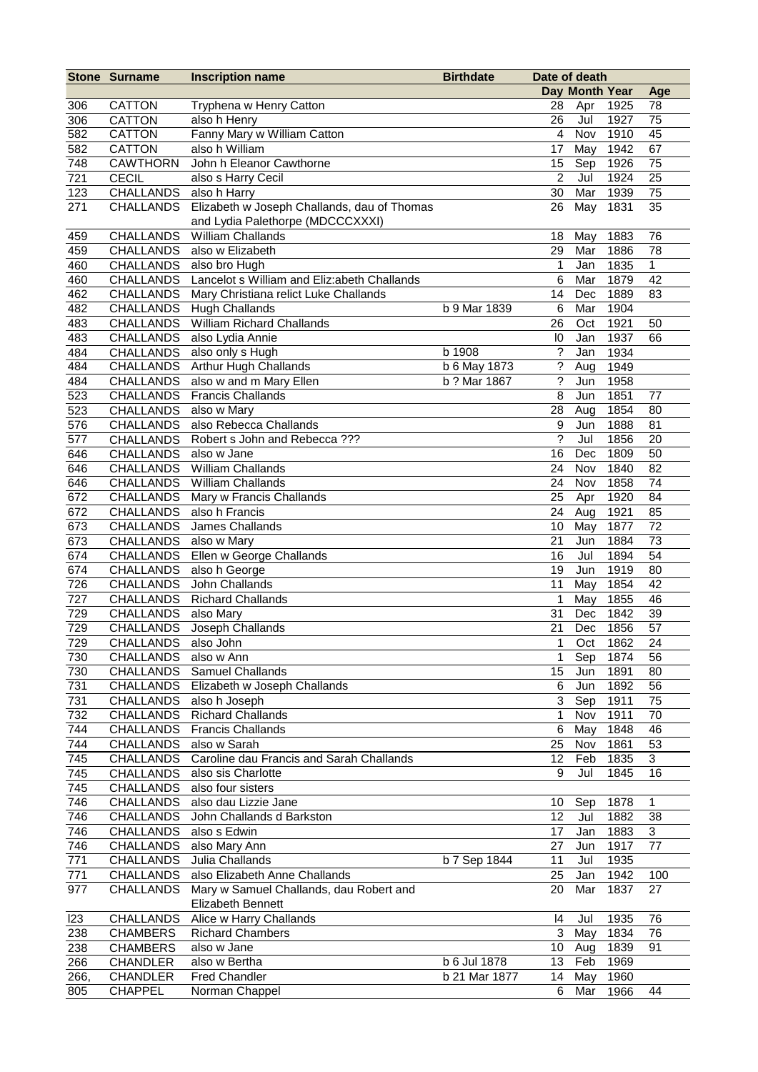| Stone | Surname | Inscription name | Birthdate | Date of death | | | |
|---|---|---|---|---|---|---|---|
| | | | | Day | Month | Year | Age |
| 306 | CATTON | Tryphena w Henry Catton | | 28 | Apr | 1925 | 78 |
| 306 | CATTON | also h Henry | | 26 | Jul | 1927 | 75 |
| 582 | CATTON | Fanny Mary w William Catton | | 4 | Nov | 1910 | 45 |
| 582 | CATTON | also h William | | 17 | May | 1942 | 67 |
| 748 | CAWTHORN | John h Eleanor Cawthorne | | 15 | Sep | 1926 | 75 |
| 721 | CECIL | also s Harry Cecil | | 2 | Jul | 1924 | 25 |
| 123 | CHALLANDS | also h Harry | | 30 | Mar | 1939 | 75 |
| 271 | CHALLANDS | Elizabeth w Joseph Challands, dau of Thomas and Lydia Palethorpe (MDCCCXXXI) | | 26 | May | 1831 | 35 |
| 459 | CHALLANDS | William Challands | | 18 | May | 1883 | 76 |
| 459 | CHALLANDS | also w Elizabeth | | 29 | Mar | 1886 | 78 |
| 460 | CHALLANDS | also bro Hugh | | 1 | Jan | 1835 | 1 |
| 460 | CHALLANDS | Lancelot s William and Eliz:abeth Challands | | 6 | Mar | 1879 | 42 |
| 462 | CHALLANDS | Mary Christiana relict Luke Challands | | 14 | Dec | 1889 | 83 |
| 482 | CHALLANDS | Hugh Challands | b 9 Mar 1839 | 6 | Mar | 1904 | |
| 483 | CHALLANDS | William Richard Challands | | 26 | Oct | 1921 | 50 |
| 483 | CHALLANDS | also Lydia Annie | | I0 | Jan | 1937 | 66 |
| 484 | CHALLANDS | also only s Hugh | b 1908 | ? | Jan | 1934 | |
| 484 | CHALLANDS | Arthur Hugh Challands | b 6 May 1873 | ? | Aug | 1949 | |
| 484 | CHALLANDS | also w and m Mary Ellen | b ? Mar 1867 | ? | Jun | 1958 | |
| 523 | CHALLANDS | Francis Challands | | 8 | Jun | 1851 | 77 |
| 523 | CHALLANDS | also w Mary | | 28 | Aug | 1854 | 80 |
| 576 | CHALLANDS | also Rebecca Challands | | 9 | Jun | 1888 | 81 |
| 577 | CHALLANDS | Robert s John and Rebecca ??? | | ? | Jul | 1856 | 20 |
| 646 | CHALLANDS | also w Jane | | 16 | Dec | 1809 | 50 |
| 646 | CHALLANDS | William Challands | | 24 | Nov | 1840 | 82 |
| 646 | CHALLANDS | William Challands | | 24 | Nov | 1858 | 74 |
| 672 | CHALLANDS | Mary w Francis Challands | | 25 | Apr | 1920 | 84 |
| 672 | CHALLANDS | also h Francis | | 24 | Aug | 1921 | 85 |
| 673 | CHALLANDS | James Challands | | 10 | May | 1877 | 72 |
| 673 | CHALLANDS | also w Mary | | 21 | Jun | 1884 | 73 |
| 674 | CHALLANDS | Ellen w George Challands | | 16 | Jul | 1894 | 54 |
| 674 | CHALLANDS | also h George | | 19 | Jun | 1919 | 80 |
| 726 | CHALLANDS | John Challands | | 11 | May | 1854 | 42 |
| 727 | CHALLANDS | Richard Challands | | 1 | May | 1855 | 46 |
| 729 | CHALLANDS | also Mary | | 31 | Dec | 1842 | 39 |
| 729 | CHALLANDS | Joseph Challands | | 21 | Dec | 1856 | 57 |
| 729 | CHALLANDS | also John | | 1 | Oct | 1862 | 24 |
| 730 | CHALLANDS | also w Ann | | 1 | Sep | 1874 | 56 |
| 730 | CHALLANDS | Samuel Challands | | 15 | Jun | 1891 | 80 |
| 731 | CHALLANDS | Elizabeth w Joseph Challands | | 6 | Jun | 1892 | 56 |
| 731 | CHALLANDS | also h Joseph | | 3 | Sep | 1911 | 75 |
| 732 | CHALLANDS | Richard Challands | | 1 | Nov | 1911 | 70 |
| 744 | CHALLANDS | Francis Challands | | 6 | May | 1848 | 46 |
| 744 | CHALLANDS | also w Sarah | | 25 | Nov | 1861 | 53 |
| 745 | CHALLANDS | Caroline dau Francis and Sarah Challands | | 12 | Feb | 1835 | 3 |
| 745 | CHALLANDS | also sis Charlotte | | 9 | Jul | 1845 | 16 |
| 745 | CHALLANDS | also four sisters | | | | | |
| 746 | CHALLANDS | also dau Lizzie Jane | | 10 | Sep | 1878 | 1 |
| 746 | CHALLANDS | John Challands d Barkston | | 12 | Jul | 1882 | 38 |
| 746 | CHALLANDS | also s Edwin | | 17 | Jan | 1883 | 3 |
| 746 | CHALLANDS | also Mary Ann | | 27 | Jun | 1917 | 77 |
| 771 | CHALLANDS | Julia Challands | b 7 Sep 1844 | 11 | Jul | 1935 | |
| 771 | CHALLANDS | also Elizabeth Anne Challands | | 25 | Jan | 1942 | 100 |
| 977 | CHALLANDS | Mary w Samuel Challands, dau Robert and Elizabeth Bennett | | 20 | Mar | 1837 | 27 |
| I23 | CHALLANDS | Alice w Harry Challands | | I4 | Jul | 1935 | 76 |
| 238 | CHAMBERS | Richard Chambers | | 3 | May | 1834 | 76 |
| 238 | CHAMBERS | also w Jane | | 10 | Aug | 1839 | 91 |
| 266 | CHANDLER | also w Bertha | b 6 Jul 1878 | 13 | Feb | 1969 | |
| 266, | CHANDLER | Fred Chandler | b 21 Mar 1877 | 14 | May | 1960 | |
| 805 | CHAPPEL | Norman Chappel | | 6 | Mar | 1966 | 44 |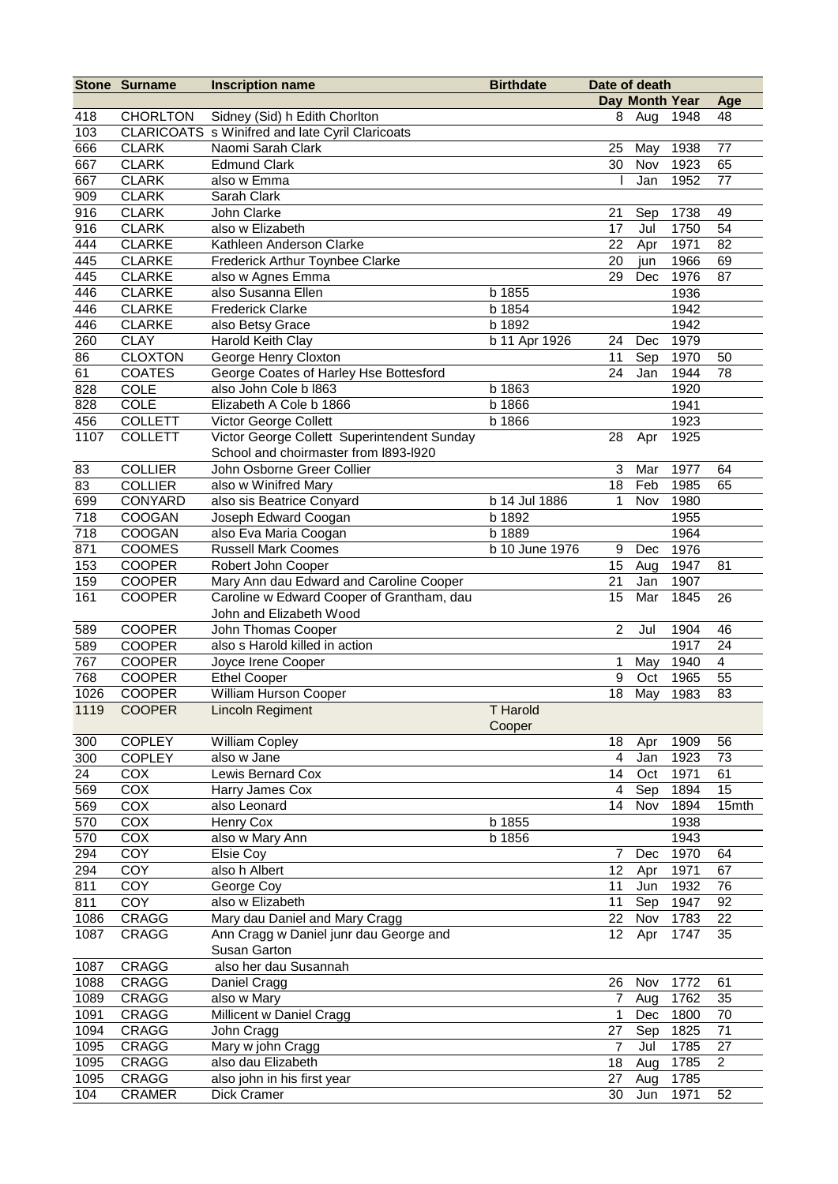| Stone | Surname | Inscription name | Birthdate | Date of death | | | |
|---|---|---|---|---|---|---|---|
| | | | | Day | Month | Year | Age |
| 418 | CHORLTON | Sidney (Sid) h Edith Chorlton | | 8 | Aug | 1948 | 48 |
| 103 | CLARICOATS | s Winifred and late Cyril Claricoats | | | | | |
| 666 | CLARK | Naomi Sarah Clark | | 25 | May | 1938 | 77 |
| 667 | CLARK | Edmund Clark | | 30 | Nov | 1923 | 65 |
| 667 | CLARK | also w Emma | | I | Jan | 1952 | 77 |
| 909 | CLARK | Sarah Clark | | | | | |
| 916 | CLARK | John Clarke | | 21 | Sep | 1738 | 49 |
| 916 | CLARK | also w Elizabeth | | 17 | Jul | 1750 | 54 |
| 444 | CLARKE | Kathleen Anderson Clarke | | 22 | Apr | 1971 | 82 |
| 445 | CLARKE | Frederick Arthur Toynbee Clarke | | 20 | jun | 1966 | 69 |
| 445 | CLARKE | also w Agnes Emma | | 29 | Dec | 1976 | 87 |
| 446 | CLARKE | also Susanna Ellen | b 1855 | | | 1936 | |
| 446 | CLARKE | Frederick Clarke | b 1854 | | | 1942 | |
| 446 | CLARKE | also Betsy Grace | b 1892 | | | 1942 | |
| 260 | CLAY | Harold Keith Clay | b 11 Apr 1926 | 24 | Dec | 1979 | |
| 86 | CLOXTON | George Henry Cloxton | | 11 | Sep | 1970 | 50 |
| 61 | COATES | George Coates of Harley Hse Bottesford | | 24 | Jan | 1944 | 78 |
| 828 | COLE | also John Cole b l863 | b 1863 | | | 1920 | |
| 828 | COLE | Elizabeth A Cole b 1866 | b 1866 | | | 1941 | |
| 456 | COLLETT | Victor George Collett | b 1866 | | | 1923 | |
| 1107 | COLLETT | Victor George Collett Superintendent Sunday School and choirmaster from l893-l920 | | 28 | Apr | 1925 | |
| 83 | COLLIER | John Osborne Greer Collier | | 3 | Mar | 1977 | 64 |
| 83 | COLLIER | also w Winifred Mary | | 18 | Feb | 1985 | 65 |
| 699 | CONYARD | also sis Beatrice Conyard | b 14 Jul 1886 | 1 | Nov | 1980 | |
| 718 | COOGAN | Joseph Edward Coogan | b 1892 | | | 1955 | |
| 718 | COOGAN | also Eva Maria Coogan | b 1889 | | | 1964 | |
| 871 | COOMES | Russell Mark Coomes | b 10 June 1976 | 9 | Dec | 1976 | |
| 153 | COOPER | Robert John Cooper | | 15 | Aug | 1947 | 81 |
| 159 | COOPER | Mary Ann dau Edward and Caroline Cooper | | 21 | Jan | 1907 | |
| 161 | COOPER | Caroline w Edward Cooper of Grantham, dau John and Elizabeth Wood | | 15 | Mar | 1845 | 26 |
| 589 | COOPER | John Thomas Cooper | | 2 | Jul | 1904 | 46 |
| 589 | COOPER | also s Harold killed in action | | | | 1917 | 24 |
| 767 | COOPER | Joyce Irene Cooper | | 1 | May | 1940 | 4 |
| 768 | COOPER | Ethel Cooper | | 9 | Oct | 1965 | 55 |
| 1026 | COOPER | William Hurson Cooper | | 18 | May | 1983 | 83 |
| 1119 | COOPER | Lincoln Regiment | T Harold Cooper | | | | |
| 300 | COPLEY | William Copley | | 18 | Apr | 1909 | 56 |
| 300 | COPLEY | also w Jane | | 4 | Jan | 1923 | 73 |
| 24 | COX | Lewis Bernard Cox | | 14 | Oct | 1971 | 61 |
| 569 | COX | Harry James Cox | | 4 | Sep | 1894 | 15 |
| 569 | COX | also Leonard | | 14 | Nov | 1894 | 15mth |
| 570 | COX | Henry Cox | b 1855 | | | 1938 | |
| 570 | COX | also w Mary Ann | b 1856 | | | 1943 | |
| 294 | COY | Elsie Coy | | 7 | Dec | 1970 | 64 |
| 294 | COY | also h Albert | | 12 | Apr | 1971 | 67 |
| 811 | COY | George Coy | | 11 | Jun | 1932 | 76 |
| 811 | COY | also w Elizabeth | | 11 | Sep | 1947 | 92 |
| 1086 | CRAGG | Mary dau Daniel and Mary Cragg | | 22 | Nov | 1783 | 22 |
| 1087 | CRAGG | Ann Cragg w Daniel junr dau George and Susan Garton | | 12 | Apr | 1747 | 35 |
| 1087 | CRAGG | also her dau Susannah | | | | | |
| 1088 | CRAGG | Daniel Cragg | | 26 | Nov | 1772 | 61 |
| 1089 | CRAGG | also w Mary | | 7 | Aug | 1762 | 35 |
| 1091 | CRAGG | Millicent w Daniel Cragg | | 1 | Dec | 1800 | 70 |
| 1094 | CRAGG | John Cragg | | 27 | Sep | 1825 | 71 |
| 1095 | CRAGG | Mary w john Cragg | | 7 | Jul | 1785 | 27 |
| 1095 | CRAGG | also dau Elizabeth | | 18 | Aug | 1785 | 2 |
| 1095 | CRAGG | also john in his first year | | 27 | Aug | 1785 | |
| 104 | CRAMER | Dick Cramer | | 30 | Jun | 1971 | 52 |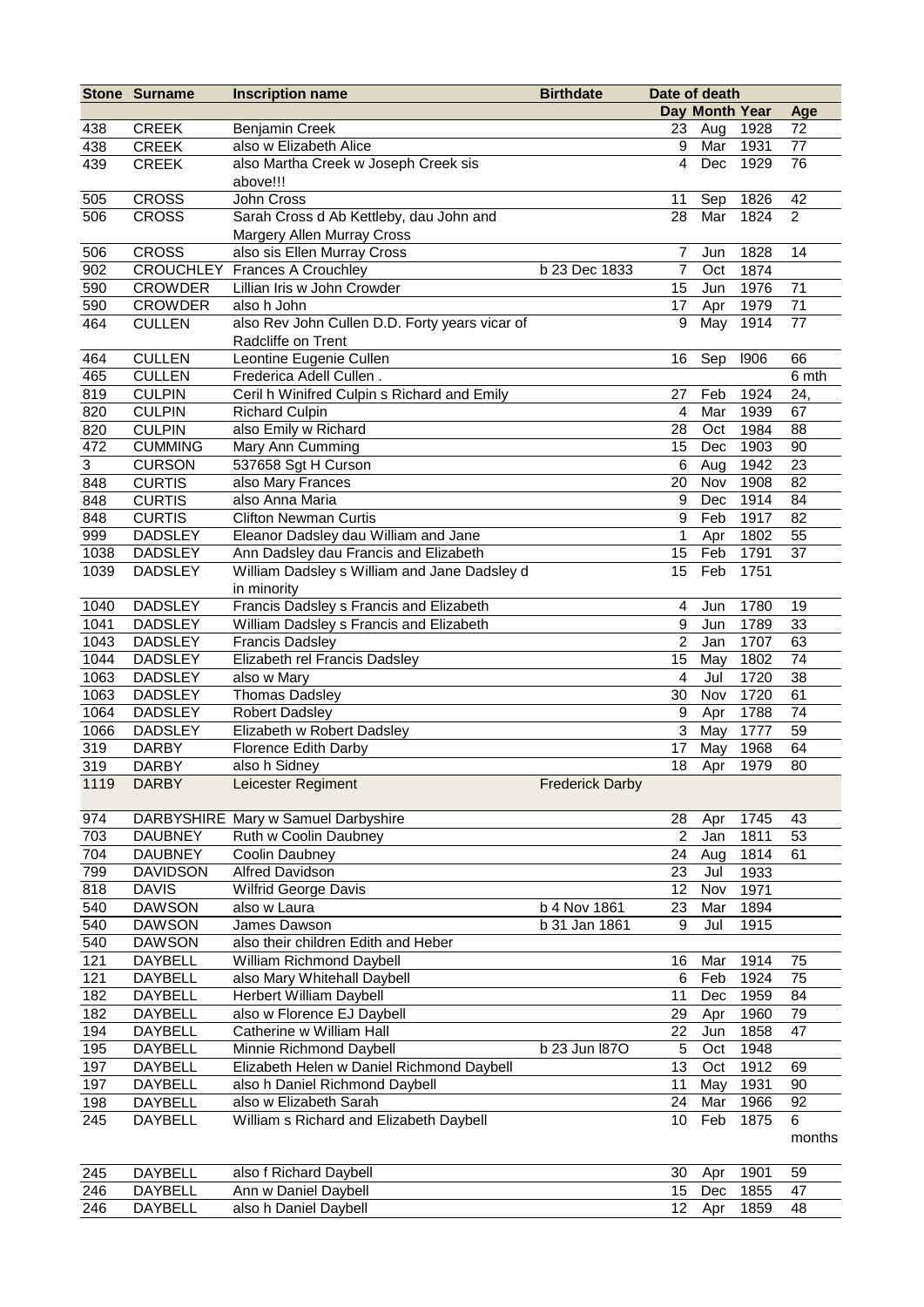| Stone | Surname | Inscription name | Birthdate | Date of death | | | |
|---|---|---|---|---|---|---|---|
| | | | | Day | Month | Year | Age |
| 438 | CREEK | Benjamin Creek | | 23 | Aug | 1928 | 72 |
| 438 | CREEK | also w Elizabeth Alice | | 9 | Mar | 1931 | 77 |
| 439 | CREEK | also Martha Creek w Joseph Creek sis above!!! | | 4 | Dec | 1929 | 76 |
| 505 | CROSS | John Cross | | 11 | Sep | 1826 | 42 |
| 506 | CROSS | Sarah Cross d Ab Kettleby, dau John and Margery Allen Murray Cross | | 28 | Mar | 1824 | 2 |
| 506 | CROSS | also sis Ellen Murray Cross | | 7 | Jun | 1828 | 14 |
| 902 | CROUCHLEY | Frances A Crouchley | b 23 Dec 1833 | 7 | Oct | 1874 | |
| 590 | CROWDER | Lillian Iris w John Crowder | | 15 | Jun | 1976 | 71 |
| 590 | CROWDER | also h John | | 17 | Apr | 1979 | 71 |
| 464 | CULLEN | also Rev John Cullen D.D. Forty years vicar of Radcliffe on Trent | | 9 | May | 1914 | 77 |
| 464 | CULLEN | Leontine Eugenie Cullen | | 16 | Sep | l906 | 66 |
| 465 | CULLEN | Frederica Adell Cullen . | | | | | 6 mth |
| 819 | CULPIN | Ceril h Winifred Culpin s Richard and Emily | | 27 | Feb | 1924 | 24, |
| 820 | CULPIN | Richard Culpin | | 4 | Mar | 1939 | 67 |
| 820 | CULPIN | also Emily w Richard | | 28 | Oct | 1984 | 88 |
| 472 | CUMMING | Mary Ann Cumming | | 15 | Dec | 1903 | 90 |
| 3 | CURSON | 537658 Sgt H Curson | | 6 | Aug | 1942 | 23 |
| 848 | CURTIS | also Mary Frances | | 20 | Nov | 1908 | 82 |
| 848 | CURTIS | also Anna Maria | | 9 | Dec | 1914 | 84 |
| 848 | CURTIS | Clifton Newman Curtis | | 9 | Feb | 1917 | 82 |
| 999 | DADSLEY | Eleanor Dadsley dau William and Jane | | 1 | Apr | 1802 | 55 |
| 1038 | DADSLEY | Ann Dadsley dau Francis and Elizabeth | | 15 | Feb | 1791 | 37 |
| 1039 | DADSLEY | William Dadsley s William and Jane Dadsley d in minority | | 15 | Feb | 1751 | |
| 1040 | DADSLEY | Francis Dadsley s Francis and Elizabeth | | 4 | Jun | 1780 | 19 |
| 1041 | DADSLEY | William Dadsley s Francis and Elizabeth | | 9 | Jun | 1789 | 33 |
| 1043 | DADSLEY | Francis Dadsley | | 2 | Jan | 1707 | 63 |
| 1044 | DADSLEY | Elizabeth rel Francis Dadsley | | 15 | May | 1802 | 74 |
| 1063 | DADSLEY | also w Mary | | 4 | Jul | 1720 | 38 |
| 1063 | DADSLEY | Thomas Dadsley | | 30 | Nov | 1720 | 61 |
| 1064 | DADSLEY | Robert Dadsley | | 9 | Apr | 1788 | 74 |
| 1066 | DADSLEY | Elizabeth w Robert Dadsley | | 3 | May | 1777 | 59 |
| 319 | DARBY | Florence Edith Darby | | 17 | May | 1968 | 64 |
| 319 | DARBY | also h Sidney | | 18 | Apr | 1979 | 80 |
| 1119 | DARBY | Leicester Regiment | Frederick Darby | | | | |
| 974 | DARBYSHIRE | Mary w Samuel Darbyshire | | 28 | Apr | 1745 | 43 |
| 703 | DAUBNEY | Ruth w Coolin Daubney | | 2 | Jan | 1811 | 53 |
| 704 | DAUBNEY | Coolin Daubney | | 24 | Aug | 1814 | 61 |
| 799 | DAVIDSON | Alfred Davidson | | 23 | Jul | 1933 | |
| 818 | DAVIS | Wilfrid George Davis | | 12 | Nov | 1971 | |
| 540 | DAWSON | also w Laura | b 4 Nov 1861 | 23 | Mar | 1894 | |
| 540 | DAWSON | James Dawson | b 31 Jan 1861 | 9 | Jul | 1915 | |
| 540 | DAWSON | also their children Edith and Heber | | | | | |
| 121 | DAYBELL | William Richmond Daybell | | 16 | Mar | 1914 | 75 |
| 121 | DAYBELL | also Mary Whitehall Daybell | | 6 | Feb | 1924 | 75 |
| 182 | DAYBELL | Herbert William Daybell | | 11 | Dec | 1959 | 84 |
| 182 | DAYBELL | also w Florence EJ Daybell | | 29 | Apr | 1960 | 79 |
| 194 | DAYBELL | Catherine w William Hall | | 22 | Jun | 1858 | 47 |
| 195 | DAYBELL | Minnie Richmond Daybell | b 23 Jun l87O | 5 | Oct | 1948 | |
| 197 | DAYBELL | Elizabeth Helen w Daniel Richmond Daybell | | 13 | Oct | 1912 | 69 |
| 197 | DAYBELL | also h Daniel Richmond Daybell | | 11 | May | 1931 | 90 |
| 198 | DAYBELL | also w Elizabeth Sarah | | 24 | Mar | 1966 | 92 |
| 245 | DAYBELL | William s Richard and Elizabeth Daybell | | 10 | Feb | 1875 | 6 months |
| 245 | DAYBELL | also f Richard Daybell | | 30 | Apr | 1901 | 59 |
| 246 | DAYBELL | Ann w Daniel Daybell | | 15 | Dec | 1855 | 47 |
| 246 | DAYBELL | also h Daniel Daybell | | 12 | Apr | 1859 | 48 |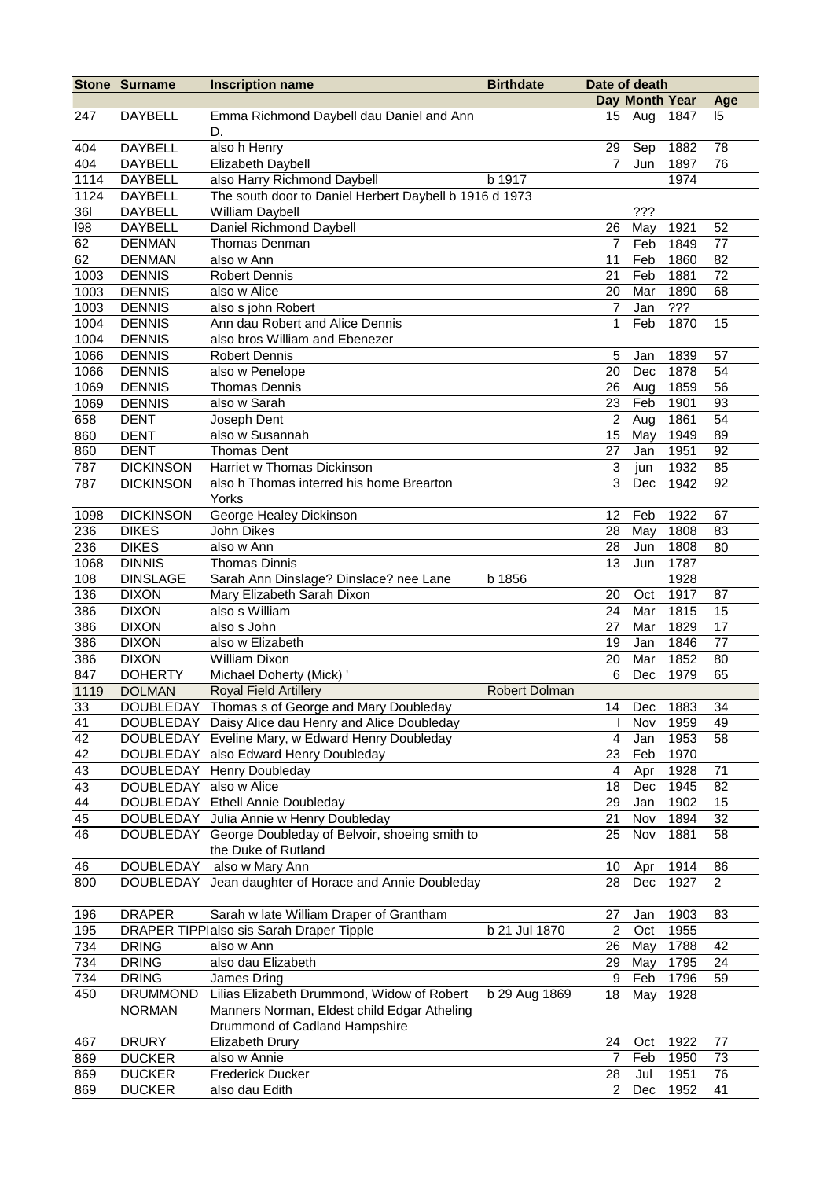| Stone | Surname | Inscription name | Birthdate | Date of death | | | |
|---|---|---|---|---|---|---|---|
| | | | | Day | Month | Year | Age |
| 247 | DAYBELL | Emma Richmond Daybell dau Daniel and Ann D. | | 15 | Aug | 1847 | l5 |
| 404 | DAYBELL | also h Henry | | 29 | Sep | 1882 | 78 |
| 404 | DAYBELL | Elizabeth Daybell | | 7 | Jun | 1897 | 76 |
| 1114 | DAYBELL | also Harry Richmond Daybell | b 1917 | | | 1974 | |
| 1124 | DAYBELL | The south door to Daniel Herbert Daybell b 1916 d 1973 | | | | | |
| 36l | DAYBELL | William Daybell | | | ??? | | |
| l98 | DAYBELL | Daniel Richmond Daybell | | 26 | May | 1921 | 52 |
| 62 | DENMAN | Thomas Denman | | 7 | Feb | 1849 | 77 |
| 62 | DENMAN | also w Ann | | 11 | Feb | 1860 | 82 |
| 1003 | DENNIS | Robert Dennis | | 21 | Feb | 1881 | 72 |
| 1003 | DENNIS | also w Alice | | 20 | Mar | 1890 | 68 |
| 1003 | DENNIS | also s john Robert | | 7 | Jan | ??? | |
| 1004 | DENNIS | Ann dau Robert and Alice Dennis | | 1 | Feb | 1870 | 15 |
| 1004 | DENNIS | also bros William and Ebenezer | | | | | |
| 1066 | DENNIS | Robert Dennis | | 5 | Jan | 1839 | 57 |
| 1066 | DENNIS | also w Penelope | | 20 | Dec | 1878 | 54 |
| 1069 | DENNIS | Thomas Dennis | | 26 | Aug | 1859 | 56 |
| 1069 | DENNIS | also w Sarah | | 23 | Feb | 1901 | 93 |
| 658 | DENT | Joseph Dent | | 2 | Aug | 1861 | 54 |
| 860 | DENT | also w Susannah | | 15 | May | 1949 | 89 |
| 860 | DENT | Thomas Dent | | 27 | Jan | 1951 | 92 |
| 787 | DICKINSON | Harriet w Thomas Dickinson | | 3 | jun | 1932 | 85 |
| 787 | DICKINSON | also h Thomas interred his home Brearton Yorks | | 3 | Dec | 1942 | 92 |
| 1098 | DICKINSON | George Healey Dickinson | | 12 | Feb | 1922 | 67 |
| 236 | DIKES | John Dikes | | 28 | May | 1808 | 83 |
| 236 | DIKES | also w Ann | | 28 | Jun | 1808 | 80 |
| 1068 | DINNIS | Thomas Dinnis | | 13 | Jun | 1787 | |
| 108 | DINSLAGE | Sarah Ann Dinslage? Dinslace? nee Lane | b 1856 | | | 1928 | |
| 136 | DIXON | Mary Elizabeth Sarah Dixon | | 20 | Oct | 1917 | 87 |
| 386 | DIXON | also s William | | 24 | Mar | 1815 | 15 |
| 386 | DIXON | also s John | | 27 | Mar | 1829 | 17 |
| 386 | DIXON | also w Elizabeth | | 19 | Jan | 1846 | 77 |
| 386 | DIXON | William Dixon | | 20 | Mar | 1852 | 80 |
| 847 | DOHERTY | Michael Doherty (Mick) ' | | 6 | Dec | 1979 | 65 |
| 1119 | DOLMAN | Royal Field Artillery | Robert Dolman | | | | |
| 33 | DOUBLEDAY | Thomas s of George and Mary Doubleday | | 14 | Dec | 1883 | 34 |
| 41 | DOUBLEDAY | Daisy Alice dau Henry and Alice Doubleday | | l | Nov | 1959 | 49 |
| 42 | DOUBLEDAY | Eveline Mary, w Edward Henry Doubleday | | 4 | Jan | 1953 | 58 |
| 42 | DOUBLEDAY | also Edward Henry Doubleday | | 23 | Feb | 1970 | |
| 43 | DOUBLEDAY | Henry Doubleday | | 4 | Apr | 1928 | 71 |
| 43 | DOUBLEDAY | also w Alice | | 18 | Dec | 1945 | 82 |
| 44 | DOUBLEDAY | Ethell Annie Doubleday | | 29 | Jan | 1902 | 15 |
| 45 | DOUBLEDAY | Julia Annie w Henry Doubleday | | 21 | Nov | 1894 | 32 |
| 46 | DOUBLEDAY | George Doubleday of Belvoir, shoeing smith to the Duke of Rutland | | 25 | Nov | 1881 | 58 |
| 46 | DOUBLEDAY | also w Mary Ann | | 10 | Apr | 1914 | 86 |
| 800 | DOUBLEDAY | Jean daughter of Horace and Annie Doubleday | | 28 | Dec | 1927 | 2 |
| 196 | DRAPER | Sarah w late William Draper of Grantham | | 27 | Jan | 1903 | 83 |
| 195 | DRAPER TIPP | also sis Sarah Draper Tipple | b 21 Jul 1870 | 2 | Oct | 1955 | |
| 734 | DRING | also w Ann | | 26 | May | 1788 | 42 |
| 734 | DRING | also dau Elizabeth | | 29 | May | 1795 | 24 |
| 734 | DRING | James Dring | | 9 | Feb | 1796 | 59 |
| 450 | DRUMMOND NORMAN | Lilias Elizabeth Drummond, Widow of Robert Manners Norman, Eldest child Edgar Atheling Drummond of Cadland Hampshire | b 29 Aug 1869 | 18 | May | 1928 | |
| 467 | DRURY | Elizabeth Drury | | 24 | Oct | 1922 | 77 |
| 869 | DUCKER | also w Annie | | 7 | Feb | 1950 | 73 |
| 869 | DUCKER | Frederick Ducker | | 28 | Jul | 1951 | 76 |
| 869 | DUCKER | also dau Edith | | 2 | Dec | 1952 | 41 |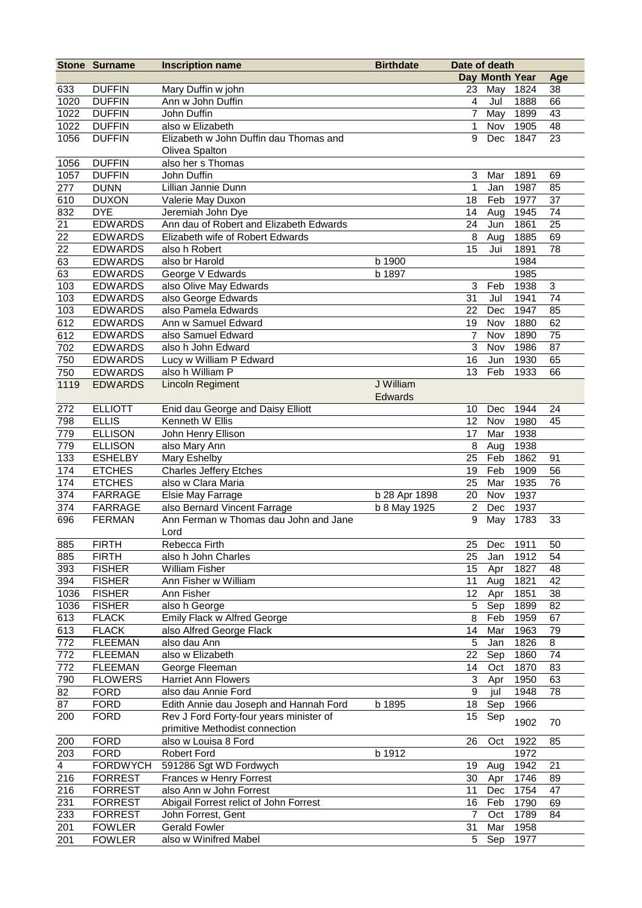| Stone | Surname | Inscription name | Birthdate | Date of death | | | |
|---|---|---|---|---|---|---|---|
| | | | | Day | Month | Year | Age |
| 633 | DUFFIN | Mary Duffin w john | | 23 | May | 1824 | 38 |
| 1020 | DUFFIN | Ann w John Duffin | | 4 | Jul | 1888 | 66 |
| 1022 | DUFFIN | John Duffin | | 7 | May | 1899 | 43 |
| 1022 | DUFFIN | also w Elizabeth | | 1 | Nov | 1905 | 48 |
| 1056 | DUFFIN | Elizabeth w John Duffin dau Thomas and Olivea Spalton | | 9 | Dec | 1847 | 23 |
| 1056 | DUFFIN | also her s Thomas | | | | | |
| 1057 | DUFFIN | John Duffin | | 3 | Mar | 1891 | 69 |
| 277 | DUNN | Lillian Jannie Dunn | | 1 | Jan | 1987 | 85 |
| 610 | DUXON | Valerie May Duxon | | 18 | Feb | 1977 | 37 |
| 832 | DYE | Jeremiah John Dye | | 14 | Aug | 1945 | 74 |
| 21 | EDWARDS | Ann dau of Robert and Elizabeth Edwards | | 24 | Jun | 1861 | 25 |
| 22 | EDWARDS | Elizabeth wife of Robert Edwards | | 8 | Aug | 1885 | 69 |
| 22 | EDWARDS | also h Robert | | 15 | Jui | 1891 | 78 |
| 63 | EDWARDS | also br Harold | b 1900 | | | 1984 | |
| 63 | EDWARDS | George V Edwards | b 1897 | | | 1985 | |
| 103 | EDWARDS | also Olive May Edwards | | 3 | Feb | 1938 | 3 |
| 103 | EDWARDS | also George Edwards | | 31 | Jul | 1941 | 74 |
| 103 | EDWARDS | also Pamela Edwards | | 22 | Dec | 1947 | 85 |
| 612 | EDWARDS | Ann w Samuel Edward | | 19 | Nov | 1880 | 62 |
| 612 | EDWARDS | also Samuel Edward | | 7 | Nov | 1890 | 75 |
| 702 | EDWARDS | also h John Edward | | 3 | Nov | 1986 | 87 |
| 750 | EDWARDS | Lucy w William P Edward | | 16 | Jun | 1930 | 65 |
| 750 | EDWARDS | also h William P | | 13 | Feb | 1933 | 66 |
| 1119 | EDWARDS | Lincoln Regiment | J William Edwards | | | | |
| 272 | ELLIOTT | Enid dau George and Daisy Elliott | | 10 | Dec | 1944 | 24 |
| 798 | ELLIS | Kenneth W Ellis | | 12 | Nov | 1980 | 45 |
| 779 | ELLISON | John Henry Ellison | | 17 | Mar | 1938 | |
| 779 | ELLISON | also Mary Ann | | 8 | Aug | 1938 | |
| 133 | ESHELBY | Mary Eshelby | | 25 | Feb | 1862 | 91 |
| 174 | ETCHES | Charles Jeffery Etches | | 19 | Feb | 1909 | 56 |
| 174 | ETCHES | also w Clara Maria | | 25 | Mar | 1935 | 76 |
| 374 | FARRAGE | Elsie May Farrage | b 28 Apr 1898 | 20 | Nov | 1937 | |
| 374 | FARRAGE | also Bernard Vincent Farrage | b 8 May 1925 | 2 | Dec | 1937 | |
| 696 | FERMAN | Ann Ferman w Thomas dau John and Jane Lord | | 9 | May | 1783 | 33 |
| 885 | FIRTH | Rebecca Firth | | 25 | Dec | 1911 | 50 |
| 885 | FIRTH | also h John Charles | | 25 | Jan | 1912 | 54 |
| 393 | FISHER | William Fisher | | 15 | Apr | 1827 | 48 |
| 394 | FISHER | Ann Fisher w William | | 11 | Aug | 1821 | 42 |
| 1036 | FISHER | Ann Fisher | | 12 | Apr | 1851 | 38 |
| 1036 | FISHER | also h George | | 5 | Sep | 1899 | 82 |
| 613 | FLACK | Emily Flack w Alfred George | | 8 | Feb | 1959 | 67 |
| 613 | FLACK | also Alfred George Flack | | 14 | Mar | 1963 | 79 |
| 772 | FLEEMAN | also dau Ann | | 5 | Jan | 1826 | 8 |
| 772 | FLEEMAN | also w Elizabeth | | 22 | Sep | 1860 | 74 |
| 772 | FLEEMAN | George Fleeman | | 14 | Oct | 1870 | 83 |
| 790 | FLOWERS | Harriet Ann Flowers | | 3 | Apr | 1950 | 63 |
| 82 | FORD | also dau Annie Ford | | 9 | jul | 1948 | 78 |
| 87 | FORD | Edith Annie dau Joseph and Hannah Ford | b 1895 | 18 | Sep | 1966 | |
| 200 | FORD | Rev J Ford Forty-four years minister of primitive Methodist connection | | 15 | Sep | 1902 | 70 |
| 200 | FORD | also w Louisa 8 Ford | | 26 | Oct | 1922 | 85 |
| 203 | FORD | Robert Ford | b 1912 | | | 1972 | |
| 4 | FORDWYCH | 591286 Sgt WD Fordwych | | 19 | Aug | 1942 | 21 |
| 216 | FORREST | Frances w Henry Forrest | | 30 | Apr | 1746 | 89 |
| 216 | FORREST | also Ann w John Forrest | | 11 | Dec | 1754 | 47 |
| 231 | FORREST | Abigail Forrest relict of John Forrest | | 16 | Feb | 1790 | 69 |
| 233 | FORREST | John Forrest, Gent | | 7 | Oct | 1789 | 84 |
| 201 | FOWLER | Gerald Fowler | | 31 | Mar | 1958 | |
| 201 | FOWLER | also w Winifred Mabel | | 5 | Sep | 1977 | |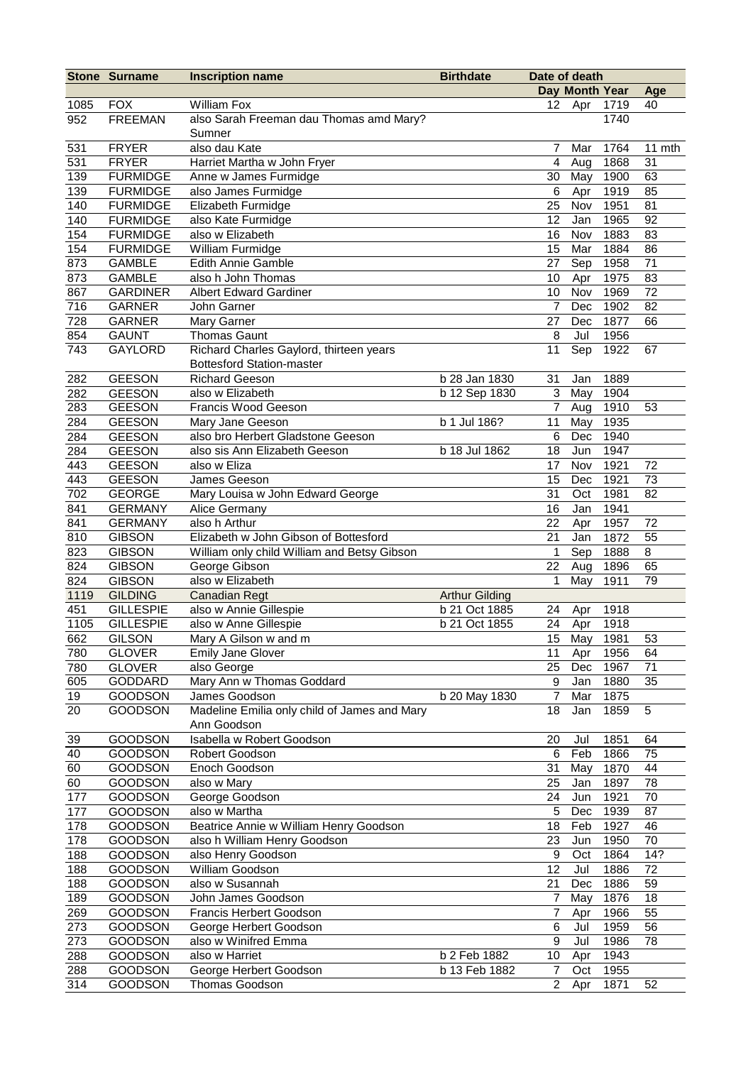| Stone | Surname | Inscription name | Birthdate | Date of death | | | |
|---|---|---|---|---|---|---|---|
| | | | | Day | Month | Year | Age |
| 1085 | FOX | William Fox | | 12 | Apr | 1719 | 40 |
| 952 | FREEMAN | also Sarah Freeman dau Thomas amd Mary? Sumner | | | | 1740 | |
| 531 | FRYER | also dau Kate | | 7 | Mar | 1764 | 11 mth |
| 531 | FRYER | Harriet Martha w John Fryer | | 4 | Aug | 1868 | 31 |
| 139 | FURMIDGE | Anne w James Furmidge | | 30 | May | 1900 | 63 |
| 139 | FURMIDGE | also James Furmidge | | 6 | Apr | 1919 | 85 |
| 140 | FURMIDGE | Elizabeth Furmidge | | 25 | Nov | 1951 | 81 |
| 140 | FURMIDGE | also Kate Furmidge | | 12 | Jan | 1965 | 92 |
| 154 | FURMIDGE | also w Elizabeth | | 16 | Nov | 1883 | 83 |
| 154 | FURMIDGE | William Furmidge | | 15 | Mar | 1884 | 86 |
| 873 | GAMBLE | Edith Annie Gamble | | 27 | Sep | 1958 | 71 |
| 873 | GAMBLE | also h John Thomas | | 10 | Apr | 1975 | 83 |
| 867 | GARDINER | Albert Edward Gardiner | | 10 | Nov | 1969 | 72 |
| 716 | GARNER | John Garner | | 7 | Dec | 1902 | 82 |
| 728 | GARNER | Mary Garner | | 27 | Dec | 1877 | 66 |
| 854 | GAUNT | Thomas Gaunt | | 8 | Jul | 1956 | |
| 743 | GAYLORD | Richard Charles Gaylord, thirteen years Bottesford Station-master | | 11 | Sep | 1922 | 67 |
| 282 | GEESON | Richard Geeson | b 28 Jan 1830 | 31 | Jan | 1889 | |
| 282 | GEESON | also w Elizabeth | b 12 Sep 1830 | 3 | May | 1904 | |
| 283 | GEESON | Francis Wood Geeson | | 7 | Aug | 1910 | 53 |
| 284 | GEESON | Mary Jane Geeson | b 1 Jul 186? | 11 | May | 1935 | |
| 284 | GEESON | also bro Herbert Gladstone Geeson | | 6 | Dec | 1940 | |
| 284 | GEESON | also sis Ann Elizabeth Geeson | b 18 Jul 1862 | 18 | Jun | 1947 | |
| 443 | GEESON | also w Eliza | | 17 | Nov | 1921 | 72 |
| 443 | GEESON | James Geeson | | 15 | Dec | 1921 | 73 |
| 702 | GEORGE | Mary Louisa w John Edward George | | 31 | Oct | 1981 | 82 |
| 841 | GERMANY | Alice Germany | | 16 | Jan | 1941 | |
| 841 | GERMANY | also h Arthur | | 22 | Apr | 1957 | 72 |
| 810 | GIBSON | Elizabeth w John Gibson of Bottesford | | 21 | Jan | 1872 | 55 |
| 823 | GIBSON | William only child William and Betsy Gibson | | 1 | Sep | 1888 | 8 |
| 824 | GIBSON | George Gibson | | 22 | Aug | 1896 | 65 |
| 824 | GIBSON | also w Elizabeth | | 1 | May | 1911 | 79 |
| 1119 | GILDING | Canadian Regt | Arthur Gilding | | | | |
| 451 | GILLESPIE | also w Annie Gillespie | b 21 Oct 1885 | 24 | Apr | 1918 | |
| 1105 | GILLESPIE | also w Anne Gillespie | b 21 Oct 1855 | 24 | Apr | 1918 | |
| 662 | GILSON | Mary A Gilson w and m | | 15 | May | 1981 | 53 |
| 780 | GLOVER | Emily Jane Glover | | 11 | Apr | 1956 | 64 |
| 780 | GLOVER | also George | | 25 | Dec | 1967 | 71 |
| 605 | GODDARD | Mary Ann w Thomas Goddard | | 9 | Jan | 1880 | 35 |
| 19 | GOODSON | James Goodson | b 20 May 1830 | 7 | Mar | 1875 | |
| 20 | GOODSON | Madeline Emilia only child of James and Mary Ann Goodson | | 18 | Jan | 1859 | 5 |
| 39 | GOODSON | Isabella w Robert Goodson | | 20 | Jul | 1851 | 64 |
| 40 | GOODSON | Robert Goodson | | 6 | Feb | 1866 | 75 |
| 60 | GOODSON | Enoch Goodson | | 31 | May | 1870 | 44 |
| 60 | GOODSON | also w Mary | | 25 | Jan | 1897 | 78 |
| 177 | GOODSON | George Goodson | | 24 | Jun | 1921 | 70 |
| 177 | GOODSON | also w Martha | | 5 | Dec | 1939 | 87 |
| 178 | GOODSON | Beatrice Annie w William Henry Goodson | | 18 | Feb | 1927 | 46 |
| 178 | GOODSON | also h William Henry Goodson | | 23 | Jun | 1950 | 70 |
| 188 | GOODSON | also Henry Goodson | | 9 | Oct | 1864 | 14? |
| 188 | GOODSON | William Goodson | | 12 | Jul | 1886 | 72 |
| 188 | GOODSON | also w Susannah | | 21 | Dec | 1886 | 59 |
| 189 | GOODSON | John James Goodson | | 7 | May | 1876 | 18 |
| 269 | GOODSON | Francis Herbert Goodson | | 7 | Apr | 1966 | 55 |
| 273 | GOODSON | George Herbert Goodson | | 6 | Jul | 1959 | 56 |
| 273 | GOODSON | also w Winifred Emma | | 9 | Jul | 1986 | 78 |
| 288 | GOODSON | also w Harriet | b 2 Feb 1882 | 10 | Apr | 1943 | |
| 288 | GOODSON | George Herbert Goodson | b 13 Feb 1882 | 7 | Oct | 1955 | |
| 314 | GOODSON | Thomas Goodson | | 2 | Apr | 1871 | 52 |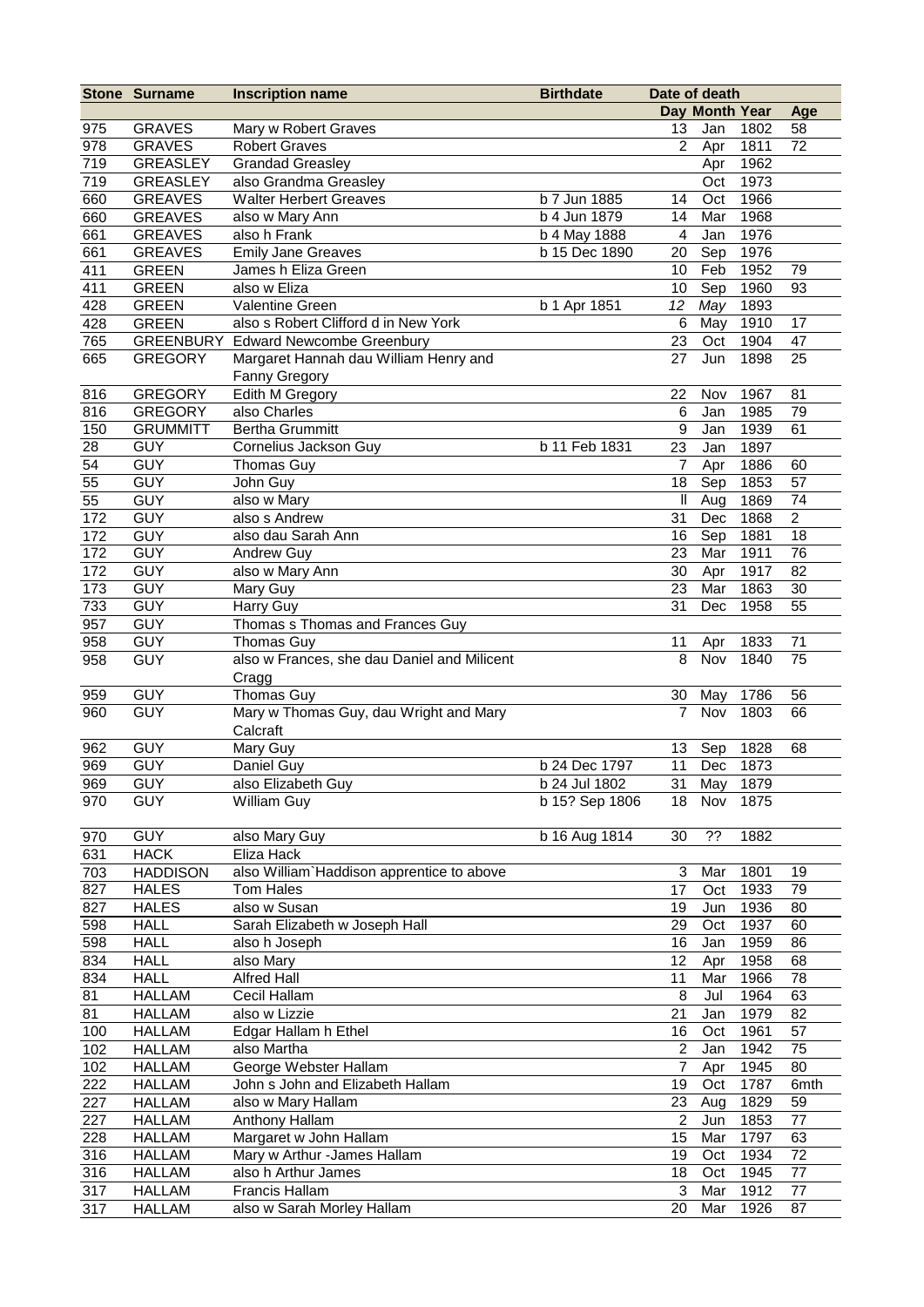| Stone | Surname | Inscription name | Birthdate | Date of death | | | |
|---|---|---|---|---|---|---|---|
| | | | | Day | Month | Year | Age |
| 975 | GRAVES | Mary w Robert Graves | | 13 | Jan | 1802 | 58 |
| 978 | GRAVES | Robert Graves | | 2 | Apr | 1811 | 72 |
| 719 | GREASLEY | Grandad Greasley | | | Apr | 1962 | |
| 719 | GREASLEY | also Grandma Greasley | | | Oct | 1973 | |
| 660 | GREAVES | Walter Herbert Greaves | b 7 Jun 1885 | 14 | Oct | 1966 | |
| 660 | GREAVES | also w Mary Ann | b 4 Jun 1879 | 14 | Mar | 1968 | |
| 661 | GREAVES | also h Frank | b 4 May 1888 | 4 | Jan | 1976 | |
| 661 | GREAVES | Emily Jane Greaves | b 15 Dec 1890 | 20 | Sep | 1976 | |
| 411 | GREEN | James h Eliza Green | | 10 | Feb | 1952 | 79 |
| 411 | GREEN | also w Eliza | | 10 | Sep | 1960 | 93 |
| 428 | GREEN | Valentine Green | b 1 Apr 1851 | *12* | *May* | 1893 | |
| 428 | GREEN | also s Robert Clifford d in New York | | 6 | May | 1910 | 17 |
| 765 | GREENBURY | Edward Newcombe Greenbury | | 23 | Oct | 1904 | 47 |
| 665 | GREGORY | Margaret Hannah dau William Henry and Fanny Gregory | | 27 | Jun | 1898 | 25 |
| 816 | GREGORY | Edith M Gregory | | 22 | Nov | 1967 | 81 |
| 816 | GREGORY | also Charles | | 6 | Jan | 1985 | 79 |
| 150 | GRUMMITT | Bertha Grummitt | | 9 | Jan | 1939 | 61 |
| 28 | GUY | Cornelius Jackson Guy | b 11 Feb 1831 | 23 | Jan | 1897 | |
| 54 | GUY | Thomas Guy | | 7 | Apr | 1886 | 60 |
| 55 | GUY | John Guy | | 18 | Sep | 1853 | 57 |
| 55 | GUY | also w Mary | | ll | Aug | 1869 | 74 |
| 172 | GUY | also s Andrew | | 31 | Dec | 1868 | 2 |
| 172 | GUY | also dau Sarah Ann | | 16 | Sep | 1881 | 18 |
| 172 | GUY | Andrew Guy | | 23 | Mar | 1911 | 76 |
| 172 | GUY | also w Mary Ann | | 30 | Apr | 1917 | 82 |
| 173 | GUY | Mary Guy | | 23 | Mar | 1863 | 30 |
| 733 | GUY | Harry Guy | | 31 | Dec | 1958 | 55 |
| 957 | GUY | Thomas s Thomas and Frances Guy | | | | | |
| 958 | GUY | Thomas Guy | | 11 | Apr | 1833 | 71 |
| 958 | GUY | also w Frances, she dau Daniel and Milicent Cragg | | 8 | Nov | 1840 | 75 |
| 959 | GUY | Thomas Guy | | 30 | May | 1786 | 56 |
| 960 | GUY | Mary w Thomas Guy, dau Wright and Mary Calcraft | | 7 | Nov | 1803 | 66 |
| 962 | GUY | Mary Guy | | 13 | Sep | 1828 | 68 |
| 969 | GUY | Daniel Guy | b 24 Dec 1797 | 11 | Dec | 1873 | |
| 969 | GUY | also Elizabeth Guy | b 24 Jul 1802 | 31 | May | 1879 | |
| 970 | GUY | William Guy | b 15? Sep 1806 | 18 | Nov | 1875 | |
| 970 | GUY | also Mary Guy | b 16 Aug 1814 | 30 | ?? | 1882 | |
| 631 | HACK | Eliza Hack | | | | | |
| 703 | HADDISON | also William`Haddison apprentice to above | | 3 | Mar | 1801 | 19 |
| 827 | HALES | Tom Hales | | 17 | Oct | 1933 | 79 |
| 827 | HALES | also w Susan | | 19 | Jun | 1936 | 80 |
| 598 | HALL | Sarah Elizabeth w Joseph Hall | | 29 | Oct | 1937 | 60 |
| 598 | HALL | also h Joseph | | 16 | Jan | 1959 | 86 |
| 834 | HALL | also Mary | | 12 | Apr | 1958 | 68 |
| 834 | HALL | Alfred Hall | | 11 | Mar | 1966 | 78 |
| 81 | HALLAM | Cecil Hallam | | 8 | Jul | 1964 | 63 |
| 81 | HALLAM | also w Lizzie | | 21 | Jan | 1979 | 82 |
| 100 | HALLAM | Edgar Hallam h Ethel | | 16 | Oct | 1961 | 57 |
| 102 | HALLAM | also Martha | | 2 | Jan | 1942 | 75 |
| 102 | HALLAM | George Webster Hallam | | 7 | Apr | 1945 | 80 |
| 222 | HALLAM | John s John and Elizabeth Hallam | | 19 | Oct | 1787 | 6mth |
| 227 | HALLAM | also w Mary Hallam | | 23 | Aug | 1829 | 59 |
| 227 | HALLAM | Anthony Hallam | | 2 | Jun | 1853 | 77 |
| 228 | HALLAM | Margaret w John Hallam | | 15 | Mar | 1797 | 63 |
| 316 | HALLAM | Mary w Arthur -James Hallam | | 19 | Oct | 1934 | 72 |
| 316 | HALLAM | also h Arthur James | | 18 | Oct | 1945 | 77 |
| 317 | HALLAM | Francis Hallam | | 3 | Mar | 1912 | 77 |
| 317 | HALLAM | also w Sarah Morley Hallam | | 20 | Mar | 1926 | 87 |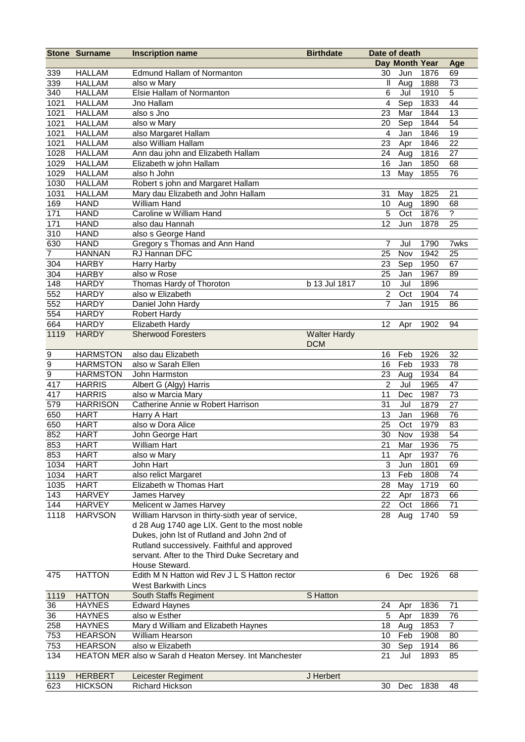| Stone | Surname | Inscription name | Birthdate | Date of death | | | |
|---|---|---|---|---|---|---|---|
| | | | | Day | Month | Year | Age |
| 339 | HALLAM | Edmund Hallam of Normanton | | 30 | Jun | 1876 | 69 |
| 339 | HALLAM | also w Mary | | ll | Aug | 1888 | 73 |
| 340 | HALLAM | Elsie Hallam of Normanton | | 6 | Jul | 1910 | 5 |
| 1021 | HALLAM | Jno Hallam | | 4 | Sep | 1833 | 44 |
| 1021 | HALLAM | also s Jno | | 23 | Mar | 1844 | 13 |
| 1021 | HALLAM | also w Mary | | 20 | Sep | 1844 | 54 |
| 1021 | HALLAM | also Margaret Hallam | | 4 | Jan | 1846 | 19 |
| 1021 | HALLAM | also William Hallam | | 23 | Apr | 1846 | 22 |
| 1028 | HALLAM | Ann dau john and Elizabeth Hallam | | 24 | Aug | 1816 | 27 |
| 1029 | HALLAM | Elizabeth w john Hallam | | 16 | Jan | 1850 | 68 |
| 1029 | HALLAM | also h John | | 13 | May | 1855 | 76 |
| 1030 | HALLAM | Robert s john and Margaret Hallam | | | | | |
| 1031 | HALLAM | Mary dau Elizabeth and John Hallam | | 31 | May | 1825 | 21 |
| 169 | HAND | William Hand | | 10 | Aug | 1890 | 68 |
| 171 | HAND | Caroline w William Hand | | 5 | Oct | 1876 | ? |
| 171 | HAND | also dau Hannah | | 12 | Jun | 1878 | 25 |
| 310 | HAND | also s George Hand | | | | | |
| 630 | HAND | Gregory s Thomas and Ann Hand | | 7 | Jul | 1790 | 7wks |
| 7 | HANNAN | RJ Hannan DFC | | 25 | Nov | 1942 | 25 |
| 304 | HARBY | Harry Harby | | 23 | Sep | 1950 | 67 |
| 304 | HARBY | also w Rose | | 25 | Jan | 1967 | 89 |
| 148 | HARDY | Thomas Hardy of Thoroton | b 13 Jul 1817 | 10 | Jul | 1896 | |
| 552 | HARDY | also w Elizabeth | | 2 | Oct | 1904 | 74 |
| 552 | HARDY | Daniel John Hardy | | 7 | Jan | 1915 | 86 |
| 554 | HARDY | Robert Hardy | | | | | |
| 664 | HARDY | Elizabeth Hardy | | 12 | Apr | 1902 | 94 |
| 1119 | HARDY | Sherwood Foresters | Walter Hardy DCM | | | | |
| 9 | HARMSTON | also dau Elizabeth | | 16 | Feb | 1926 | 32 |
| 9 | HARMSTON | also w Sarah Ellen | | 16 | Feb | 1933 | 78 |
| 9 | HARMSTON | John Harmston | | 23 | Aug | 1934 | 84 |
| 417 | HARRIS | Albert G (Algy) Harris | | 2 | Jul | 1965 | 47 |
| 417 | HARRIS | also w Marcia Mary | | 11 | Dec | 1987 | 73 |
| 579 | HARRISON | Catherine Annie w Robert Harrison | | 31 | Jul | 1879 | 27 |
| 650 | HART | Harry A Hart | | 13 | Jan | 1968 | 76 |
| 650 | HART | also w Dora Alice | | 25 | Oct | 1979 | 83 |
| 852 | HART | John George Hart | | 30 | Nov | 1938 | 54 |
| 853 | HART | William Hart | | 21 | Mar | 1936 | 75 |
| 853 | HART | also w Mary | | 11 | Apr | 1937 | 76 |
| 1034 | HART | John Hart | | 3 | Jun | 1801 | 69 |
| 1034 | HART | also relict Margaret | | 13 | Feb | 1808 | 74 |
| 1035 | HART | Elizabeth w Thomas Hart | | 28 | May | 1719 | 60 |
| 143 | HARVEY | James Harvey | | 22 | Apr | 1873 | 66 |
| 144 | HARVEY | Melicent w James Harvey | | 22 | Oct | 1866 | 71 |
| 1118 | HARVSON | William Harvson in thirty-sixth year of service, d 28 Aug 1740 age LIX. Gent to the most noble Dukes, john lst of Rutland and John 2nd of Rutland successively. Faithful and approved servant. After to the Third Duke Secretary and House Steward. | | 28 | Aug | 1740 | 59 |
| 475 | HATTON | Edith M N Hatton wid Rev J L S Hatton rector West Barkwith Lincs | | 6 | Dec | 1926 | 68 |
| 1119 | HATTON | South Staffs Regiment | S Hatton | | | | |
| 36 | HAYNES | Edward Haynes | | 24 | Apr | 1836 | 71 |
| 36 | HAYNES | also w Esther | | 5 | Apr | 1839 | 76 |
| 258 | HAYNES | Mary d William and Elizabeth Haynes | | 18 | Aug | 1853 | 7 |
| 753 | HEARSON | William Hearson | | 10 | Feb | 1908 | 80 |
| 753 | HEARSON | also w Elizabeth | | 30 | Sep | 1914 | 86 |
| 134 | HEATON MER | also w Sarah d Heaton Mersey. Int Manchester | | 21 | Jul | 1893 | 85 |
| 1119 | HERBERT | Leicester Regiment | J Herbert | | | | |
| 623 | HICKSON | Richard Hickson | | 30 | Dec | 1838 | 48 |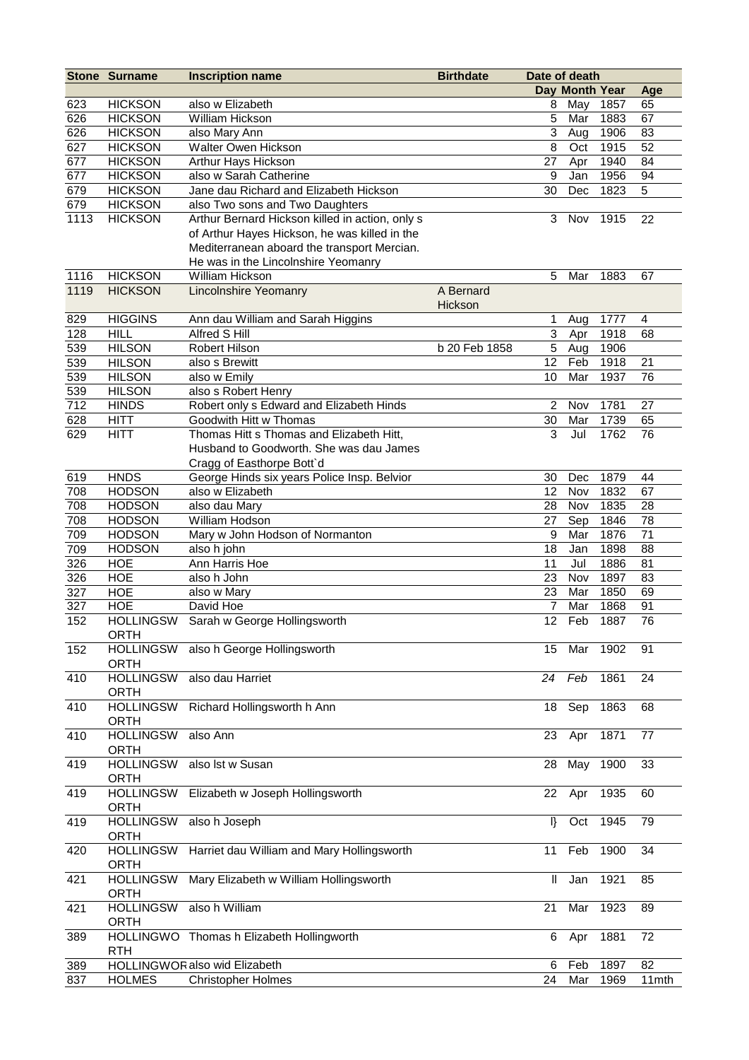| Stone | Surname | Inscription name | Birthdate | Date of death | | | |
|---|---|---|---|---|---|---|---|
| | | | | Day | Month | Year | Age |
| 623 | HICKSON | also w Elizabeth | | 8 | May | 1857 | 65 |
| 626 | HICKSON | William Hickson | | 5 | Mar | 1883 | 67 |
| 626 | HICKSON | also Mary Ann | | 3 | Aug | 1906 | 83 |
| 627 | HICKSON | Walter Owen Hickson | | 8 | Oct | 1915 | 52 |
| 677 | HICKSON | Arthur Hays Hickson | | 27 | Apr | 1940 | 84 |
| 677 | HICKSON | also w Sarah Catherine | | 9 | Jan | 1956 | 94 |
| 679 | HICKSON | Jane dau Richard and Elizabeth Hickson | | 30 | Dec | 1823 | 5 |
| 679 | HICKSON | also Two sons and Two Daughters | | | | | |
| 1113 | HICKSON | Arthur Bernard Hickson killed in action, only s of Arthur Hayes Hickson, he was killed in the Mediterranean aboard the transport Mercian. He was in the Lincolnshire Yeomanry | | 3 | Nov | 1915 | 22 |
| 1116 | HICKSON | William Hickson | | 5 | Mar | 1883 | 67 |
| 1119 | HICKSON | Lincolnshire Yeomanry | A Bernard Hickson | | | | |
| 829 | HIGGINS | Ann dau William and Sarah Higgins | | 1 | Aug | 1777 | 4 |
| 128 | HILL | Alfred S Hill | | 3 | Apr | 1918 | 68 |
| 539 | HILSON | Robert Hilson | b 20 Feb 1858 | 5 | Aug | 1906 | |
| 539 | HILSON | also s Brewitt | | 12 | Feb | 1918 | 21 |
| 539 | HILSON | also w Emily | | 10 | Mar | 1937 | 76 |
| 539 | HILSON | also s Robert Henry | | | | | |
| 712 | HINDS | Robert only s Edward and Elizabeth Hinds | | 2 | Nov | 1781 | 27 |
| 628 | HITT | Goodwith Hitt w Thomas | | 30 | Mar | 1739 | 65 |
| 629 | HITT | Thomas Hitt s Thomas and Elizabeth Hitt, Husband to Goodworth. She was dau James Cragg of Easthorpe Bott`d | | 3 | Jul | 1762 | 76 |
| 619 | HNDS | George Hinds six years Police Insp. Belvior | | 30 | Dec | 1879 | 44 |
| 708 | HODSON | also w Elizabeth | | 12 | Nov | 1832 | 67 |
| 708 | HODSON | also dau Mary | | 28 | Nov | 1835 | 28 |
| 708 | HODSON | William Hodson | | 27 | Sep | 1846 | 78 |
| 709 | HODSON | Mary w John Hodson of Normanton | | 9 | Mar | 1876 | 71 |
| 709 | HODSON | also h john | | 18 | Jan | 1898 | 88 |
| 326 | HOE | Ann Harris Hoe | | 11 | Jul | 1886 | 81 |
| 326 | HOE | also h John | | 23 | Nov | 1897 | 83 |
| 327 | HOE | also w Mary | | 23 | Mar | 1850 | 69 |
| 327 | HOE | David Hoe | | 7 | Mar | 1868 | 91 |
| 152 | HOLLINGSWORTH | Sarah w George Hollingsworth | | 12 | Feb | 1887 | 76 |
| 152 | HOLLINGSWORTH | also h George Hollingsworth | | 15 | Mar | 1902 | 91 |
| 410 | HOLLINGSWORTH | also dau Harriet | | 24 | Feb | 1861 | 24 |
| 410 | HOLLINGSWORTH | Richard Hollingsworth h Ann | | 18 | Sep | 1863 | 68 |
| 410 | HOLLINGSWORTH | also Ann | | 23 | Apr | 1871 | 77 |
| 419 | HOLLINGSWORTH | also lst w Susan | | 28 | May | 1900 | 33 |
| 419 | HOLLINGSWORTH | Elizabeth w Joseph Hollingsworth | | 22 | Apr | 1935 | 60 |
| 419 | HOLLINGSWORTH | also h Joseph | | l} | Oct | 1945 | 79 |
| 420 | HOLLINGSWORTH | Harriet dau William and Mary Hollingsworth | | 11 | Feb | 1900 | 34 |
| 421 | HOLLINGSWORTH | Mary Elizabeth w William Hollingsworth | | ll | Jan | 1921 | 85 |
| 421 | HOLLINGSWORTH | also h William | | 21 | Mar | 1923 | 89 |
| 389 | HOLLINGWORTH | Thomas h Elizabeth Hollingworth | | 6 | Apr | 1881 | 72 |
| 389 | HOLLINGWOR | also wid Elizabeth | | 6 | Feb | 1897 | 82 |
| 837 | HOLMES | Christopher Holmes | | 24 | Mar | 1969 | 11mth |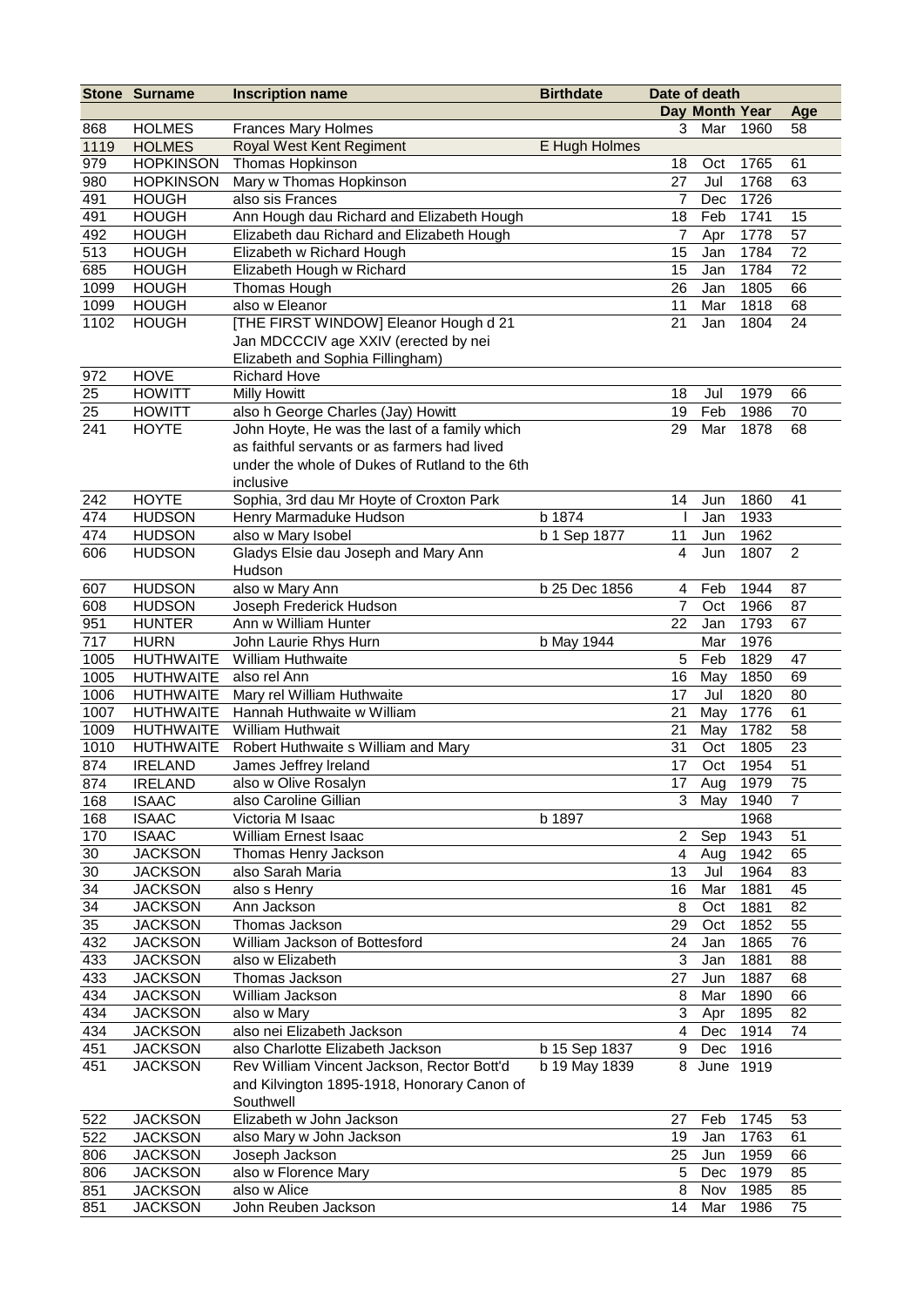| Stone | Surname | Inscription name | Birthdate | Date of death | | | |
|---|---|---|---|---|---|---|---|
| | | | | Day | Month | Year | Age |
| 868 | HOLMES | Frances Mary Holmes | | 3 | Mar | 1960 | 58 |
| 1119 | HOLMES | Royal West Kent Regiment | E Hugh Holmes | | | | |
| 979 | HOPKINSON | Thomas Hopkinson | | 18 | Oct | 1765 | 61 |
| 980 | HOPKINSON | Mary w Thomas Hopkinson | | 27 | Jul | 1768 | 63 |
| 491 | HOUGH | also sis Frances | | 7 | Dec | 1726 | |
| 491 | HOUGH | Ann Hough dau Richard and Elizabeth Hough | | 18 | Feb | 1741 | 15 |
| 492 | HOUGH | Elizabeth dau Richard and Elizabeth Hough | | 7 | Apr | 1778 | 57 |
| 513 | HOUGH | Elizabeth w Richard Hough | | 15 | Jan | 1784 | 72 |
| 685 | HOUGH | Elizabeth Hough w Richard | | 15 | Jan | 1784 | 72 |
| 1099 | HOUGH | Thomas Hough | | 26 | Jan | 1805 | 66 |
| 1099 | HOUGH | also w Eleanor | | 11 | Mar | 1818 | 68 |
| 1102 | HOUGH | [THE FIRST WINDOW] Eleanor Hough d 21 Jan MDCCCIV age XXIV (erected by nei Elizabeth and Sophia Fillingham) | | 21 | Jan | 1804 | 24 |
| 972 | HOVE | Richard Hove | | | | | |
| 25 | HOWITT | Milly Howitt | | 18 | Jul | 1979 | 66 |
| 25 | HOWITT | also h George Charles (Jay) Howitt | | 19 | Feb | 1986 | 70 |
| 241 | HOYTE | John Hoyte, He was the last of a family which as faithful servants or as farmers had lived under the whole of Dukes of Rutland to the 6th inclusive | | 29 | Mar | 1878 | 68 |
| 242 | HOYTE | Sophia, 3rd dau Mr Hoyte of Croxton Park | | 14 | Jun | 1860 | 41 |
| 474 | HUDSON | Henry Marmaduke Hudson | b 1874 | l | Jan | 1933 | |
| 474 | HUDSON | also w Mary Isobel | b 1 Sep 1877 | 11 | Jun | 1962 | |
| 606 | HUDSON | Gladys Elsie dau Joseph and Mary Ann Hudson | | 4 | Jun | 1807 | 2 |
| 607 | HUDSON | also w Mary Ann | b 25 Dec 1856 | 4 | Feb | 1944 | 87 |
| 608 | HUDSON | Joseph Frederick Hudson | | 7 | Oct | 1966 | 87 |
| 951 | HUNTER | Ann w William Hunter | | 22 | Jan | 1793 | 67 |
| 717 | HURN | John Laurie Rhys Hurn | b May 1944 | | Mar | 1976 | |
| 1005 | HUTHWAITE | William Huthwaite | | 5 | Feb | 1829 | 47 |
| 1005 | HUTHWAITE | also rel Ann | | 16 | May | 1850 | 69 |
| 1006 | HUTHWAITE | Mary rel William Huthwaite | | 17 | Jul | 1820 | 80 |
| 1007 | HUTHWAITE | Hannah Huthwaite w William | | 21 | May | 1776 | 61 |
| 1009 | HUTHWAITE | William Huthwait | | 21 | May | 1782 | 58 |
| 1010 | HUTHWAITE | Robert Huthwaite s William and Mary | | 31 | Oct | 1805 | 23 |
| 874 | IRELAND | James Jeffrey Ireland | | 17 | Oct | 1954 | 51 |
| 874 | IRELAND | also w Olive Rosalyn | | 17 | Aug | 1979 | 75 |
| 168 | ISAAC | also Caroline Gillian | | 3 | May | 1940 | 7 |
| 168 | ISAAC | Victoria M Isaac | b 1897 | | | 1968 | |
| 170 | ISAAC | William Ernest Isaac | | 2 | Sep | 1943 | 51 |
| 30 | JACKSON | Thomas Henry Jackson | | 4 | Aug | 1942 | 65 |
| 30 | JACKSON | also Sarah Maria | | 13 | Jul | 1964 | 83 |
| 34 | JACKSON | also s Henry | | 16 | Mar | 1881 | 45 |
| 34 | JACKSON | Ann Jackson | | 8 | Oct | 1881 | 82 |
| 35 | JACKSON | Thomas Jackson | | 29 | Oct | 1852 | 55 |
| 432 | JACKSON | William Jackson of Bottesford | | 24 | Jan | 1865 | 76 |
| 433 | JACKSON | also w Elizabeth | | 3 | Jan | 1881 | 88 |
| 433 | JACKSON | Thomas Jackson | | 27 | Jun | 1887 | 68 |
| 434 | JACKSON | William Jackson | | 8 | Mar | 1890 | 66 |
| 434 | JACKSON | also w Mary | | 3 | Apr | 1895 | 82 |
| 434 | JACKSON | also nei Elizabeth Jackson | | 4 | Dec | 1914 | 74 |
| 451 | JACKSON | also Charlotte Elizabeth Jackson | b 15 Sep 1837 | 9 | Dec | 1916 | |
| 451 | JACKSON | Rev William Vincent Jackson, Rector Bott'd and Kilvington 1895-1918, Honorary Canon of Southwell | b 19 May 1839 | 8 | June | 1919 | |
| 522 | JACKSON | Elizabeth w John Jackson | | 27 | Feb | 1745 | 53 |
| 522 | JACKSON | also Mary w John Jackson | | 19 | Jan | 1763 | 61 |
| 806 | JACKSON | Joseph Jackson | | 25 | Jun | 1959 | 66 |
| 806 | JACKSON | also w Florence Mary | | 5 | Dec | 1979 | 85 |
| 851 | JACKSON | also w Alice | | 8 | Nov | 1985 | 85 |
| 851 | JACKSON | John Reuben Jackson | | 14 | Mar | 1986 | 75 |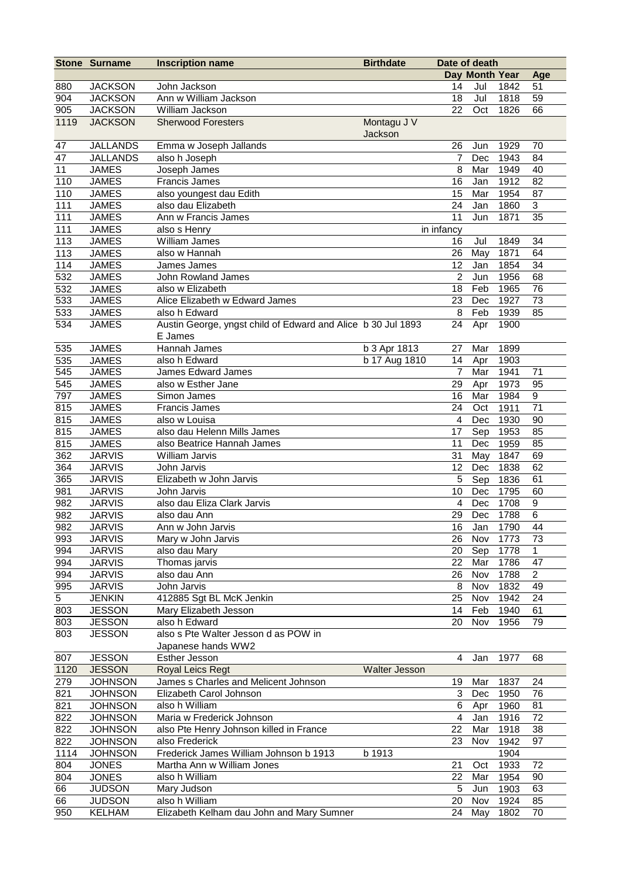| Stone | Surname | Inscription name | Birthdate | Date of death | | | |
|---|---|---|---|---|---|---|---|
| | | | | Day | Month | Year | Age |
| 880 | JACKSON | John Jackson | | 14 | Jul | 1842 | 51 |
| 904 | JACKSON | Ann w William Jackson | | 18 | Jul | 1818 | 59 |
| 905 | JACKSON | William Jackson | | 22 | Oct | 1826 | 66 |
| 1119 | JACKSON | Sherwood Foresters | Montagu J V Jackson | | | | |
| 47 | JALLANDS | Emma w Joseph Jallands | | 26 | Jun | 1929 | 70 |
| 47 | JALLANDS | also h Joseph | | 7 | Dec | 1943 | 84 |
| 11 | JAMES | Joseph James | | 8 | Mar | 1949 | 40 |
| 110 | JAMES | Francis James | | 16 | Jan | 1912 | 82 |
| 110 | JAMES | also youngest dau Edith | | 15 | Mar | 1954 | 87 |
| 111 | JAMES | also dau Elizabeth | | 24 | Jan | 1860 | 3 |
| 111 | JAMES | Ann w Francis James | | 11 | Jun | 1871 | 35 |
| 111 | JAMES | also s Henry | | in infancy | | | |
| 113 | JAMES | William James | | 16 | Jul | 1849 | 34 |
| 113 | JAMES | also w Hannah | | 26 | May | 1871 | 64 |
| 114 | JAMES | James James | | 12 | Jan | 1854 | 34 |
| 532 | JAMES | John Rowland James | | 2 | Jun | 1956 | 68 |
| 532 | JAMES | also w Elizabeth | | 18 | Feb | 1965 | 76 |
| 533 | JAMES | Alice Elizabeth w Edward James | | 23 | Dec | 1927 | 73 |
| 533 | JAMES | also h Edward | | 8 | Feb | 1939 | 85 |
| 534 | JAMES | Austin George, yngst child of Edward and Alice E James | b 30 Jul 1893 | 24 | Apr | 1900 | |
| 535 | JAMES | Hannah James | b 3 Apr 1813 | 27 | Mar | 1899 | |
| 535 | JAMES | also h Edward | b 17 Aug 1810 | 14 | Apr | 1903 | |
| 545 | JAMES | James Edward James | | 7 | Mar | 1941 | 71 |
| 545 | JAMES | also w Esther Jane | | 29 | Apr | 1973 | 95 |
| 797 | JAMES | Simon James | | 16 | Mar | 1984 | 9 |
| 815 | JAMES | Francis James | | 24 | Oct | 1911 | 71 |
| 815 | JAMES | also w Louisa | | 4 | Dec | 1930 | 90 |
| 815 | JAMES | also dau Helenn Mills James | | 17 | Sep | 1953 | 85 |
| 815 | JAMES | also Beatrice Hannah James | | 11 | Dec | 1959 | 85 |
| 362 | JARVIS | William Jarvis | | 31 | May | 1847 | 69 |
| 364 | JARVIS | John Jarvis | | 12 | Dec | 1838 | 62 |
| 365 | JARVIS | Elizabeth w John Jarvis | | 5 | Sep | 1836 | 61 |
| 981 | JARVIS | John Jarvis | | 10 | Dec | 1795 | 60 |
| 982 | JARVIS | also dau Eliza Clark Jarvis | | 4 | Dec | 1708 | 9 |
| 982 | JARVIS | also dau Ann | | 29 | Dec | 1788 | 6 |
| 982 | JARVIS | Ann w John Jarvis | | 16 | Jan | 1790 | 44 |
| 993 | JARVIS | Mary w John Jarvis | | 26 | Nov | 1773 | 73 |
| 994 | JARVIS | also dau Mary | | 20 | Sep | 1778 | 1 |
| 994 | JARVIS | Thomas jarvis | | 22 | Mar | 1786 | 47 |
| 994 | JARVIS | also dau Ann | | 26 | Nov | 1788 | 2 |
| 995 | JARVIS | John Jarvis | | 8 | Nov | 1832 | 49 |
| 5 | JENKIN | 412885 Sgt BL McK Jenkin | | 25 | Nov | 1942 | 24 |
| 803 | JESSON | Mary Elizabeth Jesson | | 14 | Feb | 1940 | 61 |
| 803 | JESSON | also h Edward | | 20 | Nov | 1956 | 79 |
| 803 | JESSON | also s Pte Walter Jesson d as POW in Japanese hands WW2 | | | | | |
| 807 | JESSON | Esther Jesson | | 4 | Jan | 1977 | 68 |
| 1120 | JESSON | Royal Leics Regt | Walter Jesson | | | | |
| 279 | JOHNSON | James s Charles and Melicent Johnson | | 19 | Mar | 1837 | 24 |
| 821 | JOHNSON | Elizabeth Carol Johnson | | 3 | Dec | 1950 | 76 |
| 821 | JOHNSON | also h William | | 6 | Apr | 1960 | 81 |
| 822 | JOHNSON | Maria w Frederick Johnson | | 4 | Jan | 1916 | 72 |
| 822 | JOHNSON | also Pte Henry Johnson killed in France | | 22 | Mar | 1918 | 38 |
| 822 | JOHNSON | also Frederick | | 23 | Nov | 1942 | 97 |
| 1114 | JOHNSON | Frederick James William Johnson b 1913 | b 1913 | | | 1904 | |
| 804 | JONES | Martha Ann w William Jones | | 21 | Oct | 1933 | 72 |
| 804 | JONES | also h William | | 22 | Mar | 1954 | 90 |
| 66 | JUDSON | Mary Judson | | 5 | Jun | 1903 | 63 |
| 66 | JUDSON | also h William | | 20 | Nov | 1924 | 85 |
| 950 | KELHAM | Elizabeth Kelham dau John and Mary Sumner | | 24 | May | 1802 | 70 |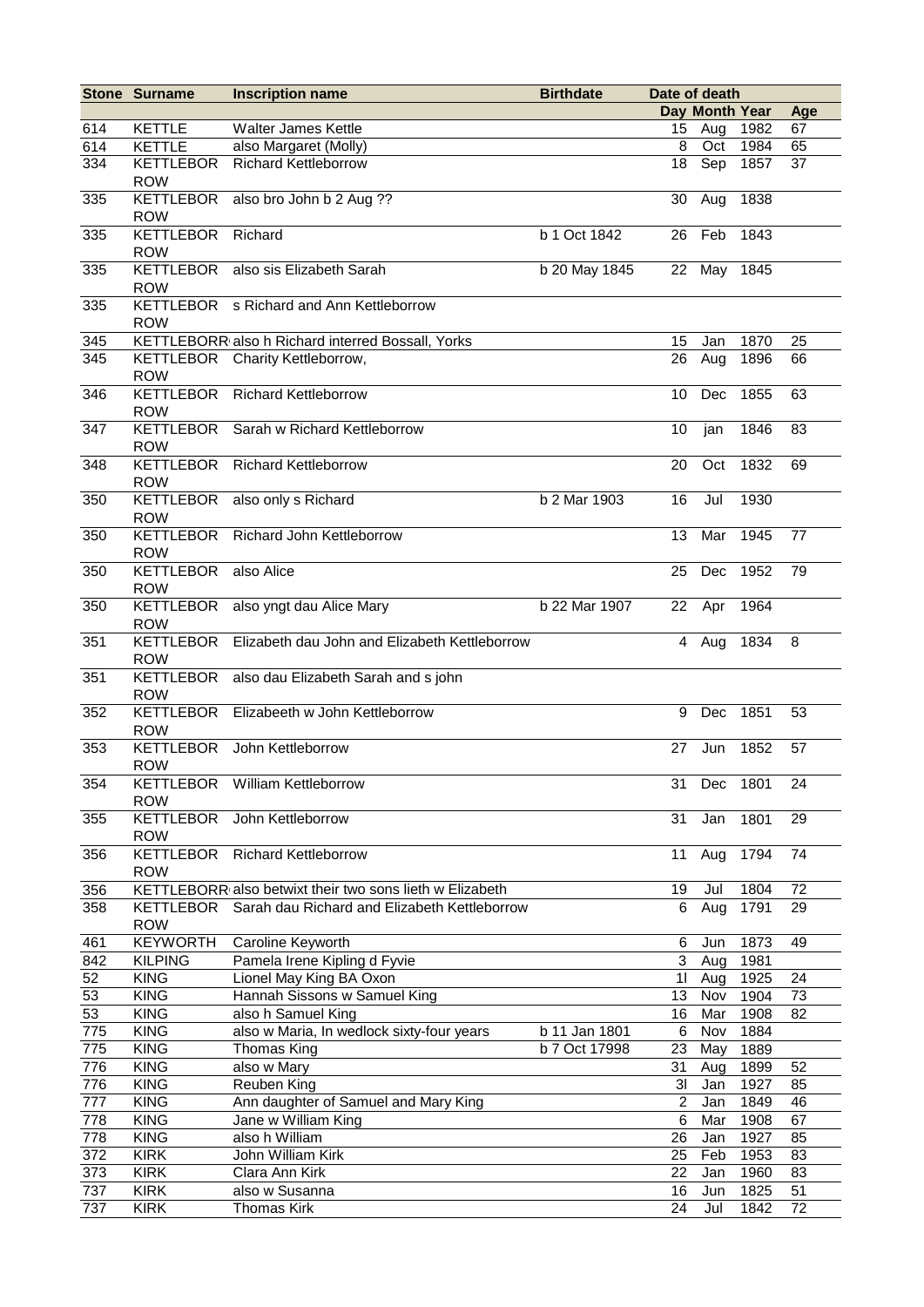| Stone | Surname | Inscription name | Birthdate | Date of death | | | Age |
|---|---|---|---|---|---|---|---|
| | | | | Day | Month | Year | Age |
| 614 | KETTLE | Walter James Kettle | | 15 | Aug | 1982 | 67 |
| 614 | KETTLE | also Margaret (Molly) | | 8 | Oct | 1984 | 65 |
| 334 | KETTLEBOR ROW | Richard Kettleborrow | | 18 | Sep | 1857 | 37 |
| 335 | KETTLEBOR ROW | also bro John b 2 Aug ?? | | 30 | Aug | 1838 | |
| 335 | KETTLEBOR ROW | Richard | b 1 Oct 1842 | 26 | Feb | 1843 | |
| 335 | KETTLEBOR ROW | also sis Elizabeth Sarah | b 20 May 1845 | 22 | May | 1845 | |
| 335 | KETTLEBOR ROW | s Richard and Ann Kettleborrow | | | | | |
| 345 | KETTLEBORR | also h Richard interred Bossall, Yorks | | 15 | Jan | 1870 | 25 |
| 345 | KETTLEBOR ROW | Charity Kettleborrow, | | 26 | Aug | 1896 | 66 |
| 346 | KETTLEBOR ROW | Richard Kettleborrow | | 10 | Dec | 1855 | 63 |
| 347 | KETTLEBOR ROW | Sarah w Richard Kettleborrow | | 10 | jan | 1846 | 83 |
| 348 | KETTLEBOR ROW | Richard Kettleborrow | | 20 | Oct | 1832 | 69 |
| 350 | KETTLEBOR ROW | also only s Richard | b 2 Mar 1903 | 16 | Jul | 1930 | |
| 350 | KETTLEBOR ROW | Richard John Kettleborrow | | 13 | Mar | 1945 | 77 |
| 350 | KETTLEBOR ROW | also Alice | | 25 | Dec | 1952 | 79 |
| 350 | KETTLEBOR ROW | also yngt dau Alice Mary | b 22 Mar 1907 | 22 | Apr | 1964 | |
| 351 | KETTLEBOR ROW | Elizabeth dau John and Elizabeth Kettleborrow | | 4 | Aug | 1834 | 8 |
| 351 | KETTLEBOR ROW | also dau Elizabeth Sarah and s john | | | | | |
| 352 | KETTLEBOR ROW | Elizabeeth w John Kettleborrow | | 9 | Dec | 1851 | 53 |
| 353 | KETTLEBOR ROW | John Kettleborrow | | 27 | Jun | 1852 | 57 |
| 354 | KETTLEBOR ROW | William Kettleborrow | | 31 | Dec | 1801 | 24 |
| 355 | KETTLEBOR ROW | John Kettleborrow | | 31 | Jan | 1801 | 29 |
| 356 | KETTLEBOR ROW | Richard Kettleborrow | | 11 | Aug | 1794 | 74 |
| 356 | KETTLEBORR | also betwixt their two sons lieth w Elizabeth | | 19 | Jul | 1804 | 72 |
| 358 | KETTLEBOR ROW | Sarah dau Richard and Elizabeth Kettleborrow | | 6 | Aug | 1791 | 29 |
| 461 | KEYWORTH | Caroline Keyworth | | 6 | Jun | 1873 | 49 |
| 842 | KILPING | Pamela Irene Kipling d Fyvie | | 3 | Aug | 1981 | |
| 52 | KING | Lionel May King BA Oxon | | 1l | Aug | 1925 | 24 |
| 53 | KING | Hannah Sissons w Samuel King | | 13 | Nov | 1904 | 73 |
| 53 | KING | also h Samuel King | | 16 | Mar | 1908 | 82 |
| 775 | KING | also w Maria, In wedlock sixty-four years | b 11 Jan 1801 | 6 | Nov | 1884 | |
| 775 | KING | Thomas King | b 7 Oct 17998 | 23 | May | 1889 | |
| 776 | KING | also w Mary | | 31 | Aug | 1899 | 52 |
| 776 | KING | Reuben King | | 3l | Jan | 1927 | 85 |
| 777 | KING | Ann daughter of Samuel and Mary King | | 2 | Jan | 1849 | 46 |
| 778 | KING | Jane w William King | | 6 | Mar | 1908 | 67 |
| 778 | KING | also h William | | 26 | Jan | 1927 | 85 |
| 372 | KIRK | John William Kirk | | 25 | Feb | 1953 | 83 |
| 373 | KIRK | Clara Ann Kirk | | 22 | Jan | 1960 | 83 |
| 737 | KIRK | also w Susanna | | 16 | Jun | 1825 | 51 |
| 737 | KIRK | Thomas Kirk | | 24 | Jul | 1842 | 72 |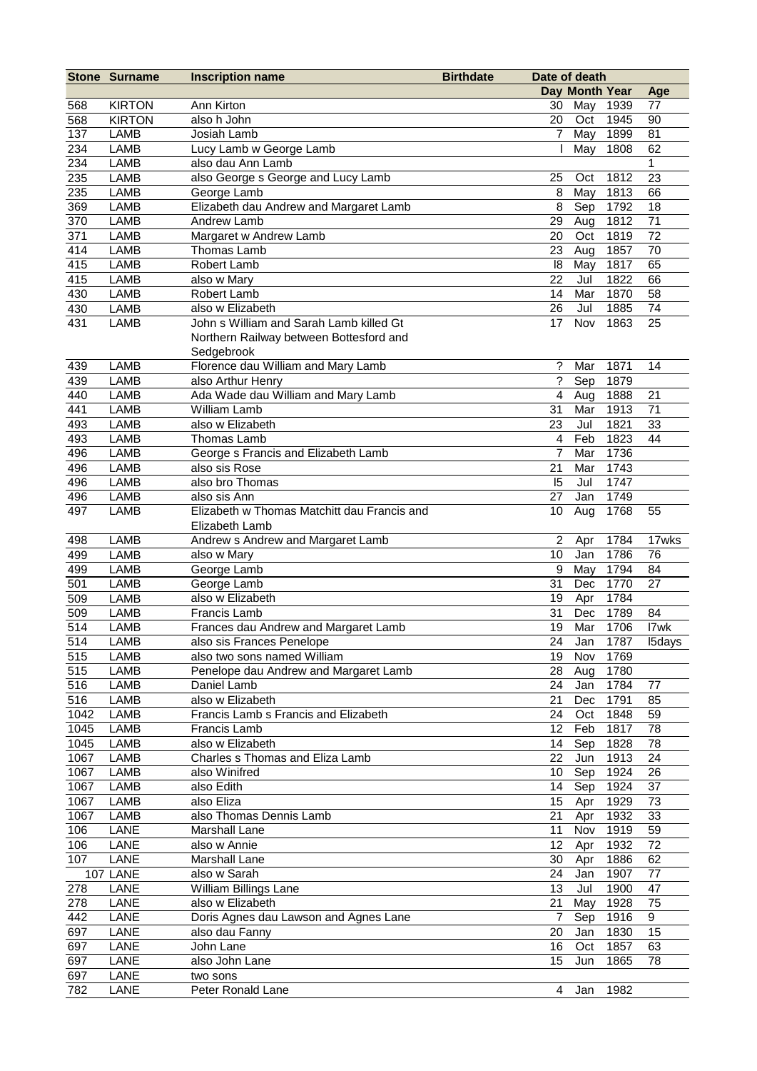| Stone | Surname | Inscription name | Birthdate | Date of death | | | |
|---|---|---|---|---|---|---|---|
| | | | | Day | Month | Year | Age |
| 568 | KIRTON | Ann Kirton | | 30 | May | 1939 | 77 |
| 568 | KIRTON | also h John | | 20 | Oct | 1945 | 90 |
| 137 | LAMB | Josiah Lamb | | 7 | May | 1899 | 81 |
| 234 | LAMB | Lucy Lamb w George Lamb | | l | May | 1808 | 62 |
| 234 | LAMB | also dau Ann Lamb | | | | | 1 |
| 235 | LAMB | also George s George and Lucy Lamb | | 25 | Oct | 1812 | 23 |
| 235 | LAMB | George Lamb | | 8 | May | 1813 | 66 |
| 369 | LAMB | Elizabeth dau Andrew and Margaret Lamb | | 8 | Sep | 1792 | 18 |
| 370 | LAMB | Andrew Lamb | | 29 | Aug | 1812 | 71 |
| 371 | LAMB | Margaret w Andrew Lamb | | 20 | Oct | 1819 | 72 |
| 414 | LAMB | Thomas Lamb | | 23 | Aug | 1857 | 70 |
| 415 | LAMB | Robert Lamb | | l8 | May | 1817 | 65 |
| 415 | LAMB | also w Mary | | 22 | Jul | 1822 | 66 |
| 430 | LAMB | Robert Lamb | | 14 | Mar | 1870 | 58 |
| 430 | LAMB | also w Elizabeth | | 26 | Jul | 1885 | 74 |
| 431 | LAMB | John s William and Sarah Lamb killed Gt Northern Railway between Bottesford and Sedgebrook | | 17 | Nov | 1863 | 25 |
| 439 | LAMB | Florence dau William and Mary Lamb | | ? | Mar | 1871 | 14 |
| 439 | LAMB | also Arthur Henry | | ? | Sep | 1879 | |
| 440 | LAMB | Ada Wade dau William and Mary Lamb | | 4 | Aug | 1888 | 21 |
| 441 | LAMB | William Lamb | | 31 | Mar | 1913 | 71 |
| 493 | LAMB | also w Elizabeth | | 23 | Jul | 1821 | 33 |
| 493 | LAMB | Thomas Lamb | | 4 | Feb | 1823 | 44 |
| 496 | LAMB | George s Francis and Elizabeth Lamb | | 7 | Mar | 1736 | |
| 496 | LAMB | also sis Rose | | 21 | Mar | 1743 | |
| 496 | LAMB | also bro Thomas | | l5 | Jul | 1747 | |
| 496 | LAMB | also sis Ann | | 27 | Jan | 1749 | |
| 497 | LAMB | Elizabeth w Thomas Matchitt dau Francis and Elizabeth Lamb | | 10 | Aug | 1768 | 55 |
| 498 | LAMB | Andrew s Andrew and Margaret Lamb | | 2 | Apr | 1784 | 17wks |
| 499 | LAMB | also w Mary | | 10 | Jan | 1786 | 76 |
| 499 | LAMB | George Lamb | | 9 | May | 1794 | 84 |
| 501 | LAMB | George Lamb | | 31 | Dec | 1770 | 27 |
| 509 | LAMB | also w Elizabeth | | 19 | Apr | 1784 | |
| 509 | LAMB | Francis Lamb | | 31 | Dec | 1789 | 84 |
| 514 | LAMB | Frances dau Andrew and Margaret Lamb | | 19 | Mar | 1706 | l7wk |
| 514 | LAMB | also sis Frances Penelope | | 24 | Jan | 1787 | l5days |
| 515 | LAMB | also two sons named William | | 19 | Nov | 1769 | |
| 515 | LAMB | Penelope dau Andrew and Margaret Lamb | | 28 | Aug | 1780 | |
| 516 | LAMB | Daniel Lamb | | 24 | Jan | 1784 | 77 |
| 516 | LAMB | also w Elizabeth | | 21 | Dec | 1791 | 85 |
| 1042 | LAMB | Francis Lamb s Francis and Elizabeth | | 24 | Oct | 1848 | 59 |
| 1045 | LAMB | Francis Lamb | | 12 | Feb | 1817 | 78 |
| 1045 | LAMB | also w Elizabeth | | 14 | Sep | 1828 | 78 |
| 1067 | LAMB | Charles s Thomas and Eliza Lamb | | 22 | Jun | 1913 | 24 |
| 1067 | LAMB | also Winifred | | 10 | Sep | 1924 | 26 |
| 1067 | LAMB | also Edith | | 14 | Sep | 1924 | 37 |
| 1067 | LAMB | also Eliza | | 15 | Apr | 1929 | 73 |
| 1067 | LAMB | also Thomas Dennis Lamb | | 21 | Apr | 1932 | 33 |
| 106 | LANE | Marshall Lane | | 11 | Nov | 1919 | 59 |
| 106 | LANE | also w Annie | | 12 | Apr | 1932 | 72 |
| 107 | LANE | Marshall Lane | | 30 | Apr | 1886 | 62 |
| 107 | LANE | also w Sarah | | 24 | Jan | 1907 | 77 |
| 278 | LANE | William Billings Lane | | 13 | Jul | 1900 | 47 |
| 278 | LANE | also w Elizabeth | | 21 | May | 1928 | 75 |
| 442 | LANE | Doris Agnes dau Lawson and Agnes Lane | | 7 | Sep | 1916 | 9 |
| 697 | LANE | also dau Fanny | | 20 | Jan | 1830 | 15 |
| 697 | LANE | John Lane | | 16 | Oct | 1857 | 63 |
| 697 | LANE | also John Lane | | 15 | Jun | 1865 | 78 |
| 697 | LANE | two sons | | | | | |
| 782 | LANE | Peter Ronald Lane | | 4 | Jan | 1982 | |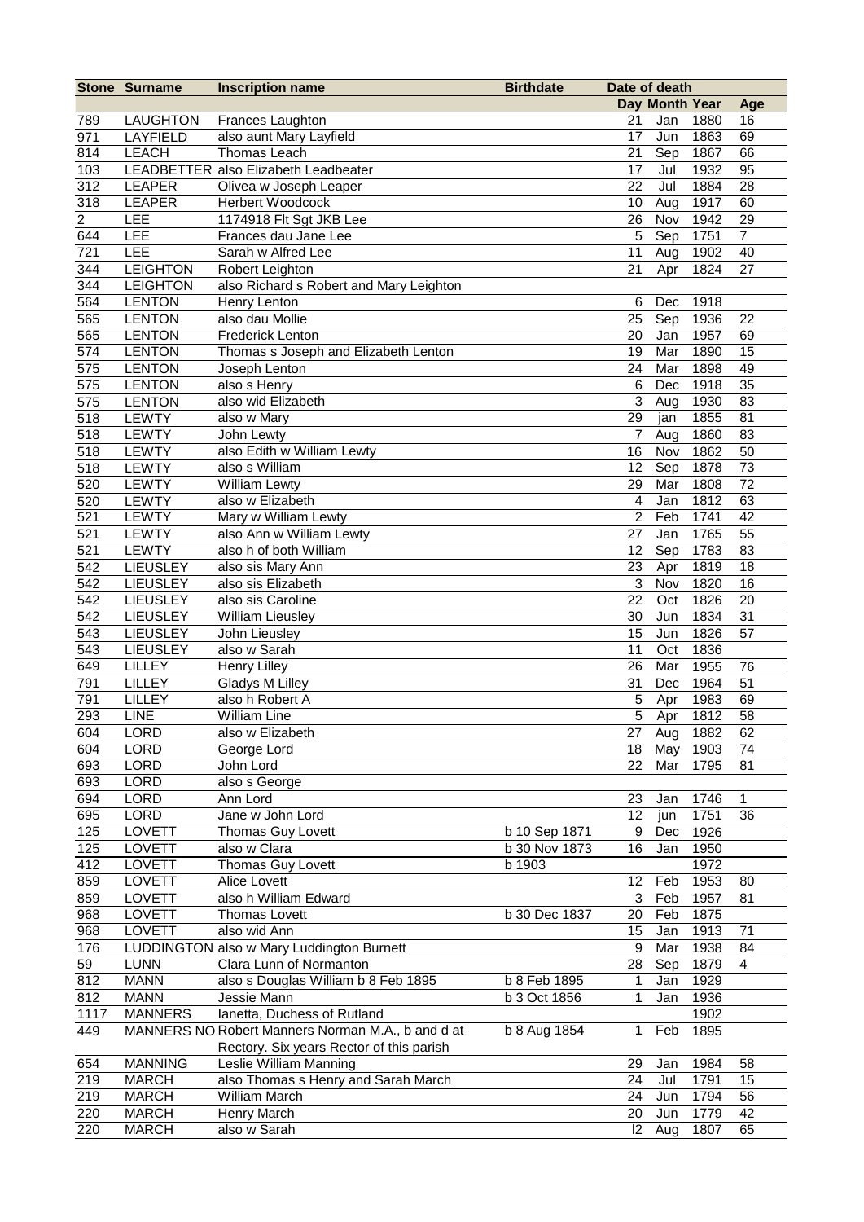| Stone | Surname | Inscription name | Birthdate | Date of death | | | |
|---|---|---|---|---|---|---|---|
| | | | | Day | Month | Year | Age |
| 789 | LAUGHTON | Frances Laughton | | 21 | Jan | 1880 | 16 |
| 971 | LAYFIELD | also aunt Mary Layfield | | 17 | Jun | 1863 | 69 |
| 814 | LEACH | Thomas Leach | | 21 | Sep | 1867 | 66 |
| 103 | LEADBETTER | also Elizabeth Leadbeater | | 17 | Jul | 1932 | 95 |
| 312 | LEAPER | Olivea w Joseph Leaper | | 22 | Jul | 1884 | 28 |
| 318 | LEAPER | Herbert Woodcock | | 10 | Aug | 1917 | 60 |
| 2 | LEE | 1174918 Flt Sgt JKB Lee | | 26 | Nov | 1942 | 29 |
| 644 | LEE | Frances dau Jane Lee | | 5 | Sep | 1751 | 7 |
| 721 | LEE | Sarah w Alfred Lee | | 11 | Aug | 1902 | 40 |
| 344 | LEIGHTON | Robert Leighton | | 21 | Apr | 1824 | 27 |
| 344 | LEIGHTON | also Richard s Robert and Mary Leighton | | | | | |
| 564 | LENTON | Henry Lenton | | 6 | Dec | 1918 | |
| 565 | LENTON | also dau Mollie | | 25 | Sep | 1936 | 22 |
| 565 | LENTON | Frederick Lenton | | 20 | Jan | 1957 | 69 |
| 574 | LENTON | Thomas s Joseph and Elizabeth Lenton | | 19 | Mar | 1890 | 15 |
| 575 | LENTON | Joseph Lenton | | 24 | Mar | 1898 | 49 |
| 575 | LENTON | also s Henry | | 6 | Dec | 1918 | 35 |
| 575 | LENTON | also wid Elizabeth | | 3 | Aug | 1930 | 83 |
| 518 | LEWTY | also w Mary | | 29 | jan | 1855 | 81 |
| 518 | LEWTY | John Lewty | | 7 | Aug | 1860 | 83 |
| 518 | LEWTY | also Edith w William Lewty | | 16 | Nov | 1862 | 50 |
| 518 | LEWTY | also s William | | 12 | Sep | 1878 | 73 |
| 520 | LEWTY | William Lewty | | 29 | Mar | 1808 | 72 |
| 520 | LEWTY | also w Elizabeth | | 4 | Jan | 1812 | 63 |
| 521 | LEWTY | Mary w William Lewty | | 2 | Feb | 1741 | 42 |
| 521 | LEWTY | also Ann w William Lewty | | 27 | Jan | 1765 | 55 |
| 521 | LEWTY | also h of both William | | 12 | Sep | 1783 | 83 |
| 542 | LIEUSLEY | also sis Mary Ann | | 23 | Apr | 1819 | 18 |
| 542 | LIEUSLEY | also sis Elizabeth | | 3 | Nov | 1820 | 16 |
| 542 | LIEUSLEY | also sis Caroline | | 22 | Oct | 1826 | 20 |
| 542 | LIEUSLEY | William Lieusley | | 30 | Jun | 1834 | 31 |
| 543 | LIEUSLEY | John Lieusley | | 15 | Jun | 1826 | 57 |
| 543 | LIEUSLEY | also w Sarah | | 11 | Oct | 1836 | |
| 649 | LILLEY | Henry Lilley | | 26 | Mar | 1955 | 76 |
| 791 | LILLEY | Gladys M Lilley | | 31 | Dec | 1964 | 51 |
| 791 | LILLEY | also h Robert A | | 5 | Apr | 1983 | 69 |
| 293 | LINE | William Line | | 5 | Apr | 1812 | 58 |
| 604 | LORD | also w Elizabeth | | 27 | Aug | 1882 | 62 |
| 604 | LORD | George Lord | | 18 | May | 1903 | 74 |
| 693 | LORD | John Lord | | 22 | Mar | 1795 | 81 |
| 693 | LORD | also s George | | | | | |
| 694 | LORD | Ann Lord | | 23 | Jan | 1746 | 1 |
| 695 | LORD | Jane w John Lord | | 12 | jun | 1751 | 36 |
| 125 | LOVETT | Thomas Guy Lovett | b 10 Sep 1871 | 9 | Dec | 1926 | |
| 125 | LOVETT | also w Clara | b 30 Nov 1873 | 16 | Jan | 1950 | |
| 412 | LOVETT | Thomas Guy Lovett | b 1903 | | | 1972 | |
| 859 | LOVETT | Alice Lovett | | 12 | Feb | 1953 | 80 |
| 859 | LOVETT | also h William Edward | | 3 | Feb | 1957 | 81 |
| 968 | LOVETT | Thomas Lovett | b 30 Dec 1837 | 20 | Feb | 1875 | |
| 968 | LOVETT | also wid Ann | | 15 | Jan | 1913 | 71 |
| 176 | LUDDINGTON | also w Mary Luddington Burnett | | 9 | Mar | 1938 | 84 |
| 59 | LUNN | Clara Lunn of Normanton | | 28 | Sep | 1879 | 4 |
| 812 | MANN | also s Douglas William b 8 Feb 1895 | b 8 Feb 1895 | 1 | Jan | 1929 | |
| 812 | MANN | Jessie Mann | b 3 Oct 1856 | 1 | Jan | 1936 | |
| 1117 | MANNERS | Ianetta, Duchess of Rutland | | | | 1902 | |
| 449 | MANNERS NO | Robert Manners Norman M.A., b and d at Rectory. Six years Rector of this parish | b 8 Aug 1854 | 1 | Feb | 1895 | |
| 654 | MANNING | Leslie William Manning | | 29 | Jan | 1984 | 58 |
| 219 | MARCH | also Thomas s Henry and Sarah March | | 24 | Jul | 1791 | 15 |
| 219 | MARCH | William March | | 24 | Jun | 1794 | 56 |
| 220 | MARCH | Henry March | | 20 | Jun | 1779 | 42 |
| 220 | MARCH | also w Sarah | | l2 | Aug | 1807 | 65 |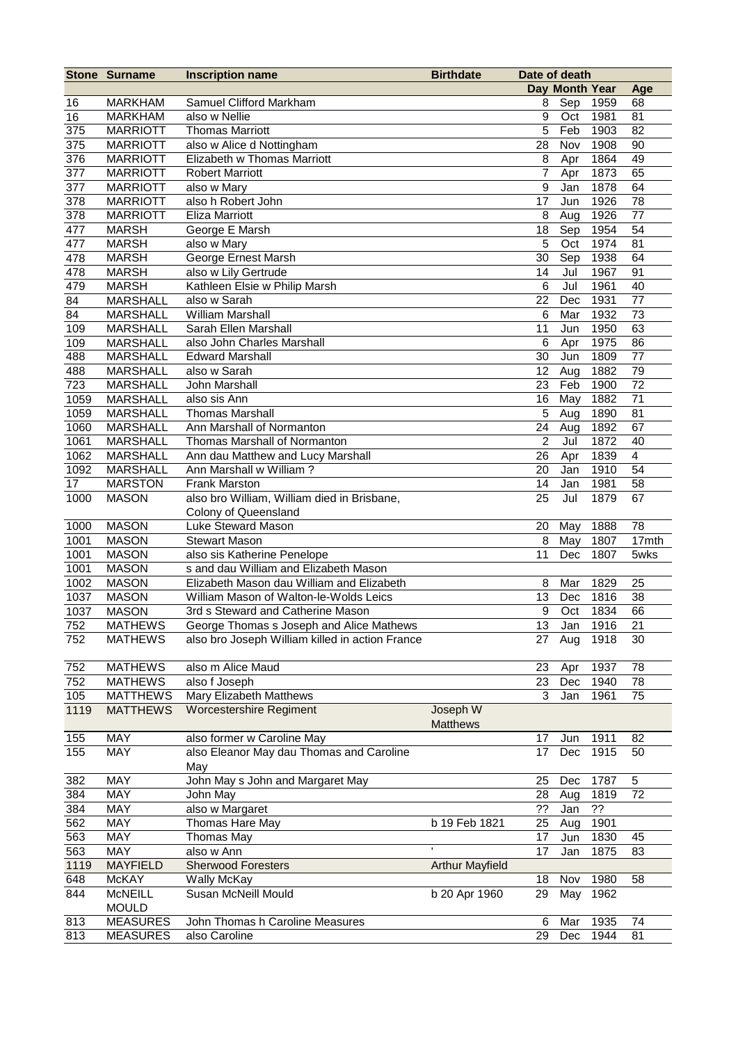| Stone | Surname | Inscription name | Birthdate | Date of death | | | |
|---|---|---|---|---|---|---|---|
| | | | | Day | Month | Year | Age |
| 16 | MARKHAM | Samuel Clifford Markham | | 8 | Sep | 1959 | 68 |
| 16 | MARKHAM | also w Nellie | | 9 | Oct | 1981 | 81 |
| 375 | MARRIOTT | Thomas Marriott | | 5 | Feb | 1903 | 82 |
| 375 | MARRIOTT | also w Alice d Nottingham | | 28 | Nov | 1908 | 90 |
| 376 | MARRIOTT | Elizabeth w Thomas Marriott | | 8 | Apr | 1864 | 49 |
| 377 | MARRIOTT | Robert Marriott | | 7 | Apr | 1873 | 65 |
| 377 | MARRIOTT | also w Mary | | 9 | Jan | 1878 | 64 |
| 378 | MARRIOTT | also h Robert John | | 17 | Jun | 1926 | 78 |
| 378 | MARRIOTT | Eliza Marriott | | 8 | Aug | 1926 | 77 |
| 477 | MARSH | George E Marsh | | 18 | Sep | 1954 | 54 |
| 477 | MARSH | also w Mary | | 5 | Oct | 1974 | 81 |
| 478 | MARSH | George Ernest Marsh | | 30 | Sep | 1938 | 64 |
| 478 | MARSH | also w Lily Gertrude | | 14 | Jul | 1967 | 91 |
| 479 | MARSH | Kathleen Elsie w Philip Marsh | | 6 | Jul | 1961 | 40 |
| 84 | MARSHALL | also w Sarah | | 22 | Dec | 1931 | 77 |
| 84 | MARSHALL | William Marshall | | 6 | Mar | 1932 | 73 |
| 109 | MARSHALL | Sarah Ellen Marshall | | 11 | Jun | 1950 | 63 |
| 109 | MARSHALL | also John Charles Marshall | | 6 | Apr | 1975 | 86 |
| 488 | MARSHALL | Edward Marshall | | 30 | Jun | 1809 | 77 |
| 488 | MARSHALL | also w Sarah | | 12 | Aug | 1882 | 79 |
| 723 | MARSHALL | John Marshall | | 23 | Feb | 1900 | 72 |
| 1059 | MARSHALL | also sis Ann | | 16 | May | 1882 | 71 |
| 1059 | MARSHALL | Thomas Marshall | | 5 | Aug | 1890 | 81 |
| 1060 | MARSHALL | Ann Marshall of Normanton | | 24 | Aug | 1892 | 67 |
| 1061 | MARSHALL | Thomas Marshall of Normanton | | 2 | Jul | 1872 | 40 |
| 1062 | MARSHALL | Ann dau Matthew and Lucy Marshall | | 26 | Apr | 1839 | 4 |
| 1092 | MARSHALL | Ann Marshall w William ? | | 20 | Jan | 1910 | 54 |
| 17 | MARSTON | Frank Marston | | 14 | Jan | 1981 | 58 |
| 1000 | MASON | also bro William, William died in Brisbane, Colony of Queensland | | 25 | Jul | 1879 | 67 |
| 1000 | MASON | Luke Steward Mason | | 20 | May | 1888 | 78 |
| 1001 | MASON | Stewart Mason | | 8 | May | 1807 | 17mth |
| 1001 | MASON | also sis Katherine Penelope | | 11 | Dec | 1807 | 5wks |
| 1001 | MASON | s and dau William and Elizabeth Mason | | | | | |
| 1002 | MASON | Elizabeth Mason dau William and Elizabeth | | 8 | Mar | 1829 | 25 |
| 1037 | MASON | William Mason of Walton-le-Wolds Leics | | 13 | Dec | 1816 | 38 |
| 1037 | MASON | 3rd s Steward and Catherine Mason | | 9 | Oct | 1834 | 66 |
| 752 | MATHEWS | George Thomas s Joseph and Alice Mathews | | 13 | Jan | 1916 | 21 |
| 752 | MATHEWS | also bro Joseph William killed in action France | | 27 | Aug | 1918 | 30 |
| 752 | MATHEWS | also m Alice Maud | | 23 | Apr | 1937 | 78 |
| 752 | MATHEWS | also f Joseph | | 23 | Dec | 1940 | 78 |
| 105 | MATTHEWS | Mary Elizabeth Matthews | | 3 | Jan | 1961 | 75 |
| 1119 | MATTHEWS | Worcestershire Regiment | Joseph W Matthews | | | | |
| 155 | MAY | also former w Caroline May | | 17 | Jun | 1911 | 82 |
| 155 | MAY | also Eleanor May dau Thomas and Caroline May | | 17 | Dec | 1915 | 50 |
| 382 | MAY | John May s John and Margaret May | | 25 | Dec | 1787 | 5 |
| 384 | MAY | John May | | 28 | Aug | 1819 | 72 |
| 384 | MAY | also w Margaret | | ?? | Jan | ?? | |
| 562 | MAY | Thomas Hare May | b 19 Feb 1821 | 25 | Aug | 1901 | |
| 563 | MAY | Thomas May | | 17 | Jun | 1830 | 45 |
| 563 | MAY | also w Ann | ' | 17 | Jan | 1875 | 83 |
| 1119 | MAYFIELD | Sherwood Foresters | Arthur Mayfield | | | | |
| 648 | McKAY | Wally McKay | | 18 | Nov | 1980 | 58 |
| 844 | McNEILL MOULD | Susan McNeill Mould | b 20 Apr 1960 | 29 | May | 1962 | |
| 813 | MEASURES | John Thomas h Caroline Measures | | 6 | Mar | 1935 | 74 |
| 813 | MEASURES | also Caroline | | 29 | Dec | 1944 | 81 |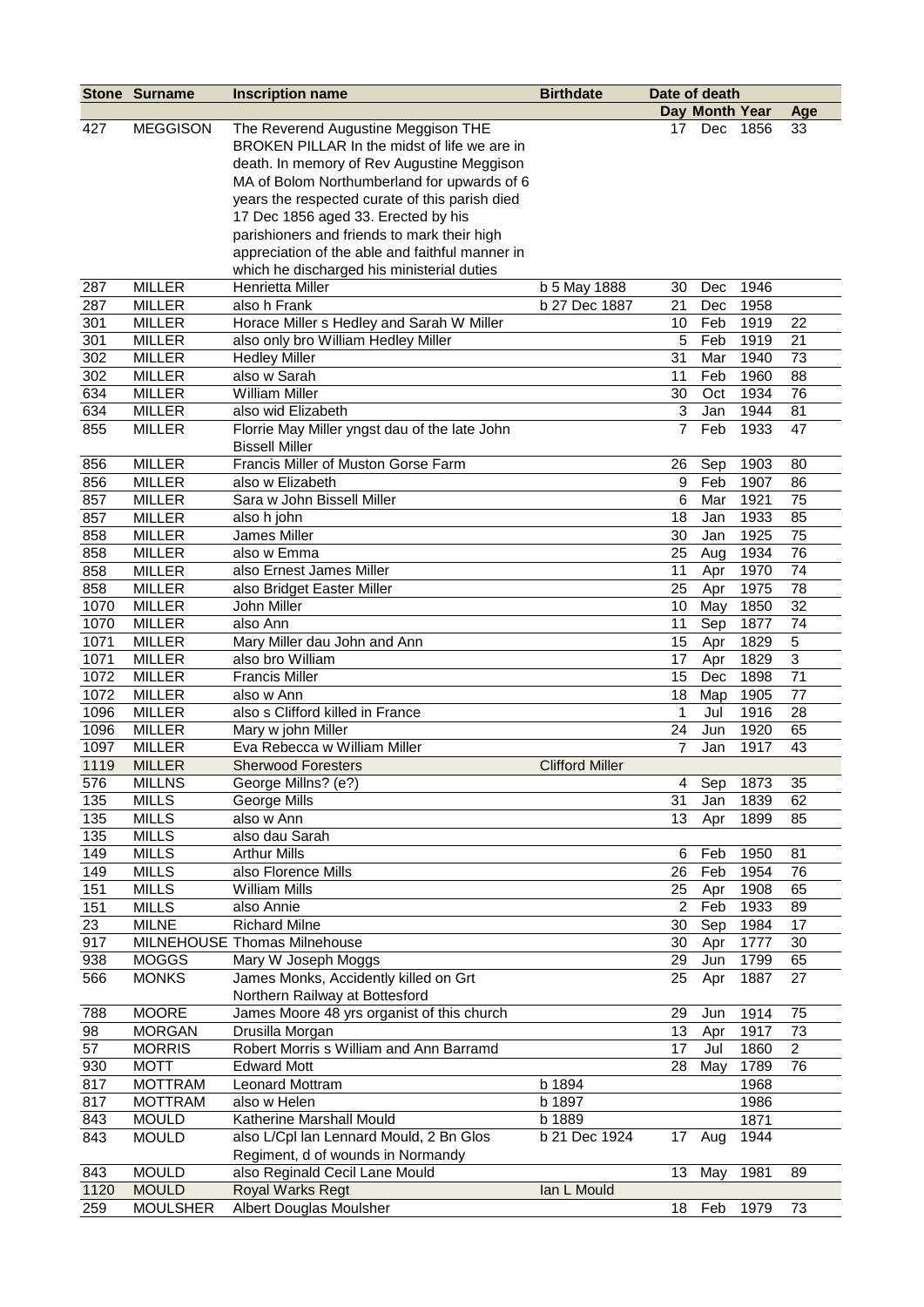| Stone | Surname | Inscription name | Birthdate | Date of death | | | |
|---|---|---|---|---|---|---|---|
| | | | | Day | Month | Year | Age |
| 427 | MEGGISON | The Reverend Augustine Meggison THE BROKEN PILLAR In the midst of life we are in death. In memory of Rev Augustine Meggison MA of Bolom Northumberland for upwards of 6 years the respected curate of this parish died 17 Dec 1856 aged 33. Erected by his parishioners and friends to mark their high appreciation of the able and faithful manner in which he discharged his ministerial duties | | 17 | Dec | 1856 | 33 |
| 287 | MILLER | Henrietta Miller | b 5 May 1888 | 30 | Dec | 1946 | |
| 287 | MILLER | also h Frank | b 27 Dec 1887 | 21 | Dec | 1958 | |
| 301 | MILLER | Horace Miller s Hedley and Sarah W Miller | | 10 | Feb | 1919 | 22 |
| 301 | MILLER | also only bro William Hedley Miller | | 5 | Feb | 1919 | 21 |
| 302 | MILLER | Hedley Miller | | 31 | Mar | 1940 | 73 |
| 302 | MILLER | also w Sarah | | 11 | Feb | 1960 | 88 |
| 634 | MILLER | William Miller | | 30 | Oct | 1934 | 76 |
| 634 | MILLER | also wid Elizabeth | | 3 | Jan | 1944 | 81 |
| 855 | MILLER | Florrie May Miller yngst dau of the late John Bissell Miller | | 7 | Feb | 1933 | 47 |
| 856 | MILLER | Francis Miller of Muston Gorse Farm | | 26 | Sep | 1903 | 80 |
| 856 | MILLER | also w Elizabeth | | 9 | Feb | 1907 | 86 |
| 857 | MILLER | Sara w John Bissell Miller | | 6 | Mar | 1921 | 75 |
| 857 | MILLER | also h john | | 18 | Jan | 1933 | 85 |
| 858 | MILLER | James Miller | | 30 | Jan | 1925 | 75 |
| 858 | MILLER | also w Emma | | 25 | Aug | 1934 | 76 |
| 858 | MILLER | also Ernest James Miller | | 11 | Apr | 1970 | 74 |
| 858 | MILLER | also Bridget Easter Miller | | 25 | Apr | 1975 | 78 |
| 1070 | MILLER | John Miller | | 10 | May | 1850 | 32 |
| 1070 | MILLER | also Ann | | 11 | Sep | 1877 | 74 |
| 1071 | MILLER | Mary Miller dau John and Ann | | 15 | Apr | 1829 | 5 |
| 1071 | MILLER | also bro William | | 17 | Apr | 1829 | 3 |
| 1072 | MILLER | Francis Miller | | 15 | Dec | 1898 | 71 |
| 1072 | MILLER | also w Ann | | 18 | Map | 1905 | 77 |
| 1096 | MILLER | also s Clifford killed in France | | 1 | Jul | 1916 | 28 |
| 1096 | MILLER | Mary w john Miller | | 24 | Jun | 1920 | 65 |
| 1097 | MILLER | Eva Rebecca w William Miller | | 7 | Jan | 1917 | 43 |
| 1119 | MILLER | Sherwood Foresters | Clifford Miller | | | | |
| 576 | MILLNS | George Millns? (e?) | | 4 | Sep | 1873 | 35 |
| 135 | MILLS | George Mills | | 31 | Jan | 1839 | 62 |
| 135 | MILLS | also w Ann | | 13 | Apr | 1899 | 85 |
| 135 | MILLS | also dau Sarah | | | | | |
| 149 | MILLS | Arthur Mills | | 6 | Feb | 1950 | 81 |
| 149 | MILLS | also Florence Mills | | 26 | Feb | 1954 | 76 |
| 151 | MILLS | William Mills | | 25 | Apr | 1908 | 65 |
| 151 | MILLS | also Annie | | 2 | Feb | 1933 | 89 |
| 23 | MILNE | Richard Milne | | 30 | Sep | 1984 | 17 |
| 917 | MILNEHOUSE | Thomas Milnehouse | | 30 | Apr | 1777 | 30 |
| 938 | MOGGS | Mary W Joseph Moggs | | 29 | Jun | 1799 | 65 |
| 566 | MONKS | James Monks, Accidently killed on Grt Northern Railway at Bottesford | | 25 | Apr | 1887 | 27 |
| 788 | MOORE | James Moore 48 yrs organist of this church | | 29 | Jun | 1914 | 75 |
| 98 | MORGAN | Drusilla Morgan | | 13 | Apr | 1917 | 73 |
| 57 | MORRIS | Robert Morris s William and Ann Barramd | | 17 | Jul | 1860 | 2 |
| 930 | MOTT | Edward Mott | | 28 | May | 1789 | 76 |
| 817 | MOTTRAM | Leonard Mottram | b 1894 | | | 1968 | |
| 817 | MOTTRAM | also w Helen | b 1897 | | | 1986 | |
| 843 | MOULD | Katherine Marshall Mould | b 1889 | | | 1871 | |
| 843 | MOULD | also L/Cpl Ian Lennard Mould, 2 Bn Glos Regiment, d of wounds in Normandy | b 21 Dec 1924 | 17 | Aug | 1944 | |
| 843 | MOULD | also Reginald Cecil Lane Mould | | 13 | May | 1981 | 89 |
| 1120 | MOULD | Royal Warks Regt | Ian L Mould | | | | |
| 259 | MOULSHER | Albert Douglas Moulsher | | 18 | Feb | 1979 | 73 |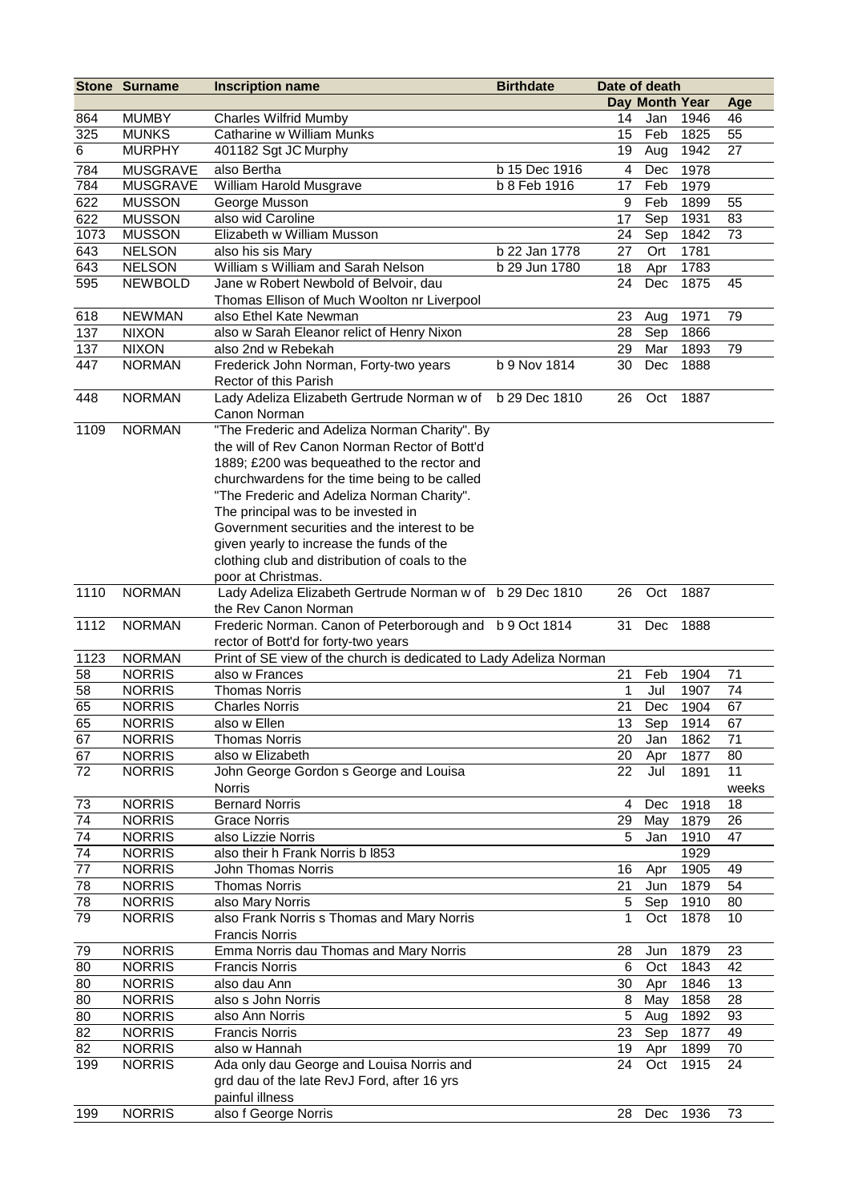| Stone | Surname | Inscription name | Birthdate | Date of death | | | |
|---|---|---|---|---|---|---|---|
| | | | | Day | Month | Year | Age |
| 864 | MUMBY | Charles Wilfrid Mumby | | 14 | Jan | 1946 | 46 |
| 325 | MUNKS | Catharine w William Munks | | 15 | Feb | 1825 | 55 |
| 6 | MURPHY | 401182 Sgt JC Murphy | | 19 | Aug | 1942 | 27 |
| 784 | MUSGRAVE | also Bertha | b 15 Dec 1916 | 4 | Dec | 1978 | |
| 784 | MUSGRAVE | William Harold Musgrave | b 8 Feb 1916 | 17 | Feb | 1979 | |
| 622 | MUSSON | George Musson | | 9 | Feb | 1899 | 55 |
| 622 | MUSSON | also wid Caroline | | 17 | Sep | 1931 | 83 |
| 1073 | MUSSON | Elizabeth w William Musson | | 24 | Sep | 1842 | 73 |
| 643 | NELSON | also his sis Mary | b 22 Jan 1778 | 27 | Ort | 1781 | |
| 643 | NELSON | William s William and Sarah Nelson | b 29 Jun 1780 | 18 | Apr | 1783 | |
| 595 | NEWBOLD | Jane w Robert Newbold of Belvoir, dau Thomas Ellison of Much Woolton nr Liverpool | | 24 | Dec | 1875 | 45 |
| 618 | NEWMAN | also Ethel Kate Newman | | 23 | Aug | 1971 | 79 |
| 137 | NIXON | also w Sarah Eleanor relict of Henry Nixon | | 28 | Sep | 1866 | |
| 137 | NIXON | also 2nd w Rebekah | | 29 | Mar | 1893 | 79 |
| 447 | NORMAN | Frederick John Norman, Forty-two years Rector of this Parish | b 9 Nov 1814 | 30 | Dec | 1888 | |
| 448 | NORMAN | Lady Adeliza Elizabeth Gertrude Norman w of Canon Norman | b 29 Dec 1810 | 26 | Oct | 1887 | |
| 1109 | NORMAN | "The Frederic and Adeliza Norman Charity". By the will of Rev Canon Norman Rector of Bott'd 1889; £200 was bequeathed to the rector and churchwardens for the time being to be called "The Frederic and Adeliza Norman Charity". The principal was to be invested in Government securities and the interest to be given yearly to increase the funds of the clothing club and distribution of coals to the poor at Christmas. | | | | | |
| 1110 | NORMAN | Lady Adeliza Elizabeth Gertrude Norman w of the Rev Canon Norman | b 29 Dec 1810 | 26 | Oct | 1887 | |
| 1112 | NORMAN | Frederic Norman. Canon of Peterborough and rector of Bott'd for forty-two years | b 9 Oct 1814 | 31 | Dec | 1888 | |
| 1123 | NORMAN | Print of SE view of the church is dedicated to Lady Adeliza Norman | | | | | |
| 58 | NORRIS | also w Frances | | 21 | Feb | 1904 | 71 |
| 58 | NORRIS | Thomas Norris | | 1 | Jul | 1907 | 74 |
| 65 | NORRIS | Charles Norris | | 21 | Dec | 1904 | 67 |
| 65 | NORRIS | also w Ellen | | 13 | Sep | 1914 | 67 |
| 67 | NORRIS | Thomas Norris | | 20 | Jan | 1862 | 71 |
| 67 | NORRIS | also w Elizabeth | | 20 | Apr | 1877 | 80 |
| 72 | NORRIS | John George Gordon s George and Louisa Norris | | 22 | Jul | 1891 | 11 weeks |
| 73 | NORRIS | Bernard Norris | | 4 | Dec | 1918 | 18 |
| 74 | NORRIS | Grace Norris | | 29 | May | 1879 | 26 |
| 74 | NORRIS | also Lizzie Norris | | 5 | Jan | 1910 | 47 |
| 74 | NORRIS | also their h Frank Norris b l853 | | | | 1929 | |
| 77 | NORRIS | John Thomas Norris | | 16 | Apr | 1905 | 49 |
| 78 | NORRIS | Thomas Norris | | 21 | Jun | 1879 | 54 |
| 78 | NORRIS | also Mary Norris | | 5 | Sep | 1910 | 80 |
| 79 | NORRIS | also Frank Norris s Thomas and Mary Norris Francis Norris | | 1 | Oct | 1878 | 10 |
| 79 | NORRIS | Emma Norris dau Thomas and Mary Norris | | 28 | Jun | 1879 | 23 |
| 80 | NORRIS | Francis Norris | | 6 | Oct | 1843 | 42 |
| 80 | NORRIS | also dau Ann | | 30 | Apr | 1846 | 13 |
| 80 | NORRIS | also s John Norris | | 8 | May | 1858 | 28 |
| 80 | NORRIS | also Ann Norris | | 5 | Aug | 1892 | 93 |
| 82 | NORRIS | Francis Norris | | 23 | Sep | 1877 | 49 |
| 82 | NORRIS | also w Hannah | | 19 | Apr | 1899 | 70 |
| 199 | NORRIS | Ada only dau George and Louisa Norris and grd dau of the late RevJ Ford, after 16 yrs painful illness | | 24 | Oct | 1915 | 24 |
| 199 | NORRIS | also f George Norris | | 28 | Dec | 1936 | 73 |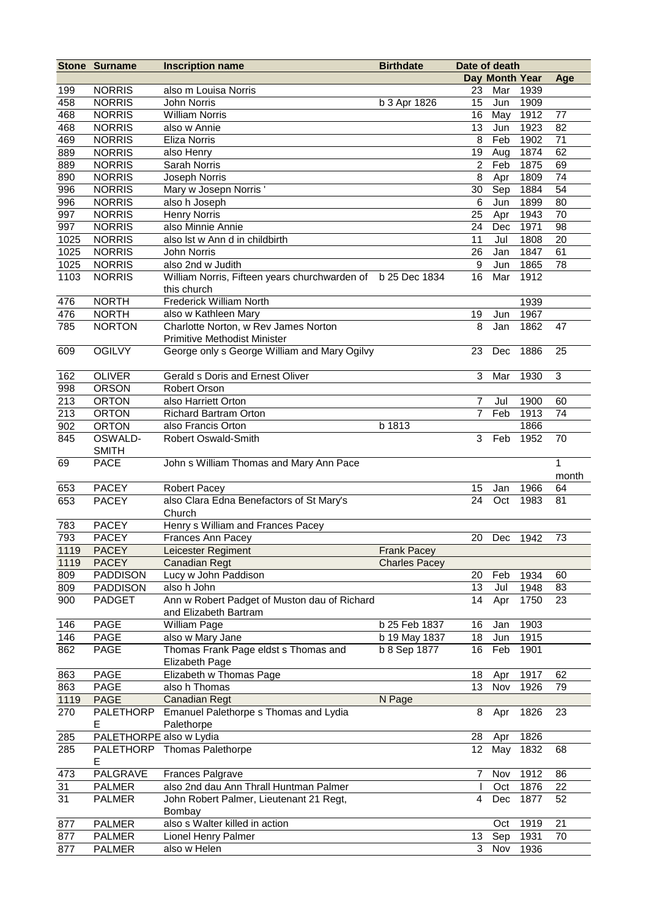| Stone | Surname | Inscription name | Birthdate | Date of death | | | |
|---|---|---|---|---|---|---|---|
| | | | | Day | Month | Year | Age |
| 199 | NORRIS | also m Louisa Norris | | 23 | Mar | 1939 | |
| 458 | NORRIS | John Norris | b 3 Apr 1826 | 15 | Jun | 1909 | |
| 468 | NORRIS | William Norris | | 16 | May | 1912 | 77 |
| 468 | NORRIS | also w Annie | | 13 | Jun | 1923 | 82 |
| 469 | NORRIS | Eliza Norris | | 8 | Feb | 1902 | 71 |
| 889 | NORRIS | also Henry | | 19 | Aug | 1874 | 62 |
| 889 | NORRIS | Sarah Norris | | 2 | Feb | 1875 | 69 |
| 890 | NORRIS | Joseph Norris | | 8 | Apr | 1809 | 74 |
| 996 | NORRIS | Mary w Josepn Norris ' | | 30 | Sep | 1884 | 54 |
| 996 | NORRIS | also h Joseph | | 6 | Jun | 1899 | 80 |
| 997 | NORRIS | Henry Norris | | 25 | Apr | 1943 | 70 |
| 997 | NORRIS | also Minnie Annie | | 24 | Dec | 1971 | 98 |
| 1025 | NORRIS | also lst w Ann d in childbirth | | 11 | Jul | 1808 | 20 |
| 1025 | NORRIS | John Norris | | 26 | Jan | 1847 | 61 |
| 1025 | NORRIS | also 2nd w Judith | | 9 | Jun | 1865 | 78 |
| 1103 | NORRIS | William Norris, Fifteen years churchwarden of this church | b 25 Dec 1834 | 16 | Mar | 1912 | |
| 476 | NORTH | Frederick William North | | | | 1939 | |
| 476 | NORTH | also w Kathleen Mary | | 19 | Jun | 1967 | |
| 785 | NORTON | Charlotte Norton, w Rev James Norton Primitive Methodist Minister | | 8 | Jan | 1862 | 47 |
| 609 | OGILVY | George only s George William and Mary Ogilvy | | 23 | Dec | 1886 | 25 |
| 162 | OLIVER | Gerald s Doris and Ernest Oliver | | 3 | Mar | 1930 | 3 |
| 998 | ORSON | Robert Orson | | | | | |
| 213 | ORTON | also Harriett Orton | | 7 | Jul | 1900 | 60 |
| 213 | ORTON | Richard Bartram Orton | | 7 | Feb | 1913 | 74 |
| 902 | ORTON | also Francis Orton | b 1813 | | | 1866 | |
| 845 | OSWALD-SMITH | Robert Oswald-Smith | | 3 | Feb | 1952 | 70 |
| 69 | PACE | John s William Thomas and Mary Ann Pace | | | | | 1 month |
| 653 | PACEY | Robert Pacey | | 15 | Jan | 1966 | 64 |
| 653 | PACEY | also Clara Edna Benefactors of St Mary's Church | | 24 | Oct | 1983 | 81 |
| 783 | PACEY | Henry s William and Frances Pacey | | | | | |
| 793 | PACEY | Frances Ann Pacey | | 20 | Dec | 1942 | 73 |
| 1119 | PACEY | Leicester Regiment | Frank Pacey | | | | |
| 1119 | PACEY | Canadian Regt | Charles Pacey | | | | |
| 809 | PADDISON | Lucy w John Paddison | | 20 | Feb | 1934 | 60 |
| 809 | PADDISON | also h John | | 13 | Jul | 1948 | 83 |
| 900 | PADGET | Ann w Robert Padget of Muston dau of Richard and Elizabeth Bartram | | 14 | Apr | 1750 | 23 |
| 146 | PAGE | William Page | b 25 Feb 1837 | 16 | Jan | 1903 | |
| 146 | PAGE | also w Mary Jane | b 19 May 1837 | 18 | Jun | 1915 | |
| 862 | PAGE | Thomas Frank Page eldst s Thomas and Elizabeth Page | b 8 Sep 1877 | 16 | Feb | 1901 | |
| 863 | PAGE | Elizabeth w Thomas Page | | 18 | Apr | 1917 | 62 |
| 863 | PAGE | also h Thomas | | 13 | Nov | 1926 | 79 |
| 1119 | PAGE | Canadian Regt | N Page | | | | |
| 270 | PALETHORPE | Emanuel Palethorpe s Thomas and Lydia Palethorpe | | 8 | Apr | 1826 | 23 |
| 285 | PALETHORPE | also w Lydia | | 28 | Apr | 1826 | |
| 285 | PALETHORPE | Thomas Palethorpe | | 12 | May | 1832 | 68 |
| 473 | PALGRAVE | Frances Palgrave | | 7 | Nov | 1912 | 86 |
| 31 | PALMER | also 2nd dau Ann Thrall Huntman Palmer | | I | Oct | 1876 | 22 |
| 31 | PALMER | John Robert Palmer, Lieutenant 21 Regt, Bombay | | 4 | Dec | 1877 | 52 |
| 877 | PALMER | also s Walter killed in action | | | Oct | 1919 | 21 |
| 877 | PALMER | Lionel Henry Palmer | | 13 | Sep | 1931 | 70 |
| 877 | PALMER | also w Helen | | 3 | Nov | 1936 | |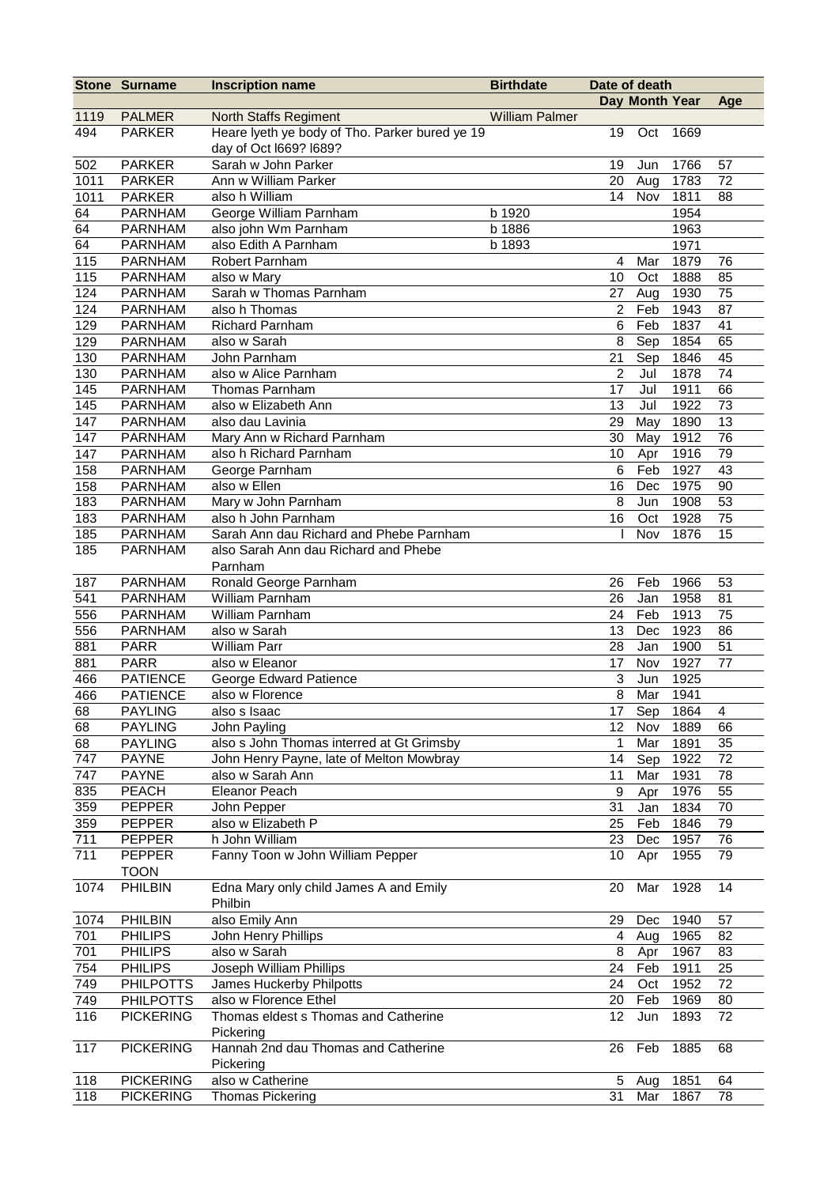| Stone | Surname | Inscription name | Birthdate | Date of death | | | |
|---|---|---|---|---|---|---|---|
| | | | | Day | Month | Year | Age |
| 1119 | PALMER | North Staffs Regiment | William Palmer | | | | |
| 494 | PARKER | Heare lyeth ye body of Tho. Parker bured ye 19 day of Oct l669? l689? | | 19 | Oct | 1669 | |
| 502 | PARKER | Sarah w John Parker | | 19 | Jun | 1766 | 57 |
| 1011 | PARKER | Ann w William Parker | | 20 | Aug | 1783 | 72 |
| 1011 | PARKER | also h William | | 14 | Nov | 1811 | 88 |
| 64 | PARNHAM | George William Parnham | b 1920 | | | 1954 | |
| 64 | PARNHAM | also john Wm Parnham | b 1886 | | | 1963 | |
| 64 | PARNHAM | also Edith A Parnham | b 1893 | | | 1971 | |
| 115 | PARNHAM | Robert Parnham | | 4 | Mar | 1879 | 76 |
| 115 | PARNHAM | also w Mary | | 10 | Oct | 1888 | 85 |
| 124 | PARNHAM | Sarah w Thomas Parnham | | 27 | Aug | 1930 | 75 |
| 124 | PARNHAM | also h Thomas | | 2 | Feb | 1943 | 87 |
| 129 | PARNHAM | Richard Parnham | | 6 | Feb | 1837 | 41 |
| 129 | PARNHAM | also w Sarah | | 8 | Sep | 1854 | 65 |
| 130 | PARNHAM | John Parnham | | 21 | Sep | 1846 | 45 |
| 130 | PARNHAM | also w Alice Parnham | | 2 | Jul | 1878 | 74 |
| 145 | PARNHAM | Thomas Parnham | | 17 | Jul | 1911 | 66 |
| 145 | PARNHAM | also w Elizabeth Ann | | 13 | Jul | 1922 | 73 |
| 147 | PARNHAM | also dau Lavinia | | 29 | May | 1890 | 13 |
| 147 | PARNHAM | Mary Ann w Richard Parnham | | 30 | May | 1912 | 76 |
| 147 | PARNHAM | also h Richard Parnham | | 10 | Apr | 1916 | 79 |
| 158 | PARNHAM | George Parnham | | 6 | Feb | 1927 | 43 |
| 158 | PARNHAM | also w Ellen | | 16 | Dec | 1975 | 90 |
| 183 | PARNHAM | Mary w John Parnham | | 8 | Jun | 1908 | 53 |
| 183 | PARNHAM | also h John Parnham | | 16 | Oct | 1928 | 75 |
| 185 | PARNHAM | Sarah Ann dau Richard and Phebe Parnham | | l | Nov | 1876 | 15 |
| 185 | PARNHAM | also Sarah Ann dau Richard and Phebe Parnham | | | | | |
| 187 | PARNHAM | Ronald George Parnham | | 26 | Feb | 1966 | 53 |
| 541 | PARNHAM | William Parnham | | 26 | Jan | 1958 | 81 |
| 556 | PARNHAM | William Parnham | | 24 | Feb | 1913 | 75 |
| 556 | PARNHAM | also w Sarah | | 13 | Dec | 1923 | 86 |
| 881 | PARR | William Parr | | 28 | Jan | 1900 | 51 |
| 881 | PARR | also w Eleanor | | 17 | Nov | 1927 | 77 |
| 466 | PATIENCE | George Edward Patience | | 3 | Jun | 1925 | |
| 466 | PATIENCE | also w Florence | | 8 | Mar | 1941 | |
| 68 | PAYLING | also s Isaac | | 17 | Sep | 1864 | 4 |
| 68 | PAYLING | John Payling | | 12 | Nov | 1889 | 66 |
| 68 | PAYLING | also s John Thomas interred at Gt Grimsby | | 1 | Mar | 1891 | 35 |
| 747 | PAYNE | John Henry Payne, late of Melton Mowbray | | 14 | Sep | 1922 | 72 |
| 747 | PAYNE | also w Sarah Ann | | 11 | Mar | 1931 | 78 |
| 835 | PEACH | Eleanor Peach | | 9 | Apr | 1976 | 55 |
| 359 | PEPPER | John Pepper | | 31 | Jan | 1834 | 70 |
| 359 | PEPPER | also w Elizabeth P | | 25 | Feb | 1846 | 79 |
| 711 | PEPPER | h John William | | 23 | Dec | 1957 | 76 |
| 711 | PEPPER TOON | Fanny Toon w John William Pepper | | 10 | Apr | 1955 | 79 |
| 1074 | PHILBIN | Edna Mary only child James A and Emily Philbin | | 20 | Mar | 1928 | 14 |
| 1074 | PHILBIN | also Emily Ann | | 29 | Dec | 1940 | 57 |
| 701 | PHILIPS | John Henry Phillips | | 4 | Aug | 1965 | 82 |
| 701 | PHILIPS | also w Sarah | | 8 | Apr | 1967 | 83 |
| 754 | PHILIPS | Joseph William Phillips | | 24 | Feb | 1911 | 25 |
| 749 | PHILPOTTS | James Huckerby Philpotts | | 24 | Oct | 1952 | 72 |
| 749 | PHILPOTTS | also w Florence Ethel | | 20 | Feb | 1969 | 80 |
| 116 | PICKERING | Thomas eldest s Thomas and Catherine Pickering | | 12 | Jun | 1893 | 72 |
| 117 | PICKERING | Hannah 2nd dau Thomas and Catherine Pickering | | 26 | Feb | 1885 | 68 |
| 118 | PICKERING | also w Catherine | | 5 | Aug | 1851 | 64 |
| 118 | PICKERING | Thomas Pickering | | 31 | Mar | 1867 | 78 |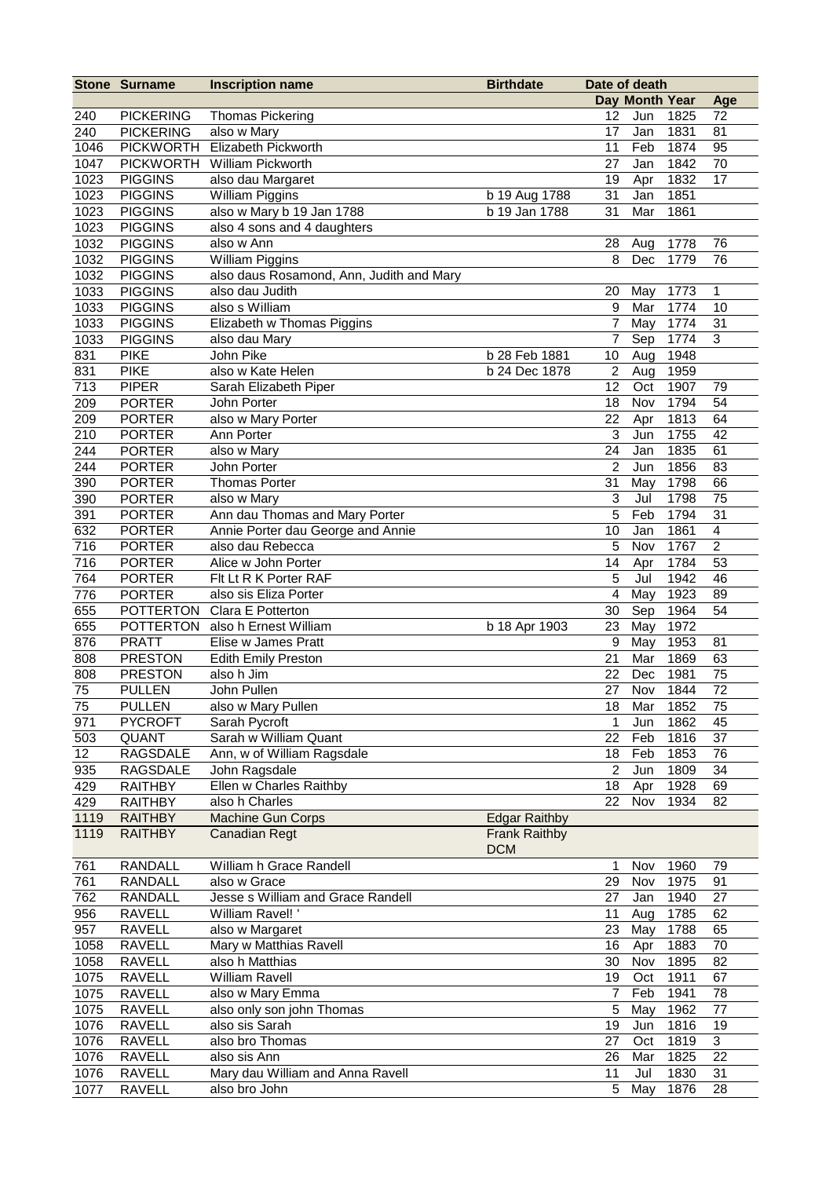| Stone | Surname | Inscription name | Birthdate | Date of death | | | |
|---|---|---|---|---|---|---|---|
| | | | | Day | Month | Year | Age |
| 240 | PICKERING | Thomas Pickering | | 12 | Jun | 1825 | 72 |
| 240 | PICKERING | also w Mary | | 17 | Jan | 1831 | 81 |
| 1046 | PICKWORTH | Elizabeth Pickworth | | 11 | Feb | 1874 | 95 |
| 1047 | PICKWORTH | William Pickworth | | 27 | Jan | 1842 | 70 |
| 1023 | PIGGINS | also dau Margaret | | 19 | Apr | 1832 | 17 |
| 1023 | PIGGINS | William Piggins | b 19 Aug 1788 | 31 | Jan | 1851 | |
| 1023 | PIGGINS | also w Mary b 19 Jan 1788 | b 19 Jan 1788 | 31 | Mar | 1861 | |
| 1023 | PIGGINS | also 4 sons and 4 daughters | | | | | |
| 1032 | PIGGINS | also w Ann | | 28 | Aug | 1778 | 76 |
| 1032 | PIGGINS | William Piggins | | 8 | Dec | 1779 | 76 |
| 1032 | PIGGINS | also daus Rosamond, Ann, Judith and Mary | | | | | |
| 1033 | PIGGINS | also dau Judith | | 20 | May | 1773 | 1 |
| 1033 | PIGGINS | also s William | | 9 | Mar | 1774 | 10 |
| 1033 | PIGGINS | Elizabeth w Thomas Piggins | | 7 | May | 1774 | 31 |
| 1033 | PIGGINS | also dau Mary | | 7 | Sep | 1774 | 3 |
| 831 | PIKE | John Pike | b 28 Feb 1881 | 10 | Aug | 1948 | |
| 831 | PIKE | also w Kate Helen | b 24 Dec 1878 | 2 | Aug | 1959 | |
| 713 | PIPER | Sarah Elizabeth Piper | | 12 | Oct | 1907 | 79 |
| 209 | PORTER | John Porter | | 18 | Nov | 1794 | 54 |
| 209 | PORTER | also w Mary Porter | | 22 | Apr | 1813 | 64 |
| 210 | PORTER | Ann Porter | | 3 | Jun | 1755 | 42 |
| 244 | PORTER | also w Mary | | 24 | Jan | 1835 | 61 |
| 244 | PORTER | John Porter | | 2 | Jun | 1856 | 83 |
| 390 | PORTER | Thomas Porter | | 31 | May | 1798 | 66 |
| 390 | PORTER | also w Mary | | 3 | Jul | 1798 | 75 |
| 391 | PORTER | Ann dau Thomas and Mary Porter | | 5 | Feb | 1794 | 31 |
| 632 | PORTER | Annie Porter dau George and Annie | | 10 | Jan | 1861 | 4 |
| 716 | PORTER | also dau Rebecca | | 5 | Nov | 1767 | 2 |
| 716 | PORTER | Alice w John Porter | | 14 | Apr | 1784 | 53 |
| 764 | PORTER | Flt Lt R K Porter RAF | | 5 | Jul | 1942 | 46 |
| 776 | PORTER | also sis Eliza Porter | | 4 | May | 1923 | 89 |
| 655 | POTTERTON | Clara E Potterton | | 30 | Sep | 1964 | 54 |
| 655 | POTTERTON | also h Ernest William | b 18 Apr 1903 | 23 | May | 1972 | |
| 876 | PRATT | Elise w James Pratt | | 9 | May | 1953 | 81 |
| 808 | PRESTON | Edith Emily Preston | | 21 | Mar | 1869 | 63 |
| 808 | PRESTON | also h Jim | | 22 | Dec | 1981 | 75 |
| 75 | PULLEN | John Pullen | | 27 | Nov | 1844 | 72 |
| 75 | PULLEN | also w Mary Pullen | | 18 | Mar | 1852 | 75 |
| 971 | PYCROFT | Sarah Pycroft | | 1 | Jun | 1862 | 45 |
| 503 | QUANT | Sarah w William Quant | | 22 | Feb | 1816 | 37 |
| 12 | RAGSDALE | Ann, w of William Ragsdale | | 18 | Feb | 1853 | 76 |
| 935 | RAGSDALE | John Ragsdale | | 2 | Jun | 1809 | 34 |
| 429 | RAITHBY | Ellen w Charles Raithby | | 18 | Apr | 1928 | 69 |
| 429 | RAITHBY | also h Charles | | 22 | Nov | 1934 | 82 |
| 1119 | RAITHBY | Machine Gun Corps | Edgar Raithby | | | | |
| 1119 | RAITHBY | Canadian Regt | Frank Raithby DCM | | | | |
| 761 | RANDALL | William h Grace Randell | | 1 | Nov | 1960 | 79 |
| 761 | RANDALL | also w Grace | | 29 | Nov | 1975 | 91 |
| 762 | RANDALL | Jesse s William and Grace Randell | | 27 | Jan | 1940 | 27 |
| 956 | RAVELL | William Ravel! ' | | 11 | Aug | 1785 | 62 |
| 957 | RAVELL | also w Margaret | | 23 | May | 1788 | 65 |
| 1058 | RAVELL | Mary w Matthias Ravell | | 16 | Apr | 1883 | 70 |
| 1058 | RAVELL | also h Matthias | | 30 | Nov | 1895 | 82 |
| 1075 | RAVELL | William Ravell | | 19 | Oct | 1911 | 67 |
| 1075 | RAVELL | also w Mary Emma | | 7 | Feb | 1941 | 78 |
| 1075 | RAVELL | also only son john Thomas | | 5 | May | 1962 | 77 |
| 1076 | RAVELL | also sis Sarah | | 19 | Jun | 1816 | 19 |
| 1076 | RAVELL | also bro Thomas | | 27 | Oct | 1819 | 3 |
| 1076 | RAVELL | also sis Ann | | 26 | Mar | 1825 | 22 |
| 1076 | RAVELL | Mary dau William and Anna Ravell | | 11 | Jul | 1830 | 31 |
| 1077 | RAVELL | also bro John | | 5 | May | 1876 | 28 |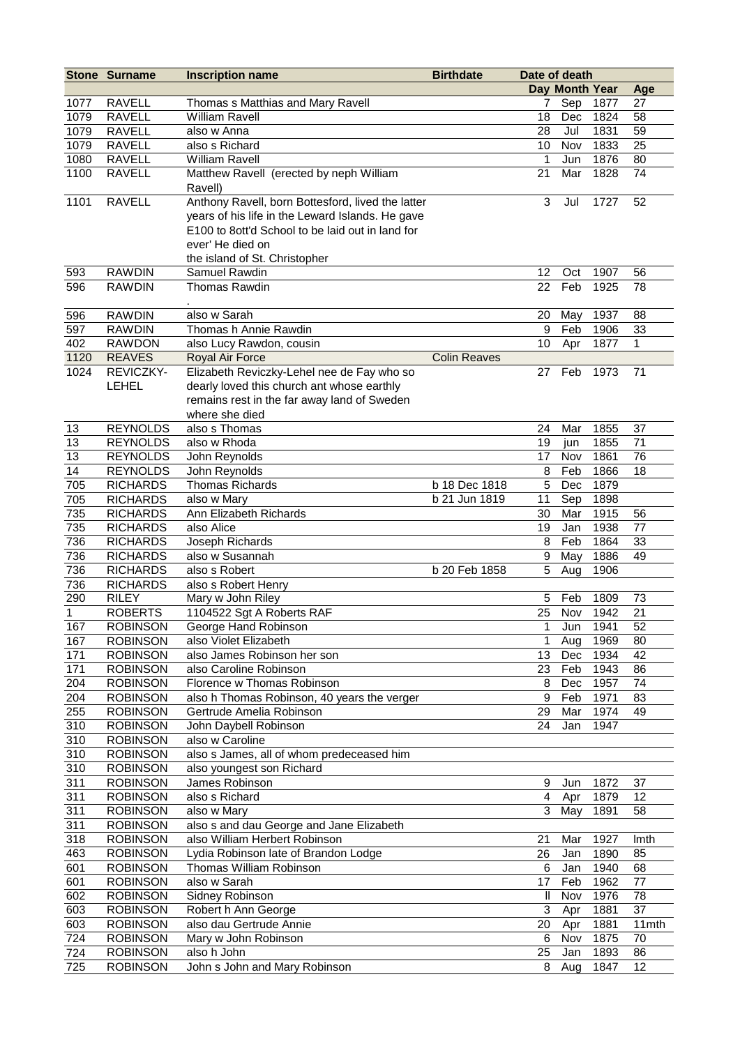| Stone | Surname | Inscription name | Birthdate | Date of death | | | Age |
|---|---|---|---|---|---|---|---|
| | | | | Day | Month | Year | Age |
| 1077 | RAVELL | Thomas s Matthias and Mary Ravell | | 7 | Sep | 1877 | 27 |
| 1079 | RAVELL | William Ravell | | 18 | Dec | 1824 | 58 |
| 1079 | RAVELL | also w Anna | | 28 | Jul | 1831 | 59 |
| 1079 | RAVELL | also s Richard | | 10 | Nov | 1833 | 25 |
| 1080 | RAVELL | William Ravell | | 1 | Jun | 1876 | 80 |
| 1100 | RAVELL | Matthew Ravell (erected by neph William Ravell) | | 21 | Mar | 1828 | 74 |
| 1101 | RAVELL | Anthony Ravell, born Bottesford, lived the latter years of his life in the Leward Islands. He gave E100 to 8ott'd School to be laid out in land for ever' He died on the island of St. Christopher | | 3 | Jul | 1727 | 52 |
| 593 | RAWDIN | Samuel Rawdin | | 12 | Oct | 1907 | 56 |
| 596 | RAWDIN | Thomas Rawdin . | | 22 | Feb | 1925 | 78 |
| 596 | RAWDIN | also w Sarah | | 20 | May | 1937 | 88 |
| 597 | RAWDIN | Thomas h Annie Rawdin | | 9 | Feb | 1906 | 33 |
| 402 | RAWDON | also Lucy Rawdon, cousin | | 10 | Apr | 1877 | 1 |
| 1120 | REAVES | Royal Air Force | Colin Reaves | | | | |
| 1024 | REVICZKY-LEHEL | Elizabeth Reviczky-Lehel nee de Fay who so dearly loved this church ant whose earthly remains rest in the far away land of Sweden where she died | | 27 | Feb | 1973 | 71 |
| 13 | REYNOLDS | also s Thomas | | 24 | Mar | 1855 | 37 |
| 13 | REYNOLDS | also w Rhoda | | 19 | jun | 1855 | 71 |
| 13 | REYNOLDS | John Reynolds | | 17 | Nov | 1861 | 76 |
| 14 | REYNOLDS | John Reynolds | | 8 | Feb | 1866 | 18 |
| 705 | RICHARDS | Thomas Richards | b 18 Dec 1818 | 5 | Dec | 1879 | |
| 705 | RICHARDS | also w Mary | b 21 Jun 1819 | 11 | Sep | 1898 | |
| 735 | RICHARDS | Ann Elizabeth Richards | | 30 | Mar | 1915 | 56 |
| 735 | RICHARDS | also Alice | | 19 | Jan | 1938 | 77 |
| 736 | RICHARDS | Joseph Richards | | 8 | Feb | 1864 | 33 |
| 736 | RICHARDS | also w Susannah | | 9 | May | 1886 | 49 |
| 736 | RICHARDS | also s Robert | b 20 Feb 1858 | 5 | Aug | 1906 | |
| 736 | RICHARDS | also s Robert Henry | | | | | |
| 290 | RILEY | Mary w John Riley | | 5 | Feb | 1809 | 73 |
| 1 | ROBERTS | 1104522 Sgt A Roberts RAF | | 25 | Nov | 1942 | 21 |
| 167 | ROBINSON | George Hand Robinson | | 1 | Jun | 1941 | 52 |
| 167 | ROBINSON | also Violet Elizabeth | | 1 | Aug | 1969 | 80 |
| 171 | ROBINSON | also James Robinson her son | | 13 | Dec | 1934 | 42 |
| 171 | ROBINSON | also Caroline Robinson | | 23 | Feb | 1943 | 86 |
| 204 | ROBINSON | Florence w Thomas Robinson | | 8 | Dec | 1957 | 74 |
| 204 | ROBINSON | also h Thomas Robinson, 40 years the verger | | 9 | Feb | 1971 | 83 |
| 255 | ROBINSON | Gertrude Amelia Robinson | | 29 | Mar | 1974 | 49 |
| 310 | ROBINSON | John Daybell Robinson | | 24 | Jan | 1947 | |
| 310 | ROBINSON | also w Caroline | | | | | |
| 310 | ROBINSON | also s James, all of whom predeceased him | | | | | |
| 310 | ROBINSON | also youngest son Richard | | | | | |
| 311 | ROBINSON | James Robinson | | 9 | Jun | 1872 | 37 |
| 311 | ROBINSON | also s Richard | | 4 | Apr | 1879 | 12 |
| 311 | ROBINSON | also w Mary | | 3 | May | 1891 | 58 |
| 311 | ROBINSON | also s and dau George and Jane Elizabeth | | | | | |
| 318 | ROBINSON | also William Herbert Robinson | | 21 | Mar | 1927 | lmth |
| 463 | ROBINSON | Lydia Robinson late of Brandon Lodge | | 26 | Jan | 1890 | 85 |
| 601 | ROBINSON | Thomas William Robinson | | 6 | Jan | 1940 | 68 |
| 601 | ROBINSON | also w Sarah | | 17 | Feb | 1962 | 77 |
| 602 | ROBINSON | Sidney Robinson | | ll | Nov | 1976 | 78 |
| 603 | ROBINSON | Robert h Ann George | | 3 | Apr | 1881 | 37 |
| 603 | ROBINSON | also dau Gertrude Annie | | 20 | Apr | 1881 | 11mth |
| 724 | ROBINSON | Mary w John Robinson | | 6 | Nov | 1875 | 70 |
| 724 | ROBINSON | also h John | | 25 | Jan | 1893 | 86 |
| 725 | ROBINSON | John s John and Mary Robinson | | 8 | Aug | 1847 | 12 |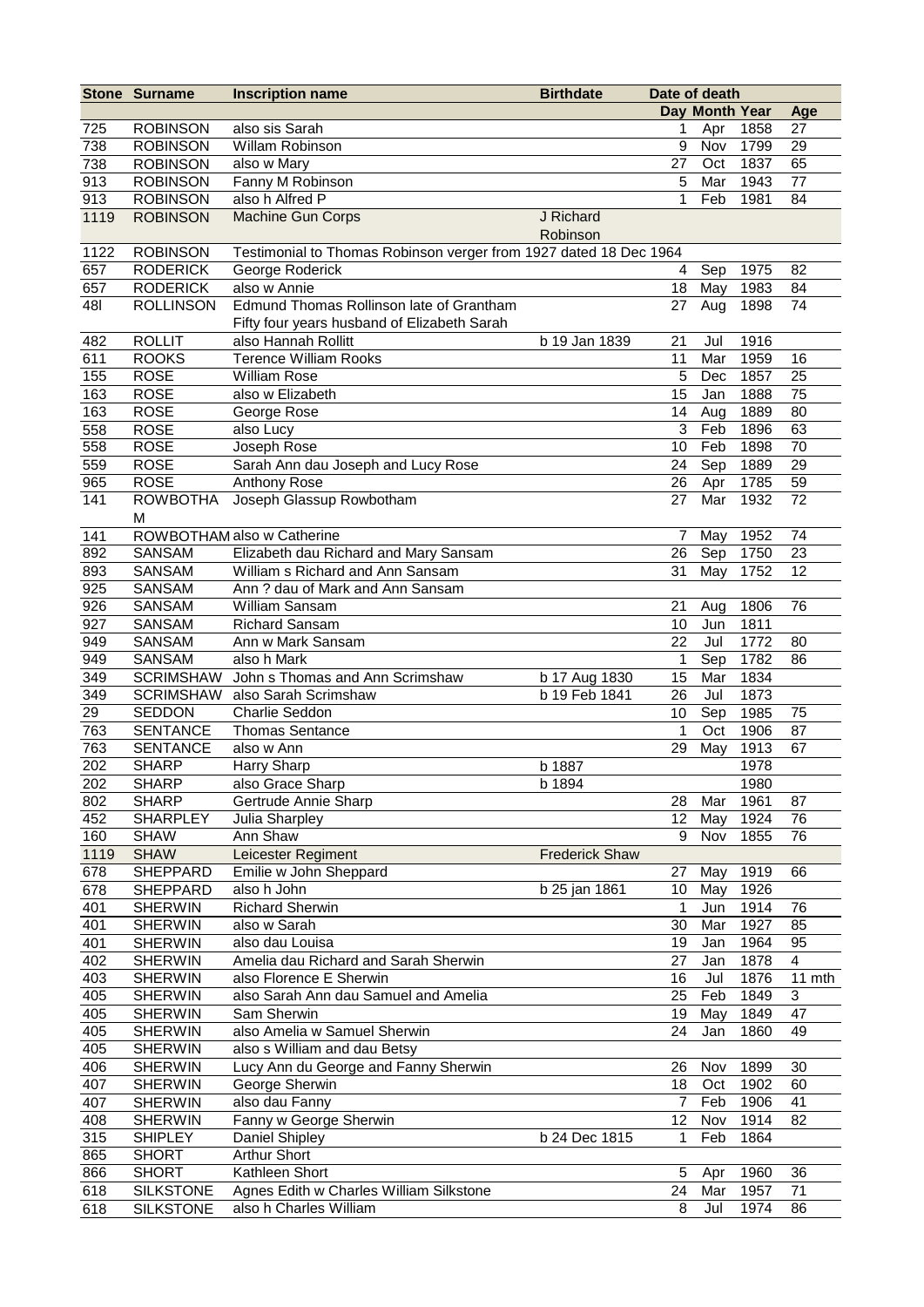| Stone | Surname | Inscription name | Birthdate | Date of death | | | |
|---|---|---|---|---|---|---|---|
| | | | | Day | Month | Year | Age |
| 725 | ROBINSON | also sis Sarah | | 1 | Apr | 1858 | 27 |
| 738 | ROBINSON | Willam Robinson | | 9 | Nov | 1799 | 29 |
| 738 | ROBINSON | also w Mary | | 27 | Oct | 1837 | 65 |
| 913 | ROBINSON | Fanny M Robinson | | 5 | Mar | 1943 | 77 |
| 913 | ROBINSON | also h Alfred P | | 1 | Feb | 1981 | 84 |
| 1119 | ROBINSON | Machine Gun Corps | J Richard Robinson | | | | |
| 1122 | ROBINSON | Testimonial to Thomas Robinson verger from 1927 dated 18 Dec 1964 | | | | | |
| 657 | RODERICK | George Roderick | | 4 | Sep | 1975 | 82 |
| 657 | RODERICK | also w Annie | | 18 | May | 1983 | 84 |
| 48l | ROLLINSON | Edmund Thomas Rollinson late of Grantham Fifty four years husband of Elizabeth Sarah | | 27 | Aug | 1898 | 74 |
| 482 | ROLLIT | also Hannah Rollitt | b 19 Jan 1839 | 21 | Jul | 1916 | |
| 611 | ROOKS | Terence William Rooks | | 11 | Mar | 1959 | 16 |
| 155 | ROSE | William Rose | | 5 | Dec | 1857 | 25 |
| 163 | ROSE | also w Elizabeth | | 15 | Jan | 1888 | 75 |
| 163 | ROSE | George Rose | | 14 | Aug | 1889 | 80 |
| 558 | ROSE | also Lucy | | 3 | Feb | 1896 | 63 |
| 558 | ROSE | Joseph Rose | | 10 | Feb | 1898 | 70 |
| 559 | ROSE | Sarah Ann dau Joseph and Lucy Rose | | 24 | Sep | 1889 | 29 |
| 965 | ROSE | Anthony Rose | | 26 | Apr | 1785 | 59 |
| 141 | ROWBOTHAM | Joseph Glassup Rowbotham | | 27 | Mar | 1932 | 72 |
| 141 | ROWBOTHAM | also w Catherine | | 7 | May | 1952 | 74 |
| 892 | SANSAM | Elizabeth dau Richard and Mary Sansam | | 26 | Sep | 1750 | 23 |
| 893 | SANSAM | William s Richard and Ann Sansam | | 31 | May | 1752 | 12 |
| 925 | SANSAM | Ann ? dau of Mark and Ann Sansam | | | | | |
| 926 | SANSAM | William Sansam | | 21 | Aug | 1806 | 76 |
| 927 | SANSAM | Richard Sansam | | 10 | Jun | 1811 | |
| 949 | SANSAM | Ann w Mark Sansam | | 22 | Jul | 1772 | 80 |
| 949 | SANSAM | also h Mark | | 1 | Sep | 1782 | 86 |
| 349 | SCRIMSHAW | John s Thomas and Ann Scrimshaw | b 17 Aug 1830 | 15 | Mar | 1834 | |
| 349 | SCRIMSHAW | also Sarah Scrimshaw | b 19 Feb 1841 | 26 | Jul | 1873 | |
| 29 | SEDDON | Charlie Seddon | | 10 | Sep | 1985 | 75 |
| 763 | SENTANCE | Thomas Sentance | | 1 | Oct | 1906 | 87 |
| 763 | SENTANCE | also w Ann | | 29 | May | 1913 | 67 |
| 202 | SHARP | Harry Sharp | b 1887 | | | 1978 | |
| 202 | SHARP | also Grace Sharp | b 1894 | | | 1980 | |
| 802 | SHARP | Gertrude Annie Sharp | | 28 | Mar | 1961 | 87 |
| 452 | SHARPLEY | Julia Sharpley | | 12 | May | 1924 | 76 |
| 160 | SHAW | Ann Shaw | | 9 | Nov | 1855 | 76 |
| 1119 | SHAW | Leicester Regiment | Frederick Shaw | | | | |
| 678 | SHEPPARD | Emilie w John Sheppard | | 27 | May | 1919 | 66 |
| 678 | SHEPPARD | also h John | b 25 jan 1861 | 10 | May | 1926 | |
| 401 | SHERWIN | Richard Sherwin | | 1 | Jun | 1914 | 76 |
| 401 | SHERWIN | also w Sarah | | 30 | Mar | 1927 | 85 |
| 401 | SHERWIN | also dau Louisa | | 19 | Jan | 1964 | 95 |
| 402 | SHERWIN | Amelia dau Richard and Sarah Sherwin | | 27 | Jan | 1878 | 4 |
| 403 | SHERWIN | also Florence E Sherwin | | 16 | Jul | 1876 | 11 mth |
| 405 | SHERWIN | also Sarah Ann dau Samuel and Amelia | | 25 | Feb | 1849 | 3 |
| 405 | SHERWIN | Sam Sherwin | | 19 | May | 1849 | 47 |
| 405 | SHERWIN | also Amelia w Samuel Sherwin | | 24 | Jan | 1860 | 49 |
| 405 | SHERWIN | also s William and dau Betsy | | | | | |
| 406 | SHERWIN | Lucy Ann du George and Fanny Sherwin | | 26 | Nov | 1899 | 30 |
| 407 | SHERWIN | George Sherwin | | 18 | Oct | 1902 | 60 |
| 407 | SHERWIN | also dau Fanny | | 7 | Feb | 1906 | 41 |
| 408 | SHERWIN | Fanny w George Sherwin | | 12 | Nov | 1914 | 82 |
| 315 | SHIPLEY | Daniel Shipley | b 24 Dec 1815 | 1 | Feb | 1864 | |
| 865 | SHORT | Arthur Short | | | | | |
| 866 | SHORT | Kathleen Short | | 5 | Apr | 1960 | 36 |
| 618 | SILKSTONE | Agnes Edith w Charles William Silkstone | | 24 | Mar | 1957 | 71 |
| 618 | SILKSTONE | also h Charles William | | 8 | Jul | 1974 | 86 |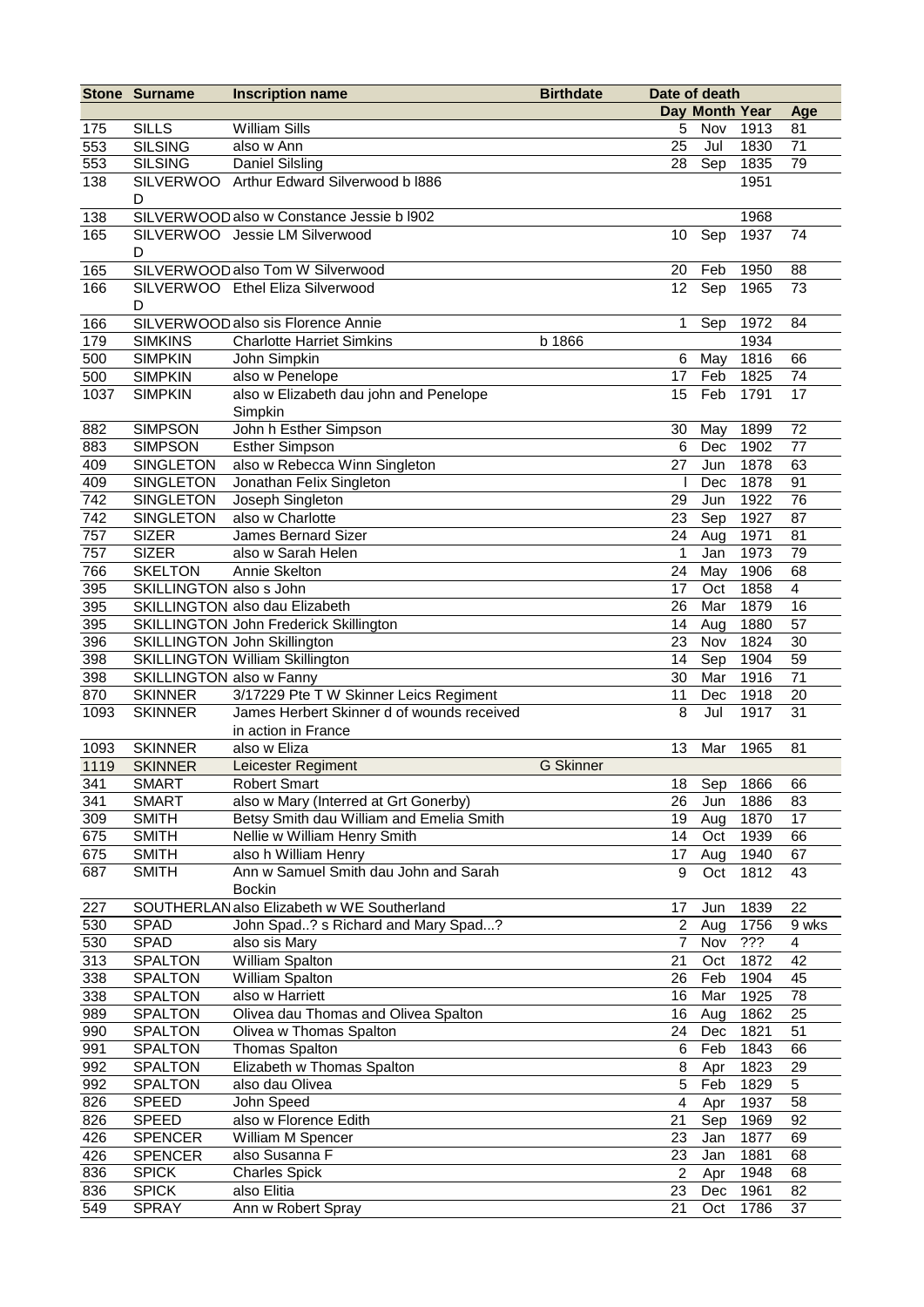| Stone | Surname | Inscription name | Birthdate | Date of death | | | |
|---|---|---|---|---|---|---|---|
| | | | | Day | Month | Year | Age |
| 175 | SILLS | William Sills | | 5 | Nov | 1913 | 81 |
| 553 | SILSING | also w Ann | | 25 | Jul | 1830 | 71 |
| 553 | SILSING | Daniel Silsling | | 28 | Sep | 1835 | 79 |
| 138 | SILVERWOOD | Arthur Edward Silverwood b l886 | | | | 1951 | |
| 138 | SILVERWOOD | also w Constance Jessie b l902 | | | | 1968 | |
| 165 | SILVERWOOD | Jessie LM Silverwood | | 10 | Sep | 1937 | 74 |
| 165 | SILVERWOOD | also Tom W Silverwood | | 20 | Feb | 1950 | 88 |
| 166 | SILVERWOOD | Ethel Eliza Silverwood | | 12 | Sep | 1965 | 73 |
| 166 | SILVERWOOD | also sis Florence Annie | | 1 | Sep | 1972 | 84 |
| 179 | SIMKINS | Charlotte Harriet Simkins | b 1866 | | | 1934 | |
| 500 | SIMPKIN | John Simpkin | | 6 | May | 1816 | 66 |
| 500 | SIMPKIN | also w Penelope | | 17 | Feb | 1825 | 74 |
| 1037 | SIMPKIN | also w Elizabeth dau john and Penelope Simpkin | | 15 | Feb | 1791 | 17 |
| 882 | SIMPSON | John h Esther Simpson | | 30 | May | 1899 | 72 |
| 883 | SIMPSON | Esther Simpson | | 6 | Dec | 1902 | 77 |
| 409 | SINGLETON | also w Rebecca Winn Singleton | | 27 | Jun | 1878 | 63 |
| 409 | SINGLETON | Jonathan Felix Singleton | | l | Dec | 1878 | 91 |
| 742 | SINGLETON | Joseph Singleton | | 29 | Jun | 1922 | 76 |
| 742 | SINGLETON | also w Charlotte | | 23 | Sep | 1927 | 87 |
| 757 | SIZER | James Bernard Sizer | | 24 | Aug | 1971 | 81 |
| 757 | SIZER | also w Sarah Helen | | 1 | Jan | 1973 | 79 |
| 766 | SKELTON | Annie Skelton | | 24 | May | 1906 | 68 |
| 395 | SKILLINGTON | also s John | | 17 | Oct | 1858 | 4 |
| 395 | SKILLINGTON | also dau Elizabeth | | 26 | Mar | 1879 | 16 |
| 395 | SKILLINGTON | John Frederick Skillington | | 14 | Aug | 1880 | 57 |
| 396 | SKILLINGTON | John Skillington | | 23 | Nov | 1824 | 30 |
| 398 | SKILLINGTON | William Skillington | | 14 | Sep | 1904 | 59 |
| 398 | SKILLINGTON | also w Fanny | | 30 | Mar | 1916 | 71 |
| 870 | SKINNER | 3/17229 Pte T W Skinner Leics Regiment | | 11 | Dec | 1918 | 20 |
| 1093 | SKINNER | James Herbert Skinner d of wounds received in action in France | | 8 | Jul | 1917 | 31 |
| 1093 | SKINNER | also w Eliza | | 13 | Mar | 1965 | 81 |
| 1119 | SKINNER | Leicester Regiment | G Skinner | | | | |
| 341 | SMART | Robert Smart | | 18 | Sep | 1866 | 66 |
| 341 | SMART | also w Mary (Interred at Grt Gonerby) | | 26 | Jun | 1886 | 83 |
| 309 | SMITH | Betsy Smith dau William and Emelia Smith | | 19 | Aug | 1870 | 17 |
| 675 | SMITH | Nellie w William Henry Smith | | 14 | Oct | 1939 | 66 |
| 675 | SMITH | also h William Henry | | 17 | Aug | 1940 | 67 |
| 687 | SMITH | Ann w Samuel Smith dau John and Sarah Bockin | | 9 | Oct | 1812 | 43 |
| 227 | SOUTHERLAN | also Elizabeth w WE Southerland | | 17 | Jun | 1839 | 22 |
| 530 | SPAD | John Spad..? s Richard and Mary Spad...? | | 2 | Aug | 1756 | 9 wks |
| 530 | SPAD | also sis Mary | | 7 | Nov | ??? | 4 |
| 313 | SPALTON | William Spalton | | 21 | Oct | 1872 | 42 |
| 338 | SPALTON | William Spalton | | 26 | Feb | 1904 | 45 |
| 338 | SPALTON | also w Harriett | | 16 | Mar | 1925 | 78 |
| 989 | SPALTON | Olivea dau Thomas and Olivea Spalton | | 16 | Aug | 1862 | 25 |
| 990 | SPALTON | Olivea w Thomas Spalton | | 24 | Dec | 1821 | 51 |
| 991 | SPALTON | Thomas Spalton | | 6 | Feb | 1843 | 66 |
| 992 | SPALTON | Elizabeth w Thomas Spalton | | 8 | Apr | 1823 | 29 |
| 992 | SPALTON | also dau Olivea | | 5 | Feb | 1829 | 5 |
| 826 | SPEED | John Speed | | 4 | Apr | 1937 | 58 |
| 826 | SPEED | also w Florence Edith | | 21 | Sep | 1969 | 92 |
| 426 | SPENCER | William M Spencer | | 23 | Jan | 1877 | 69 |
| 426 | SPENCER | also Susanna F | | 23 | Jan | 1881 | 68 |
| 836 | SPICK | Charles Spick | | 2 | Apr | 1948 | 68 |
| 836 | SPICK | also Elitia | | 23 | Dec | 1961 | 82 |
| 549 | SPRAY | Ann w Robert Spray | | 21 | Oct | 1786 | 37 |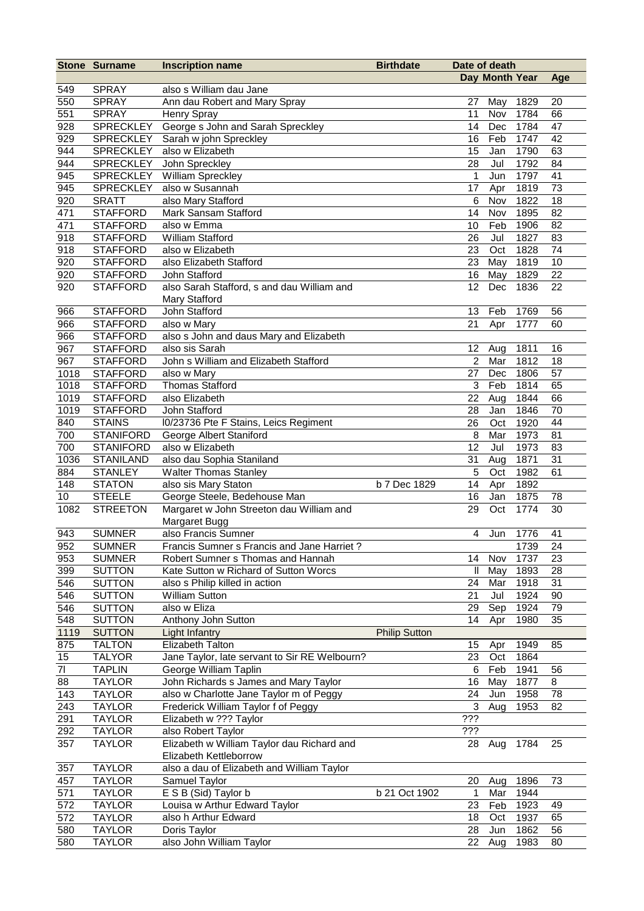| Stone | Surname | Inscription name | Birthdate | Date of death | | | |
|---|---|---|---|---|---|---|---|
| | | | | Day | Month | Year | Age |
| 549 | SPRAY | also s William dau Jane | | | | | |
| 550 | SPRAY | Ann dau Robert and Mary Spray | | 27 | May | 1829 | 20 |
| 551 | SPRAY | Henry Spray | | 11 | Nov | 1784 | 66 |
| 928 | SPRECKLEY | George s John and Sarah Spreckley | | 14 | Dec | 1784 | 47 |
| 929 | SPRECKLEY | Sarah w john Spreckley | | 16 | Feb | 1747 | 42 |
| 944 | SPRECKLEY | also w Elizabeth | | 15 | Jan | 1790 | 63 |
| 944 | SPRECKLEY | John Spreckley | | 28 | Jul | 1792 | 84 |
| 945 | SPRECKLEY | William Spreckley | | 1 | Jun | 1797 | 41 |
| 945 | SPRECKLEY | also w Susannah | | 17 | Apr | 1819 | 73 |
| 920 | SRATT | also Mary Stafford | | 6 | Nov | 1822 | 18 |
| 471 | STAFFORD | Mark Sansam Stafford | | 14 | Nov | 1895 | 82 |
| 471 | STAFFORD | also w Emma | | 10 | Feb | 1906 | 82 |
| 918 | STAFFORD | William Stafford | | 26 | Jul | 1827 | 83 |
| 918 | STAFFORD | also w Elizabeth | | 23 | Oct | 1828 | 74 |
| 920 | STAFFORD | also Elizabeth Stafford | | 23 | May | 1819 | 10 |
| 920 | STAFFORD | John Stafford | | 16 | May | 1829 | 22 |
| 920 | STAFFORD | also Sarah Stafford, s and dau William and Mary Stafford | | 12 | Dec | 1836 | 22 |
| 966 | STAFFORD | John Stafford | | 13 | Feb | 1769 | 56 |
| 966 | STAFFORD | also w Mary | | 21 | Apr | 1777 | 60 |
| 966 | STAFFORD | also s John and daus Mary and Elizabeth | | | | | |
| 967 | STAFFORD | also sis Sarah | | 12 | Aug | 1811 | 16 |
| 967 | STAFFORD | John s William and Elizabeth Stafford | | 2 | Mar | 1812 | 18 |
| 1018 | STAFFORD | also w Mary | | 27 | Dec | 1806 | 57 |
| 1018 | STAFFORD | Thomas Stafford | | 3 | Feb | 1814 | 65 |
| 1019 | STAFFORD | also Elizabeth | | 22 | Aug | 1844 | 66 |
| 1019 | STAFFORD | John Stafford | | 28 | Jan | 1846 | 70 |
| 840 | STAINS | l0/23736 Pte F Stains, Leics Regiment | | 26 | Oct | 1920 | 44 |
| 700 | STANIFORD | George Albert Staniford | | 8 | Mar | 1973 | 81 |
| 700 | STANIFORD | also w Elizabeth | | 12 | Jul | 1973 | 83 |
| 1036 | STANILAND | also dau Sophia Staniland | | 31 | Aug | 1871 | 31 |
| 884 | STANLEY | Walter Thomas Stanley | | 5 | Oct | 1982 | 61 |
| 148 | STATON | also sis Mary Staton | b 7 Dec 1829 | 14 | Apr | 1892 | |
| 10 | STEELE | George Steele, Bedehouse Man | | 16 | Jan | 1875 | 78 |
| 1082 | STREETON | Margaret w John Streeton dau William and Margaret Bugg | | 29 | Oct | 1774 | 30 |
| 943 | SUMNER | also Francis Sumner | | 4 | Jun | 1776 | 41 |
| 952 | SUMNER | Francis Sumner s Francis and Jane Harriet ? | | | | 1739 | 24 |
| 953 | SUMNER | Robert Sumner s Thomas and Hannah | | 14 | Nov | 1737 | 23 |
| 399 | SUTTON | Kate Sutton w Richard of Sutton Worcs | | ll | May | 1893 | 28 |
| 546 | SUTTON | also s Philip killed in action | | 24 | Mar | 1918 | 31 |
| 546 | SUTTON | William Sutton | | 21 | Jul | 1924 | 90 |
| 546 | SUTTON | also w Eliza | | 29 | Sep | 1924 | 79 |
| 548 | SUTTON | Anthony John Sutton | | 14 | Apr | 1980 | 35 |
| 1119 | SUTTON | Light Infantry | Philip Sutton | | | | |
| 875 | TALTON | Elizabeth Talton | | 15 | Apr | 1949 | 85 |
| 15 | TALYOR | Jane Taylor, late servant to Sir RE Welbourn? | | 23 | Oct | 1864 | |
| 7l | TAPLIN | George William Taplin | | 6 | Feb | 1941 | 56 |
| 88 | TAYLOR | John Richards s James and Mary Taylor | | 16 | May | 1877 | 8 |
| 143 | TAYLOR | also w Charlotte Jane Taylor m of Peggy | | 24 | Jun | 1958 | 78 |
| 243 | TAYLOR | Frederick William Taylor f of Peggy | | 3 | Aug | 1953 | 82 |
| 291 | TAYLOR | Elizabeth w ??? Taylor | | ??? | | | |
| 292 | TAYLOR | also Robert Taylor | | ??? | | | |
| 357 | TAYLOR | Elizabeth w William Taylor dau Richard and Elizabeth Kettleborrow | | 28 | Aug | 1784 | 25 |
| 357 | TAYLOR | also a dau of Elizabeth and William Taylor | | | | | |
| 457 | TAYLOR | Samuel Taylor | | 20 | Aug | 1896 | 73 |
| 571 | TAYLOR | E S B (Sid) Taylor b | b 21 Oct 1902 | 1 | Mar | 1944 | |
| 572 | TAYLOR | Louisa w Arthur Edward Taylor | | 23 | Feb | 1923 | 49 |
| 572 | TAYLOR | also h Arthur Edward | | 18 | Oct | 1937 | 65 |
| 580 | TAYLOR | Doris Taylor | | 28 | Jun | 1862 | 56 |
| 580 | TAYLOR | also John William Taylor | | 22 | Aug | 1983 | 80 |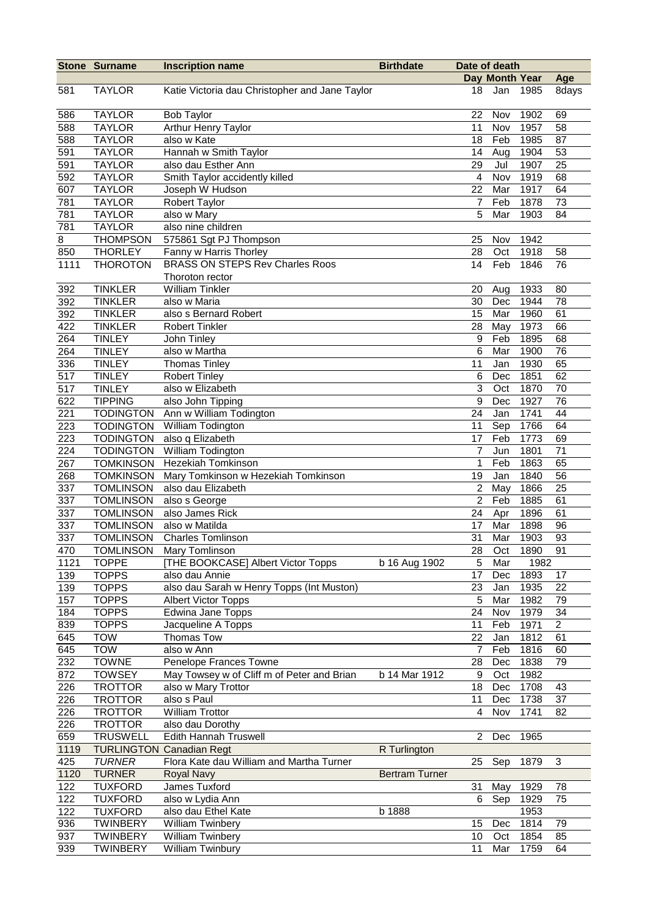| Stone | Surname | Inscription name | Birthdate | Date of death | | | |
|---|---|---|---|---|---|---|---|
| | | | | Day | Month | Year | Age |
| 581 | TAYLOR | Katie Victoria dau Christopher and Jane Taylor | | 18 | Jan | 1985 | 8days |
| 586 | TAYLOR | Bob Taylor | | 22 | Nov | 1902 | 69 |
| 588 | TAYLOR | Arthur Henry Taylor | | 11 | Nov | 1957 | 58 |
| 588 | TAYLOR | also w Kate | | 18 | Feb | 1985 | 87 |
| 591 | TAYLOR | Hannah w Smith Taylor | | 14 | Aug | 1904 | 53 |
| 591 | TAYLOR | also dau Esther Ann | | 29 | Jul | 1907 | 25 |
| 592 | TAYLOR | Smith Taylor accidently killed | | 4 | Nov | 1919 | 68 |
| 607 | TAYLOR | Joseph W Hudson | | 22 | Mar | 1917 | 64 |
| 781 | TAYLOR | Robert Taylor | | 7 | Feb | 1878 | 73 |
| 781 | TAYLOR | also w Mary | | 5 | Mar | 1903 | 84 |
| 781 | TAYLOR | also nine children | | | | | |
| 8 | THOMPSON | 575861 Sgt PJ Thompson | | 25 | Nov | 1942 | |
| 850 | THORLEY | Fanny w Harris Thorley | | 28 | Oct | 1918 | 58 |
| 1111 | THOROTON | BRASS ON STEPS Rev Charles Roos Thoroton rector | | 14 | Feb | 1846 | 76 |
| 392 | TINKLER | William Tinkler | | 20 | Aug | 1933 | 80 |
| 392 | TINKLER | also w Maria | | 30 | Dec | 1944 | 78 |
| 392 | TINKLER | also s Bernard Robert | | 15 | Mar | 1960 | 61 |
| 422 | TINKLER | Robert Tinkler | | 28 | May | 1973 | 66 |
| 264 | TINLEY | John Tinley | | 9 | Feb | 1895 | 68 |
| 264 | TINLEY | also w Martha | | 6 | Mar | 1900 | 76 |
| 336 | TINLEY | Thomas Tinley | | 11 | Jan | 1930 | 65 |
| 517 | TINLEY | Robert Tinley | | 6 | Dec | 1851 | 62 |
| 517 | TINLEY | also w Elizabeth | | 3 | Oct | 1870 | 70 |
| 622 | TIPPING | also John Tipping | | 9 | Dec | 1927 | 76 |
| 221 | TODINGTON | Ann w William Todington | | 24 | Jan | 1741 | 44 |
| 223 | TODINGTON | William Todington | | 11 | Sep | 1766 | 64 |
| 223 | TODINGTON | also q Elizabeth | | 17 | Feb | 1773 | 69 |
| 224 | TODINGTON | William Todington | | 7 | Jun | 1801 | 71 |
| 267 | TOMKINSON | Hezekiah Tomkinson | | 1 | Feb | 1863 | 65 |
| 268 | TOMKINSON | Mary Tomkinson w Hezekiah Tomkinson | | 19 | Jan | 1840 | 56 |
| 337 | TOMLINSON | also dau Elizabeth | | 2 | May | 1866 | 25 |
| 337 | TOMLINSON | also s George | | 2 | Feb | 1885 | 61 |
| 337 | TOMLINSON | also James Rick | | 24 | Apr | 1896 | 61 |
| 337 | TOMLINSON | also w Matilda | | 17 | Mar | 1898 | 96 |
| 337 | TOMLINSON | Charles Tomlinson | | 31 | Mar | 1903 | 93 |
| 470 | TOMLINSON | Mary Tomlinson | | 28 | Oct | 1890 | 91 |
| 1121 | TOPPE | [THE BOOKCASE] Albert Victor Topps | b 16 Aug 1902 | 5 | Mar | 1982 | |
| 139 | TOPPS | also dau Annie | | 17 | Dec | 1893 | 17 |
| 139 | TOPPS | also dau Sarah w Henry Topps (Int Muston) | | 23 | Jan | 1935 | 22 |
| 157 | TOPPS | Albert Victor Topps | | 5 | Mar | 1982 | 79 |
| 184 | TOPPS | Edwina Jane Topps | | 24 | Nov | 1979 | 34 |
| 839 | TOPPS | Jacqueline A Topps | | 11 | Feb | 1971 | 2 |
| 645 | TOW | Thomas Tow | | 22 | Jan | 1812 | 61 |
| 645 | TOW | also w Ann | | 7 | Feb | 1816 | 60 |
| 232 | TOWNE | Penelope Frances Towne | | 28 | Dec | 1838 | 79 |
| 872 | TOWSEY | May Towsey w of Cliff m of Peter and Brian | b 14 Mar 1912 | 9 | Oct | 1982 | |
| 226 | TROTTOR | also w Mary Trottor | | 18 | Dec | 1708 | 43 |
| 226 | TROTTOR | also s Paul | | 11 | Dec | 1738 | 37 |
| 226 | TROTTOR | William Trottor | | 4 | Nov | 1741 | 82 |
| 226 | TROTTOR | also dau Dorothy | | | | | |
| 659 | TRUSWELL | Edith Hannah Truswell | | 2 | Dec | 1965 | |
| 1119 | TURLINGTON | Canadian Regt | R Turlington | | | | |
| 425 | *TURNER* | Flora Kate dau William and Martha Turner | | 25 | Sep | 1879 | 3 |
| 1120 | TURNER | Royal Navy | Bertram Turner | | | | |
| 122 | TUXFORD | James Tuxford | | 31 | May | 1929 | 78 |
| 122 | TUXFORD | also w Lydia Ann | | 6 | Sep | 1929 | 75 |
| 122 | TUXFORD | also dau Ethel Kate | b 1888 | | | 1953 | |
| 936 | TWINBERY | William Twinbery | | 15 | Dec | 1814 | 79 |
| 937 | TWINBERY | William Twinbery | | 10 | Oct | 1854 | 85 |
| 939 | TWINBERY | William Twinbury | | 11 | Mar | 1759 | 64 |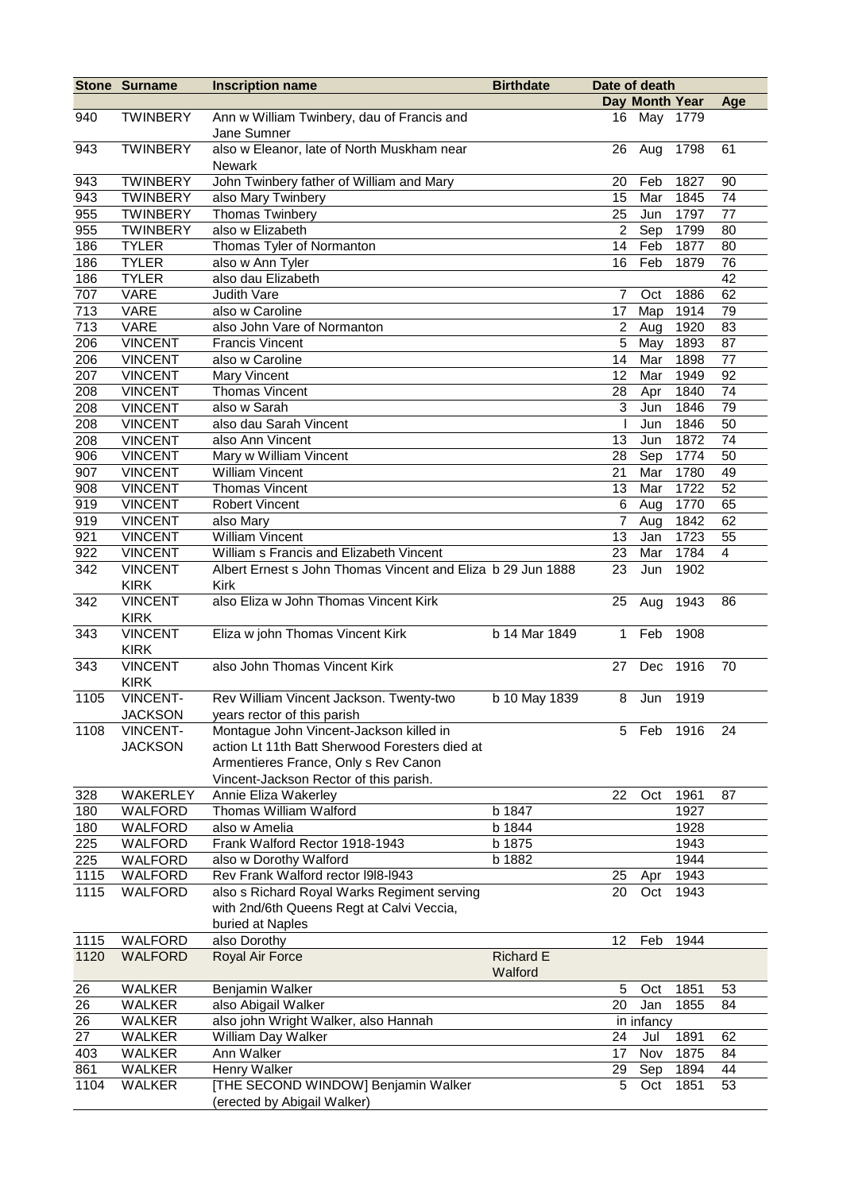| Stone | Surname | Inscription name | Birthdate | Date of death | | | |
|---|---|---|---|---|---|---|---|
| | | | | Day | Month | Year | Age |
| 940 | TWINBERY | Ann w William Twinbery, dau of Francis and Jane Sumner | | 16 | May | 1779 | |
| 943 | TWINBERY | also w Eleanor, late of North Muskham near Newark | | 26 | Aug | 1798 | 61 |
| 943 | TWINBERY | John Twinbery father of William and Mary | | 20 | Feb | 1827 | 90 |
| 943 | TWINBERY | also Mary Twinbery | | 15 | Mar | 1845 | 74 |
| 955 | TWINBERY | Thomas Twinbery | | 25 | Jun | 1797 | 77 |
| 955 | TWINBERY | also w Elizabeth | | 2 | Sep | 1799 | 80 |
| 186 | TYLER | Thomas Tyler of Normanton | | 14 | Feb | 1877 | 80 |
| 186 | TYLER | also w Ann Tyler | | 16 | Feb | 1879 | 76 |
| 186 | TYLER | also dau Elizabeth | | | | | 42 |
| 707 | VARE | Judith Vare | | 7 | Oct | 1886 | 62 |
| 713 | VARE | also w Caroline | | 17 | Map | 1914 | 79 |
| 713 | VARE | also John Vare of Normanton | | 2 | Aug | 1920 | 83 |
| 206 | VINCENT | Francis Vincent | | 5 | May | 1893 | 87 |
| 206 | VINCENT | also w Caroline | | 14 | Mar | 1898 | 77 |
| 207 | VINCENT | Mary Vincent | | 12 | Mar | 1949 | 92 |
| 208 | VINCENT | Thomas Vincent | | 28 | Apr | 1840 | 74 |
| 208 | VINCENT | also w Sarah | | 3 | Jun | 1846 | 79 |
| 208 | VINCENT | also dau Sarah Vincent | | l | Jun | 1846 | 50 |
| 208 | VINCENT | also Ann Vincent | | 13 | Jun | 1872 | 74 |
| 906 | VINCENT | Mary w William Vincent | | 28 | Sep | 1774 | 50 |
| 907 | VINCENT | William Vincent | | 21 | Mar | 1780 | 49 |
| 908 | VINCENT | Thomas Vincent | | 13 | Mar | 1722 | 52 |
| 919 | VINCENT | Robert Vincent | | 6 | Aug | 1770 | 65 |
| 919 | VINCENT | also Mary | | 7 | Aug | 1842 | 62 |
| 921 | VINCENT | William Vincent | | 13 | Jan | 1723 | 55 |
| 922 | VINCENT | William s Francis and Elizabeth Vincent | | 23 | Mar | 1784 | 4 |
| 342 | VINCENT KIRK | Albert Ernest s John Thomas Vincent and Eliza Kirk | b 29 Jun 1888 | 23 | Jun | 1902 | |
| 342 | VINCENT KIRK | also Eliza w John Thomas Vincent Kirk | | 25 | Aug | 1943 | 86 |
| 343 | VINCENT KIRK | Eliza w john Thomas Vincent Kirk | b 14 Mar 1849 | 1 | Feb | 1908 | |
| 343 | VINCENT KIRK | also John Thomas Vincent Kirk | | 27 | Dec | 1916 | 70 |
| 1105 | VINCENT-JACKSON | Rev William Vincent Jackson. Twenty-two years rector of this parish | b 10 May 1839 | 8 | Jun | 1919 | |
| 1108 | VINCENT-JACKSON | Montague John Vincent-Jackson killed in action Lt 11th Batt Sherwood Foresters died at Armentieres France, Only s Rev Canon Vincent-Jackson Rector of this parish. | | 5 | Feb | 1916 | 24 |
| 328 | WAKERLEY | Annie Eliza Wakerley | | 22 | Oct | 1961 | 87 |
| 180 | WALFORD | Thomas William Walford | b 1847 | | | 1927 | |
| 180 | WALFORD | also w Amelia | b 1844 | | | 1928 | |
| 225 | WALFORD | Frank Walford Rector 1918-1943 | b 1875 | | | 1943 | |
| 225 | WALFORD | also w Dorothy Walford | b 1882 | | | 1944 | |
| 1115 | WALFORD | Rev Frank Walford rector l9l8-l943 | | 25 | Apr | 1943 | |
| 1115 | WALFORD | also s Richard Royal Warks Regiment serving with 2nd/6th Queens Regt at Calvi Veccia, buried at Naples | | 20 | Oct | 1943 | |
| 1115 | WALFORD | also Dorothy | | 12 | Feb | 1944 | |
| 1120 | WALFORD | Royal Air Force | Richard E Walford | | | | |
| 26 | WALKER | Benjamin Walker | | 5 | Oct | 1851 | 53 |
| 26 | WALKER | also Abigail Walker | | 20 | Jan | 1855 | 84 |
| 26 | WALKER | also john Wright Walker, also Hannah | | | in infancy | | |
| 27 | WALKER | William Day Walker | | 24 | Jul | 1891 | 62 |
| 403 | WALKER | Ann Walker | | 17 | Nov | 1875 | 84 |
| 861 | WALKER | Henry Walker | | 29 | Sep | 1894 | 44 |
| 1104 | WALKER | [THE SECOND WINDOW] Benjamin Walker (erected by Abigail Walker) | | 5 | Oct | 1851 | 53 |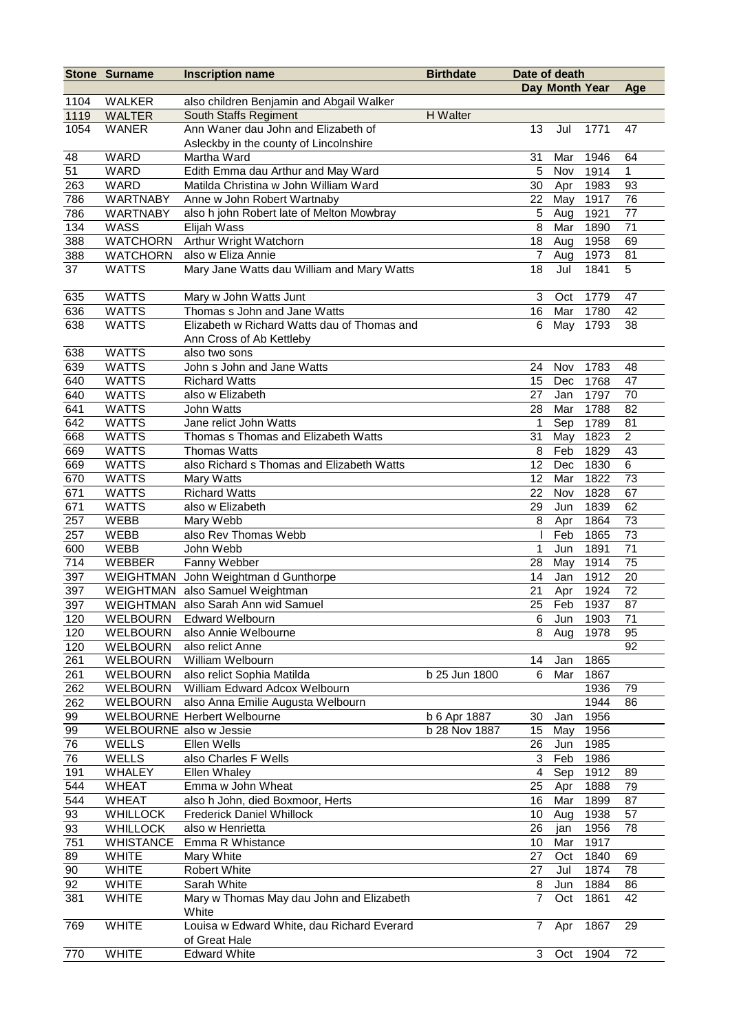| Stone | Surname | Inscription name | Birthdate | Date of death | | | |
|---|---|---|---|---|---|---|---|
| | | | | Day | Month | Year | Age |
| 1104 | WALKER | also children Benjamin and Abgail Walker | | | | | |
| 1119 | WALTER | South Staffs Regiment | H Walter | | | | |
| 1054 | WANER | Ann Waner dau John and Elizabeth of Asleckby in the county of Lincolnshire | | 13 | Jul | 1771 | 47 |
| 48 | WARD | Martha Ward | | 31 | Mar | 1946 | 64 |
| 51 | WARD | Edith Emma dau Arthur and May Ward | | 5 | Nov | 1914 | 1 |
| 263 | WARD | Matilda Christina w John William Ward | | 30 | Apr | 1983 | 93 |
| 786 | WARTNABY | Anne w John Robert Wartnaby | | 22 | May | 1917 | 76 |
| 786 | WARTNABY | also h john Robert late of Melton Mowbray | | 5 | Aug | 1921 | 77 |
| 134 | WASS | Elijah Wass | | 8 | Mar | 1890 | 71 |
| 388 | WATCHORN | Arthur Wright Watchorn | | 18 | Aug | 1958 | 69 |
| 388 | WATCHORN | also w Eliza Annie | | 7 | Aug | 1973 | 81 |
| 37 | WATTS | Mary Jane Watts dau William and Mary Watts | | 18 | Jul | 1841 | 5 |
| 635 | WATTS | Mary w John Watts Junt | | 3 | Oct | 1779 | 47 |
| 636 | WATTS | Thomas s John and Jane Watts | | 16 | Mar | 1780 | 42 |
| 638 | WATTS | Elizabeth w Richard Watts dau of Thomas and Ann Cross of Ab Kettleby | | 6 | May | 1793 | 38 |
| 638 | WATTS | also two sons | | | | | |
| 639 | WATTS | John s John and Jane Watts | | 24 | Nov | 1783 | 48 |
| 640 | WATTS | Richard Watts | | 15 | Dec | 1768 | 47 |
| 640 | WATTS | also w Elizabeth | | 27 | Jan | 1797 | 70 |
| 641 | WATTS | John Watts | | 28 | Mar | 1788 | 82 |
| 642 | WATTS | Jane relict John Watts | | 1 | Sep | 1789 | 81 |
| 668 | WATTS | Thomas s Thomas and Elizabeth Watts | | 31 | May | 1823 | 2 |
| 669 | WATTS | Thomas Watts | | 8 | Feb | 1829 | 43 |
| 669 | WATTS | also Richard s Thomas and Elizabeth Watts | | 12 | Dec | 1830 | 6 |
| 670 | WATTS | Mary Watts | | 12 | Mar | 1822 | 73 |
| 671 | WATTS | Richard Watts | | 22 | Nov | 1828 | 67 |
| 671 | WATTS | also w Elizabeth | | 29 | Jun | 1839 | 62 |
| 257 | WEBB | Mary Webb | | 8 | Apr | 1864 | 73 |
| 257 | WEBB | also Rev Thomas Webb | | l | Feb | 1865 | 73 |
| 600 | WEBB | John Webb | | 1 | Jun | 1891 | 71 |
| 714 | WEBBER | Fanny Webber | | 28 | May | 1914 | 75 |
| 397 | WEIGHTMAN | John Weightman d Gunthorpe | | 14 | Jan | 1912 | 20 |
| 397 | WEIGHTMAN | also Samuel Weightman | | 21 | Apr | 1924 | 72 |
| 397 | WEIGHTMAN | also Sarah Ann wid Samuel | | 25 | Feb | 1937 | 87 |
| 120 | WELBOURN | Edward Welbourn | | 6 | Jun | 1903 | 71 |
| 120 | WELBOURN | also Annie Welbourne | | 8 | Aug | 1978 | 95 |
| 120 | WELBOURN | also relict Anne | | | | | 92 |
| 261 | WELBOURN | William Welbourn | | 14 | Jan | 1865 | |
| 261 | WELBOURN | also relict Sophia Matilda | b 25 Jun 1800 | 6 | Mar | 1867 | |
| 262 | WELBOURN | William Edward Adcox Welbourn | | | | 1936 | 79 |
| 262 | WELBOURN | also Anna Emilie Augusta Welbourn | | | | 1944 | 86 |
| 99 | WELBOURNE | Herbert Welbourne | b 6 Apr 1887 | 30 | Jan | 1956 | |
| 99 | WELBOURNE | also w Jessie | b 28 Nov 1887 | 15 | May | 1956 | |
| 76 | WELLS | Ellen Wells | | 26 | Jun | 1985 | |
| 76 | WELLS | also Charles F Wells | | 3 | Feb | 1986 | |
| 191 | WHALEY | Ellen Whaley | | 4 | Sep | 1912 | 89 |
| 544 | WHEAT | Emma w John Wheat | | 25 | Apr | 1888 | 79 |
| 544 | WHEAT | also h John, died Boxmoor, Herts | | 16 | Mar | 1899 | 87 |
| 93 | WHILLOCK | Frederick Daniel Whillock | | 10 | Aug | 1938 | 57 |
| 93 | WHILLOCK | also w Henrietta | | 26 | jan | 1956 | 78 |
| 751 | WHISTANCE | Emma R Whistance | | 10 | Mar | 1917 | |
| 89 | WHITE | Mary White | | 27 | Oct | 1840 | 69 |
| 90 | WHITE | Robert White | | 27 | Jul | 1874 | 78 |
| 92 | WHITE | Sarah White | | 8 | Jun | 1884 | 86 |
| 381 | WHITE | Mary w Thomas May dau John and Elizabeth White | | 7 | Oct | 1861 | 42 |
| 769 | WHITE | Louisa w Edward White, dau Richard Everard of Great Hale | | 7 | Apr | 1867 | 29 |
| 770 | WHITE | Edward White | | 3 | Oct | 1904 | 72 |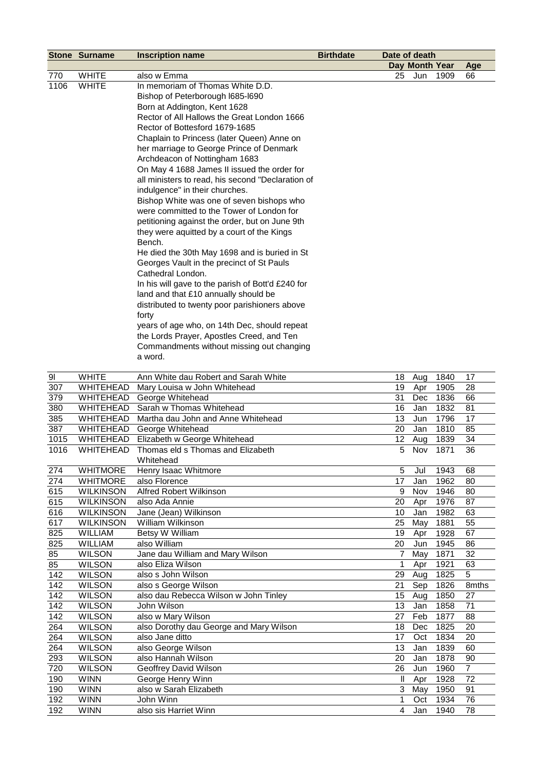| Stone | Surname | Inscription name | Birthdate | Date of death | | | |
|---|---|---|---|---|---|---|---|
| | | | | Day | Month | Year | Age |
| 770 | WHITE | also w Emma | | 25 | Jun | 1909 | 66 |
| 1106 | WHITE | In memoriam of Thomas White D.D. Bishop of Peterborough l685-l690 Born at Addington, Kent 1628 Rector of All Hallows the Great London 1666 Rector of Bottesford 1679-1685 Chaplain to Princess (later Queen) Anne on her marriage to George Prince of Denmark Archdeacon of Nottingham 1683 On May 4 1688 James II issued the order for all ministers to read, his second "Declaration of indulgence" in their churches. Bishop White was one of seven bishops who were committed to the Tower of London for petitioning against the order, but on June 9th they were aquitted by a court of the Kings Bench. He died the 30th May 1698 and is buried in St Georges Vault in the precinct of St Pauls Cathedral London. In his will gave to the parish of Bott'd £240 for land and that £10 annually should be distributed to twenty poor parishioners above forty years of age who, on 14th Dec, should repeat the Lords Prayer, Apostles Creed, and Ten Commandments without missing out changing a word. | | | | | |
| 9l | WHITE | Ann White dau Robert and Sarah White | | 18 | Aug | 1840 | 17 |
| 307 | WHITEHEAD | Mary Louisa w John Whitehead | | 19 | Apr | 1905 | 28 |
| 379 | WHITEHEAD | George Whitehead | | 31 | Dec | 1836 | 66 |
| 380 | WHITEHEAD | Sarah w Thomas Whitehead | | 16 | Jan | 1832 | 81 |
| 385 | WHITEHEAD | Martha dau John and Anne Whitehead | | 13 | Jun | 1796 | 17 |
| 387 | WHITEHEAD | George Whitehead | | 20 | Jan | 1810 | 85 |
| 1015 | WHITEHEAD | Elizabeth w George Whitehead | | 12 | Aug | 1839 | 34 |
| 1016 | WHITEHEAD | Thomas eld s Thomas and Elizabeth Whitehead | | 5 | Nov | 1871 | 36 |
| 274 | WHITMORE | Henry Isaac Whitmore | | 5 | Jul | 1943 | 68 |
| 274 | WHITMORE | also Florence | | 17 | Jan | 1962 | 80 |
| 615 | WILKINSON | Alfred Robert Wilkinson | | 9 | Nov | 1946 | 80 |
| 615 | WILKINSON | also Ada Annie | | 20 | Apr | 1976 | 87 |
| 616 | WILKINSON | Jane (Jean) Wilkinson | | 10 | Jan | 1982 | 63 |
| 617 | WILKINSON | William Wilkinson | | 25 | May | 1881 | 55 |
| 825 | WILLIAM | Betsy W William | | 19 | Apr | 1928 | 67 |
| 825 | WILLIAM | also William | | 20 | Jun | 1945 | 86 |
| 85 | WILSON | Jane dau William and Mary Wilson | | 7 | May | 1871 | 32 |
| 85 | WILSON | also Eliza Wilson | | 1 | Apr | 1921 | 63 |
| 142 | WILSON | also s John Wilson | | 29 | Aug | 1825 | 5 |
| 142 | WILSON | also s George Wilson | | 21 | Sep | 1826 | 8mths |
| 142 | WILSON | also dau Rebecca Wilson w John Tinley | | 15 | Aug | 1850 | 27 |
| 142 | WILSON | John Wilson | | 13 | Jan | 1858 | 71 |
| 142 | WILSON | also w Mary Wilson | | 27 | Feb | 1877 | 88 |
| 264 | WILSON | also Dorothy dau George and Mary Wilson | | 18 | Dec | 1825 | 20 |
| 264 | WILSON | also Jane ditto | | 17 | Oct | 1834 | 20 |
| 264 | WILSON | also George Wilson | | 13 | Jan | 1839 | 60 |
| 293 | WILSON | also Hannah Wilson | | 20 | Jan | 1878 | 90 |
| 720 | WILSON | Geoffrey David Wilson | | 26 | Jun | 1960 | 7 |
| 190 | WINN | George Henry Winn | | ll | Apr | 1928 | 72 |
| 190 | WINN | also w Sarah Elizabeth | | 3 | May | 1950 | 91 |
| 192 | WINN | John Winn | | 1 | Oct | 1934 | 76 |
| 192 | WINN | also sis Harriet Winn | | 4 | Jan | 1940 | 78 |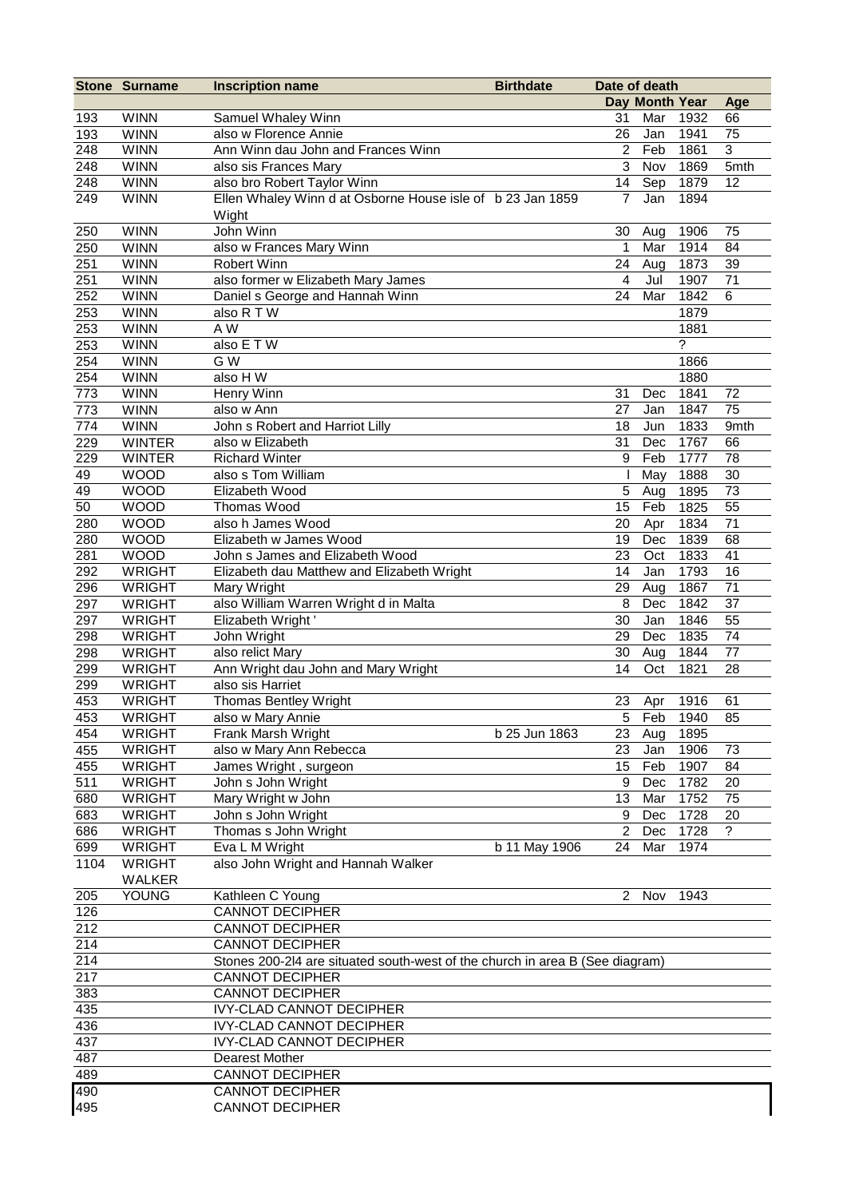| Stone | Surname | Inscription name | Birthdate | Date of death | | | |
|---|---|---|---|---|---|---|---|
| | | | | Day | Month | Year | Age |
| 193 | WINN | Samuel Whaley Winn | | 31 | Mar | 1932 | 66 |
| 193 | WINN | also w Florence Annie | | 26 | Jan | 1941 | 75 |
| 248 | WINN | Ann Winn dau John and Frances Winn | | 2 | Feb | 1861 | 3 |
| 248 | WINN | also sis Frances Mary | | 3 | Nov | 1869 | 5mth |
| 248 | WINN | also bro Robert Taylor Winn | | 14 | Sep | 1879 | 12 |
| 249 | WINN | Ellen Whaley Winn d at Osborne House isle of Wight | b 23 Jan 1859 | 7 | Jan | 1894 | |
| 250 | WINN | John Winn | | 30 | Aug | 1906 | 75 |
| 250 | WINN | also w Frances Mary Winn | | 1 | Mar | 1914 | 84 |
| 251 | WINN | Robert Winn | | 24 | Aug | 1873 | 39 |
| 251 | WINN | also former w Elizabeth Mary James | | 4 | Jul | 1907 | 71 |
| 252 | WINN | Daniel s George and Hannah Winn | | 24 | Mar | 1842 | 6 |
| 253 | WINN | also R T W | | | | 1879 | |
| 253 | WINN | A W | | | | 1881 | |
| 253 | WINN | also E T W | | | | ? | |
| 254 | WINN | G W | | | | 1866 | |
| 254 | WINN | also H W | | | | 1880 | |
| 773 | WINN | Henry Winn | | 31 | Dec | 1841 | 72 |
| 773 | WINN | also w Ann | | 27 | Jan | 1847 | 75 |
| 774 | WINN | John s Robert and Harriot Lilly | | 18 | Jun | 1833 | 9mth |
| 229 | WINTER | also w Elizabeth | | 31 | Dec | 1767 | 66 |
| 229 | WINTER | Richard Winter | | 9 | Feb | 1777 | 78 |
| 49 | WOOD | also s Tom William | | l | May | 1888 | 30 |
| 49 | WOOD | Elizabeth Wood | | 5 | Aug | 1895 | 73 |
| 50 | WOOD | Thomas Wood | | 15 | Feb | 1825 | 55 |
| 280 | WOOD | also h James Wood | | 20 | Apr | 1834 | 71 |
| 280 | WOOD | Elizabeth w James Wood | | 19 | Dec | 1839 | 68 |
| 281 | WOOD | John s James and Elizabeth Wood | | 23 | Oct | 1833 | 41 |
| 292 | WRIGHT | Elizabeth dau Matthew and Elizabeth Wright | | 14 | Jan | 1793 | 16 |
| 296 | WRIGHT | Mary Wright | | 29 | Aug | 1867 | 71 |
| 297 | WRIGHT | also William Warren Wright d in Malta | | 8 | Dec | 1842 | 37 |
| 297 | WRIGHT | Elizabeth Wright ' | | 30 | Jan | 1846 | 55 |
| 298 | WRIGHT | John Wright | | 29 | Dec | 1835 | 74 |
| 298 | WRIGHT | also relict Mary | | 30 | Aug | 1844 | 77 |
| 299 | WRIGHT | Ann Wright dau John and Mary Wright | | 14 | Oct | 1821 | 28 |
| 299 | WRIGHT | also sis Harriet | | | | | |
| 453 | WRIGHT | Thomas Bentley Wright | | 23 | Apr | 1916 | 61 |
| 453 | WRIGHT | also w Mary Annie | | 5 | Feb | 1940 | 85 |
| 454 | WRIGHT | Frank Marsh Wright | b 25 Jun 1863 | 23 | Aug | 1895 | |
| 455 | WRIGHT | also w Mary Ann Rebecca | | 23 | Jan | 1906 | 73 |
| 455 | WRIGHT | James Wright , surgeon | | 15 | Feb | 1907 | 84 |
| 511 | WRIGHT | John s John Wright | | 9 | Dec | 1782 | 20 |
| 680 | WRIGHT | Mary Wright w John | | 13 | Mar | 1752 | 75 |
| 683 | WRIGHT | John s John Wright | | 9 | Dec | 1728 | 20 |
| 686 | WRIGHT | Thomas s John Wright | | 2 | Dec | 1728 | ? |
| 699 | WRIGHT | Eva L M Wright | b 11 May 1906 | 24 | Mar | 1974 | |
| 1104 | WRIGHT WALKER | also John Wright and Hannah Walker | | | | | |
| 205 | YOUNG | Kathleen C Young | | 2 | Nov | 1943 | |
| 126 | | CANNOT DECIPHER | | | | | |
| 212 | | CANNOT DECIPHER | | | | | |
| 214 | | CANNOT DECIPHER | | | | | |
| 214 | | Stones 200-2l4 are situated south-west of the church in area B (See diagram) | | | | | |
| 217 | | CANNOT DECIPHER | | | | | |
| 383 | | CANNOT DECIPHER | | | | | |
| 435 | | IVY-CLAD CANNOT DECIPHER | | | | | |
| 436 | | IVY-CLAD CANNOT DECIPHER | | | | | |
| 437 | | IVY-CLAD CANNOT DECIPHER | | | | | |
| 487 | | Dearest Mother | | | | | |
| 489 | | CANNOT DECIPHER | | | | | |
| 490 | | CANNOT DECIPHER | | | | | |
| 495 | | CANNOT DECIPHER | | | | | |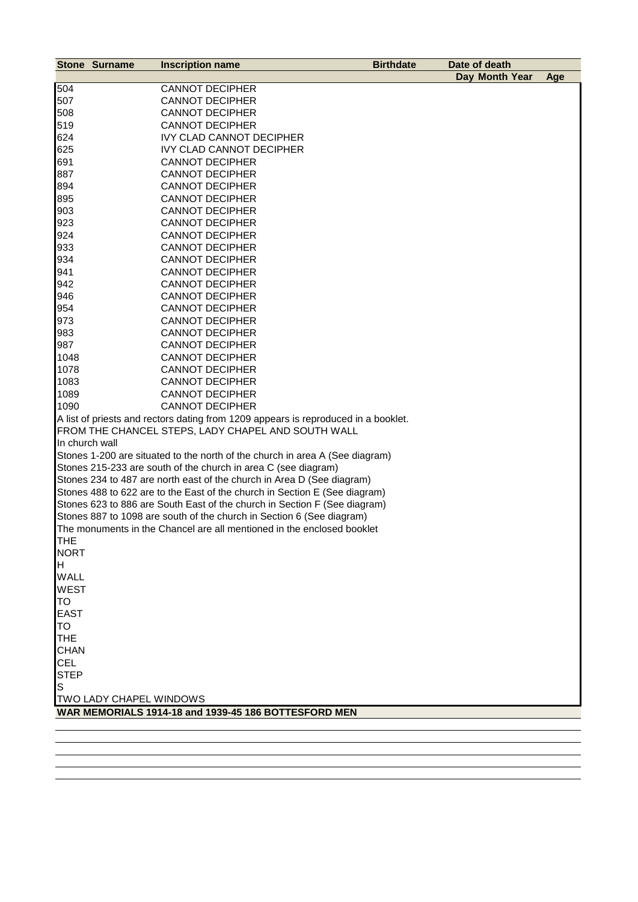| Stone | Surname | Inscription name | Birthdate | Date of death Day Month Year | Age |
|---|---|---|---|---|---|
| 504 | | CANNOT DECIPHER | | | |
| 507 | | CANNOT DECIPHER | | | |
| 508 | | CANNOT DECIPHER | | | |
| 519 | | CANNOT DECIPHER | | | |
| 624 | | IVY CLAD CANNOT DECIPHER | | | |
| 625 | | IVY CLAD CANNOT DECIPHER | | | |
| 691 | | CANNOT DECIPHER | | | |
| 887 | | CANNOT DECIPHER | | | |
| 894 | | CANNOT DECIPHER | | | |
| 895 | | CANNOT DECIPHER | | | |
| 903 | | CANNOT DECIPHER | | | |
| 923 | | CANNOT DECIPHER | | | |
| 924 | | CANNOT DECIPHER | | | |
| 933 | | CANNOT DECIPHER | | | |
| 934 | | CANNOT DECIPHER | | | |
| 941 | | CANNOT DECIPHER | | | |
| 942 | | CANNOT DECIPHER | | | |
| 946 | | CANNOT DECIPHER | | | |
| 954 | | CANNOT DECIPHER | | | |
| 973 | | CANNOT DECIPHER | | | |
| 983 | | CANNOT DECIPHER | | | |
| 987 | | CANNOT DECIPHER | | | |
| 1048 | | CANNOT DECIPHER | | | |
| 1078 | | CANNOT DECIPHER | | | |
| 1083 | | CANNOT DECIPHER | | | |
| 1089 | | CANNOT DECIPHER | | | |
| 1090 | | CANNOT DECIPHER | | | |

A list of priests and rectors dating from 1209 appears is reproduced in a booklet.

FROM THE CHANCEL STEPS, LADY CHAPEL AND SOUTH WALL

In church wall

Stones 1-200 are situated to the north of the church in area A (See diagram)

Stones 215-233 are south of the church in area C (see diagram)

Stones 234 to 487 are north east of the church in Area D (See diagram)

Stones 488 to 622 are to the East of the church in Section E (See diagram)

Stones 623 to 886 are South East of the church in Section F (See diagram)

Stones 887 to 1098 are south of the church in Section 6 (See diagram)

The monuments in the Chancel are all mentioned in the enclosed booklet

THE
NORT
H
WALL
WEST
TO
EAST
TO
THE
CHAN
CEL
STEP
S

TWO LADY CHAPEL WINDOWS

**WAR MEMORIALS 1914-18 and 1939-45 186 BOTTESFORD MEN**